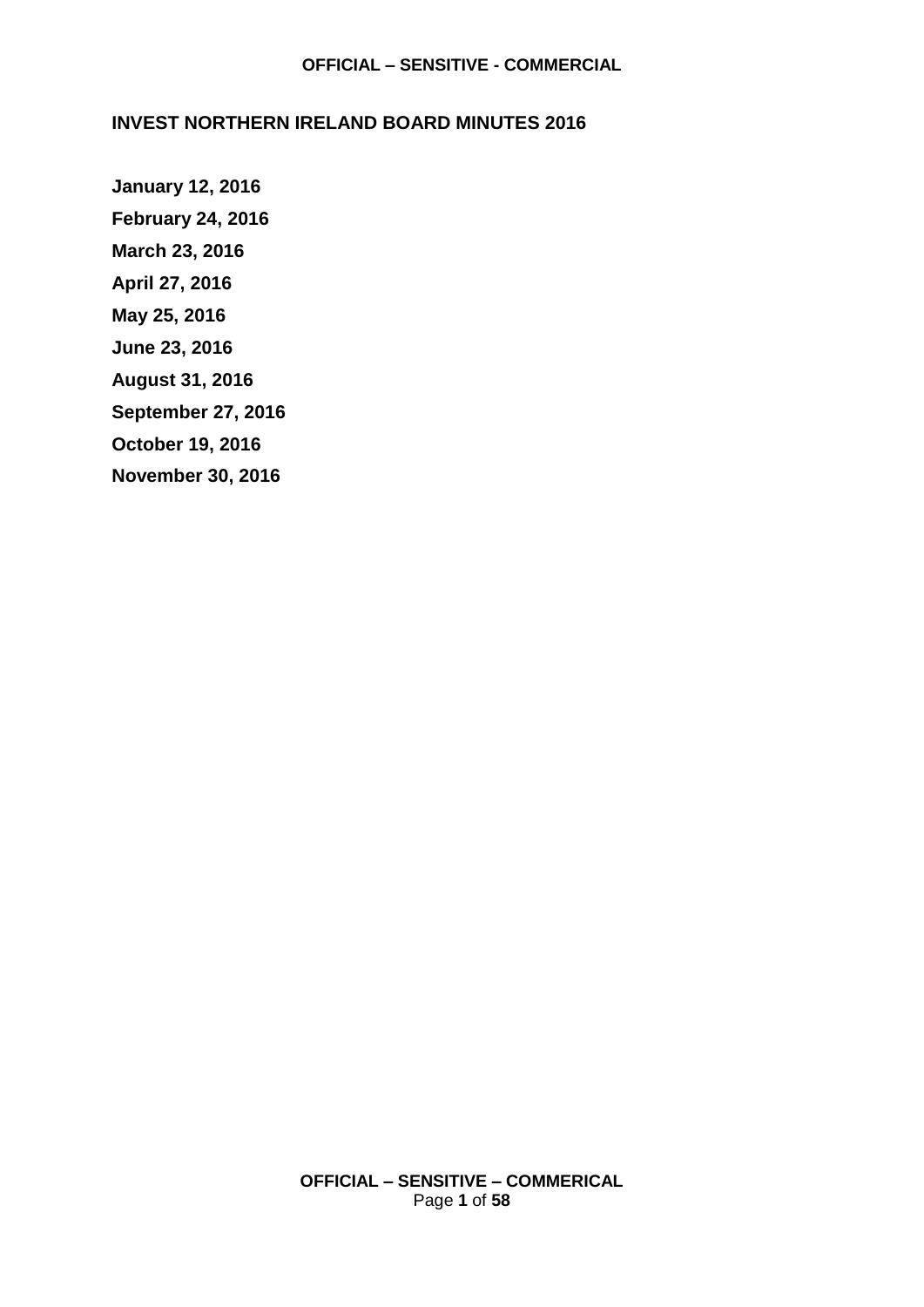# INVEST NORTHERN IRELAND BOARD MINUTES 2016

**January 12, 2016**

**February 24, 2016**

**March 23, 2016**

**April 27, 2016**

**May 25, 2016**

**June 23, 2016**

**August 31, 2016**

**September 27, 2016**

**October 19, 2016**

**November 30, 2016**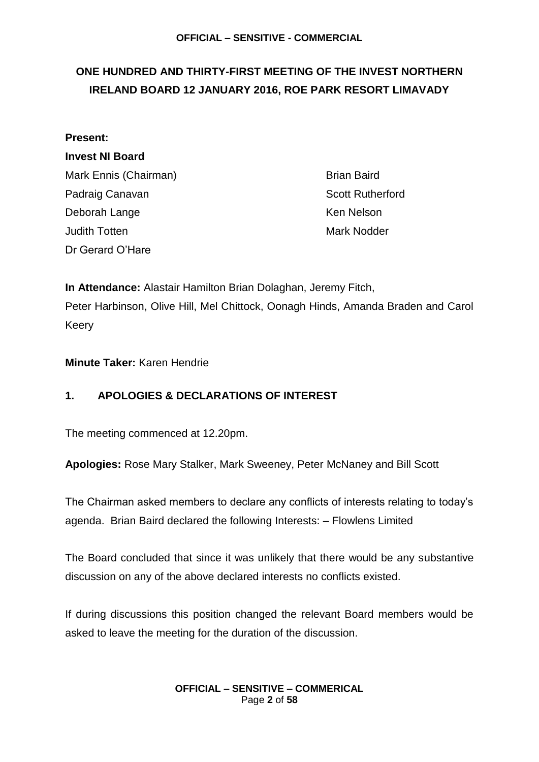# ONE HUNDRED AND THIRTY-FIRST MEETING OF THE INVEST NORTHERN IRELAND BOARD 12 JANUARY 2016, ROE PARK RESORT LIMAVADY

**Present:**

**Invest NI Board**

Mark Ennis (Chairman)
Padraig Canavan
Deborah Lange
Judith Totten
Dr Gerard O'Hare
Brian Baird
Scott Rutherford
Ken Nelson
Mark Nodder

**In Attendance:** Alastair Hamilton Brian Dolaghan, Jeremy Fitch, Peter Harbinson, Olive Hill, Mel Chittock, Oonagh Hinds, Amanda Braden and Carol Keery

**Minute Taker:** Karen Hendrie

## 1. APOLOGIES & DECLARATIONS OF INTEREST

The meeting commenced at 12.20pm.

**Apologies:** Rose Mary Stalker, Mark Sweeney, Peter McNaney and Bill Scott

The Chairman asked members to declare any conflicts of interests relating to today's agenda. Brian Baird declared the following Interests: – Flowlens Limited

The Board concluded that since it was unlikely that there would be any substantive discussion on any of the above declared interests no conflicts existed.

If during discussions this position changed the relevant Board members would be asked to leave the meeting for the duration of the discussion.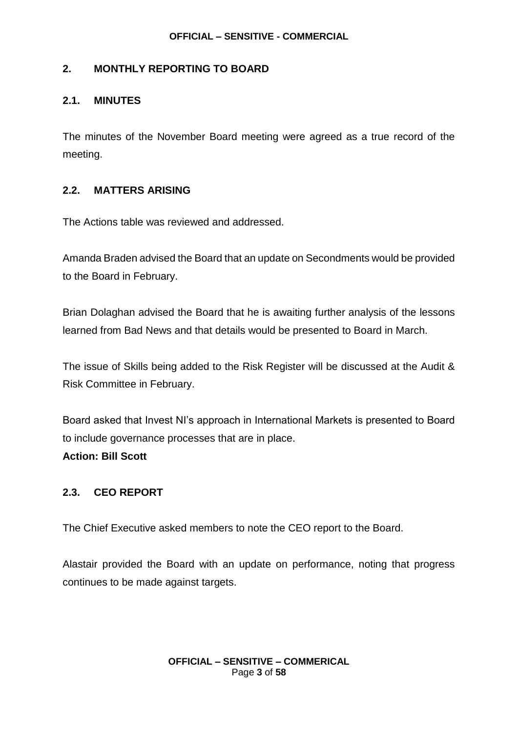## 2. MONTHLY REPORTING TO BOARD

### 2.1. MINUTES

The minutes of the November Board meeting were agreed as a true record of the meeting.

### 2.2. MATTERS ARISING

The Actions table was reviewed and addressed.

Amanda Braden advised the Board that an update on Secondments would be provided to the Board in February.

Brian Dolaghan advised the Board that he is awaiting further analysis of the lessons learned from Bad News and that details would be presented to Board in March.

The issue of Skills being added to the Risk Register will be discussed at the Audit & Risk Committee in February.

Board asked that Invest NI's approach in International Markets is presented to Board to include governance processes that are in place.

**Action: Bill Scott**

### 2.3. CEO REPORT

The Chief Executive asked members to note the CEO report to the Board.

Alastair provided the Board with an update on performance, noting that progress continues to be made against targets.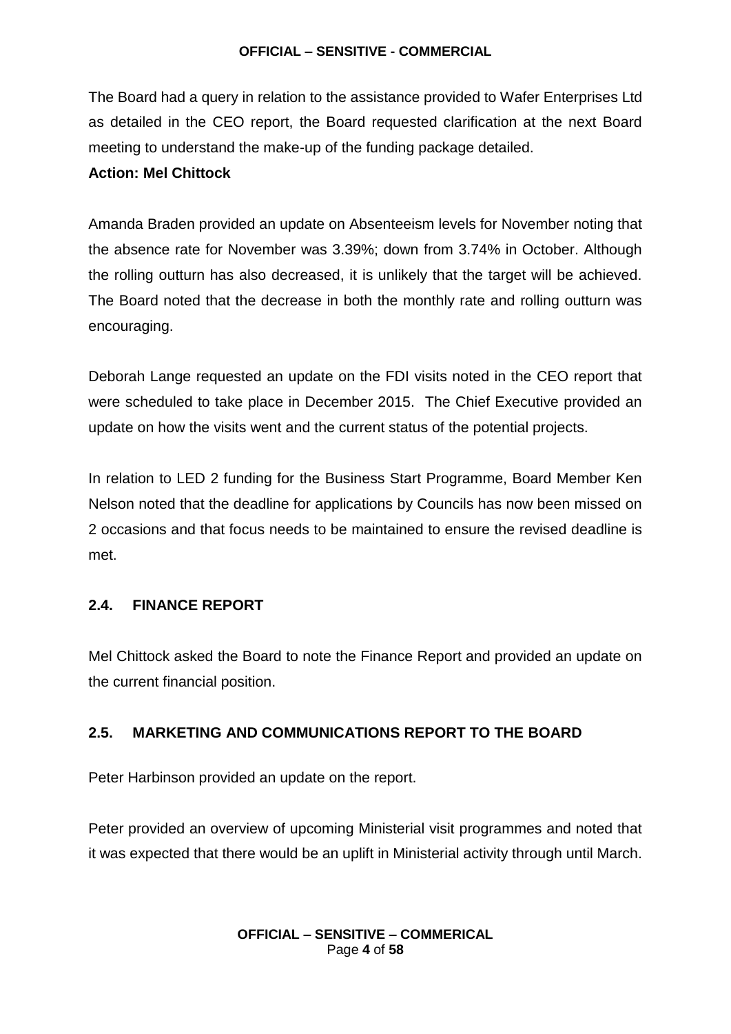The Board had a query in relation to the assistance provided to Wafer Enterprises Ltd as detailed in the CEO report, the Board requested clarification at the next Board meeting to understand the make-up of the funding package detailed.

**Action: Mel Chittock**

Amanda Braden provided an update on Absenteeism levels for November noting that the absence rate for November was 3.39%; down from 3.74% in October. Although the rolling outturn has also decreased, it is unlikely that the target will be achieved. The Board noted that the decrease in both the monthly rate and rolling outturn was encouraging.

Deborah Lange requested an update on the FDI visits noted in the CEO report that were scheduled to take place in December 2015. The Chief Executive provided an update on how the visits went and the current status of the potential projects.

In relation to LED 2 funding for the Business Start Programme, Board Member Ken Nelson noted that the deadline for applications by Councils has now been missed on 2 occasions and that focus needs to be maintained to ensure the revised deadline is met.

## 2.4. FINANCE REPORT

Mel Chittock asked the Board to note the Finance Report and provided an update on the current financial position.

## 2.5. MARKETING AND COMMUNICATIONS REPORT TO THE BOARD

Peter Harbinson provided an update on the report.

Peter provided an overview of upcoming Ministerial visit programmes and noted that it was expected that there would be an uplift in Ministerial activity through until March.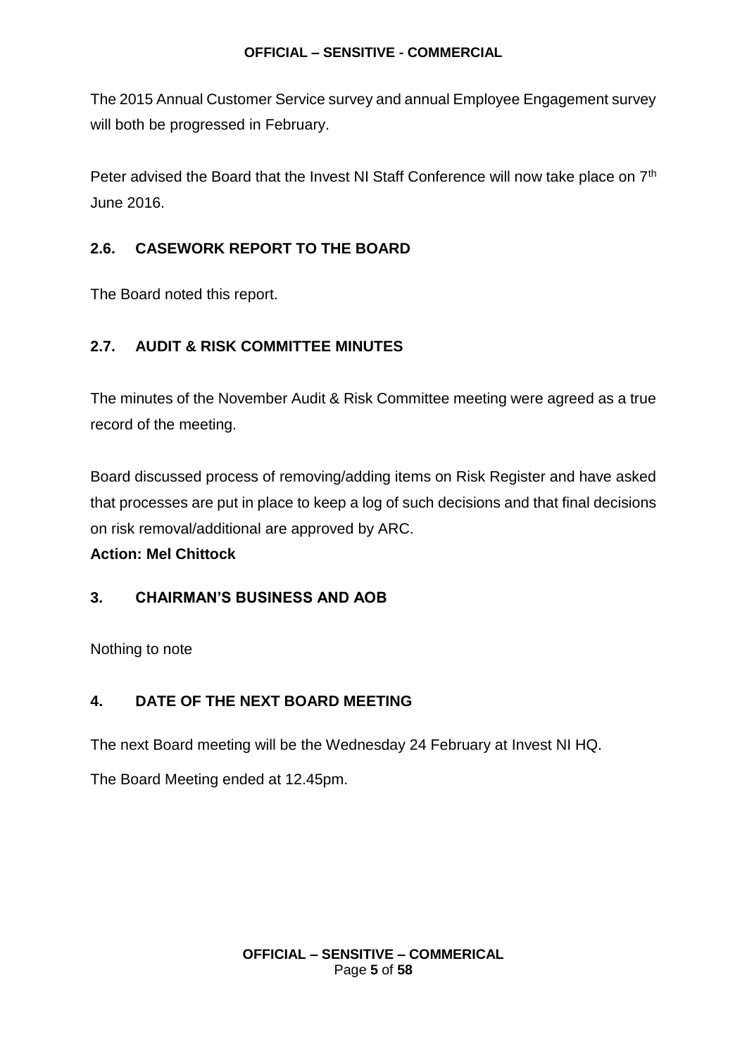The 2015 Annual Customer Service survey and annual Employee Engagement survey will both be progressed in February.

Peter advised the Board that the Invest NI Staff Conference will now take place on 7th June 2016.

## 2.6. CASEWORK REPORT TO THE BOARD

The Board noted this report.

## 2.7. AUDIT & RISK COMMITTEE MINUTES

The minutes of the November Audit & Risk Committee meeting were agreed as a true record of the meeting.

Board discussed process of removing/adding items on Risk Register and have asked that processes are put in place to keep a log of such decisions and that final decisions on risk removal/additional are approved by ARC.

**Action: Mel Chittock**

## 3. CHAIRMAN'S BUSINESS AND AOB

Nothing to note

## 4. DATE OF THE NEXT BOARD MEETING

The next Board meeting will be the Wednesday 24 February at Invest NI HQ.

The Board Meeting ended at 12.45pm.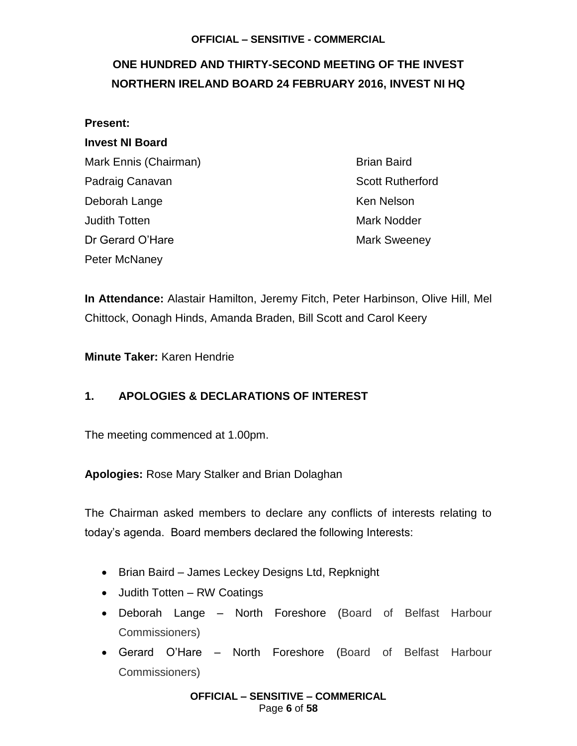**ONE HUNDRED AND THIRTY-SECOND MEETING OF THE INVEST NORTHERN IRELAND BOARD 24 FEBRUARY 2016, INVEST NI HQ**

**Present:**

**Invest NI Board**

Mark Ennis (Chairman)
Padraig Canavan
Deborah Lange
Judith Totten
Dr Gerard O'Hare
Peter McNaney
Brian Baird
Scott Rutherford
Ken Nelson
Mark Nodder
Mark Sweeney

**In Attendance:** Alastair Hamilton, Jeremy Fitch, Peter Harbinson, Olive Hill, Mel Chittock, Oonagh Hinds, Amanda Braden, Bill Scott and Carol Keery

**Minute Taker:** Karen Hendrie

## 1. APOLOGIES & DECLARATIONS OF INTEREST

The meeting commenced at 1.00pm.

**Apologies:** Rose Mary Stalker and Brian Dolaghan

The Chairman asked members to declare any conflicts of interests relating to today's agenda. Board members declared the following Interests:

- Brian Baird – James Leckey Designs Ltd, Repknight
- Judith Totten – RW Coatings
- Deborah Lange – North Foreshore (Board of Belfast Harbour Commissioners)
- Gerard O'Hare – North Foreshore (Board of Belfast Harbour Commissioners)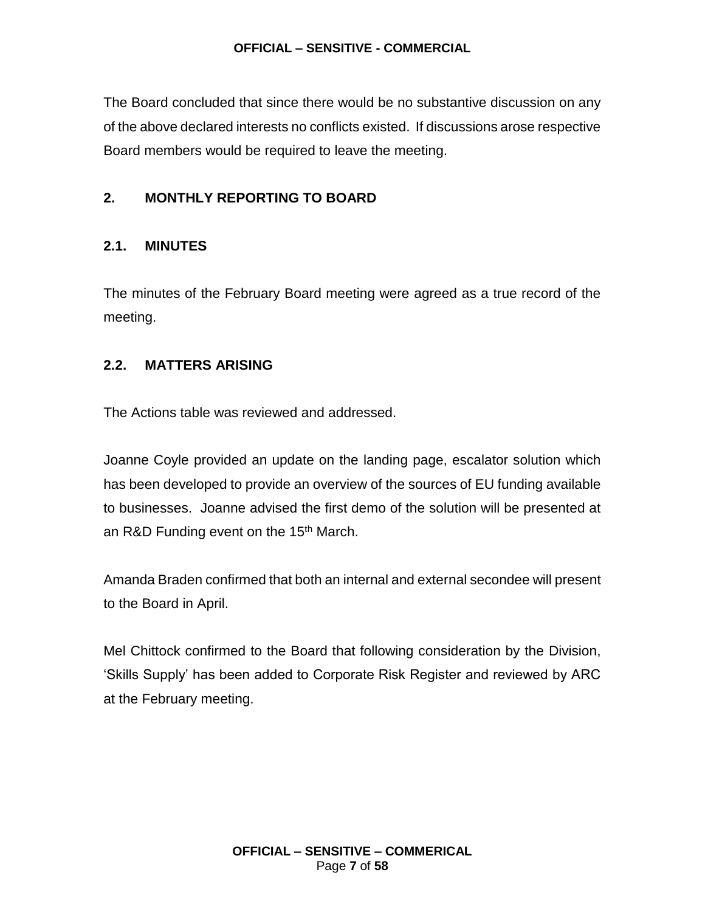The Board concluded that since there would be no substantive discussion on any of the above declared interests no conflicts existed. If discussions arose respective Board members would be required to leave the meeting.

## 2. MONTHLY REPORTING TO BOARD

### 2.1. MINUTES

The minutes of the February Board meeting were agreed as a true record of the meeting.

### 2.2. MATTERS ARISING

The Actions table was reviewed and addressed.

Joanne Coyle provided an update on the landing page, escalator solution which has been developed to provide an overview of the sources of EU funding available to businesses. Joanne advised the first demo of the solution will be presented at an R&D Funding event on the 15th March.

Amanda Braden confirmed that both an internal and external secondee will present to the Board in April.

Mel Chittock confirmed to the Board that following consideration by the Division, 'Skills Supply' has been added to Corporate Risk Register and reviewed by ARC at the February meeting.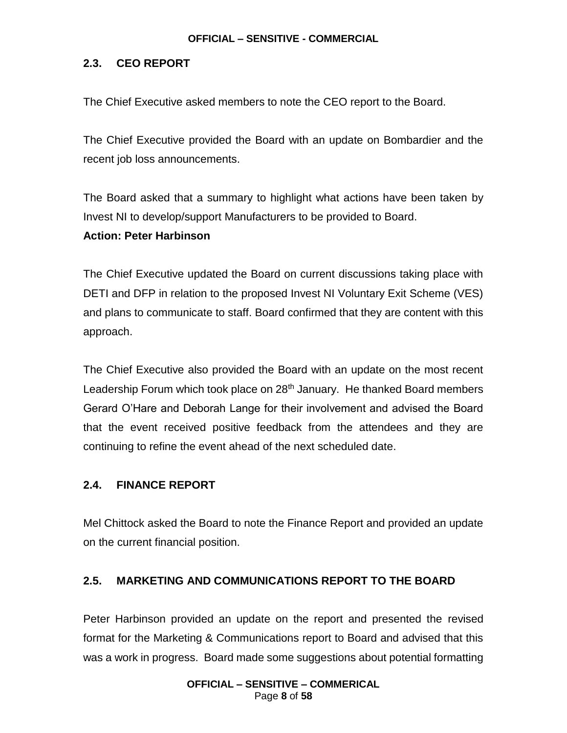## 2.3. CEO REPORT

The Chief Executive asked members to note the CEO report to the Board.

The Chief Executive provided the Board with an update on Bombardier and the recent job loss announcements.

The Board asked that a summary to highlight what actions have been taken by Invest NI to develop/support Manufacturers to be provided to Board.
**Action: Peter Harbinson**

The Chief Executive updated the Board on current discussions taking place with DETI and DFP in relation to the proposed Invest NI Voluntary Exit Scheme (VES) and plans to communicate to staff. Board confirmed that they are content with this approach.

The Chief Executive also provided the Board with an update on the most recent Leadership Forum which took place on 28th January. He thanked Board members Gerard O'Hare and Deborah Lange for their involvement and advised the Board that the event received positive feedback from the attendees and they are continuing to refine the event ahead of the next scheduled date.

## 2.4. FINANCE REPORT

Mel Chittock asked the Board to note the Finance Report and provided an update on the current financial position.

## 2.5. MARKETING AND COMMUNICATIONS REPORT TO THE BOARD

Peter Harbinson provided an update on the report and presented the revised format for the Marketing & Communications report to Board and advised that this was a work in progress. Board made some suggestions about potential formatting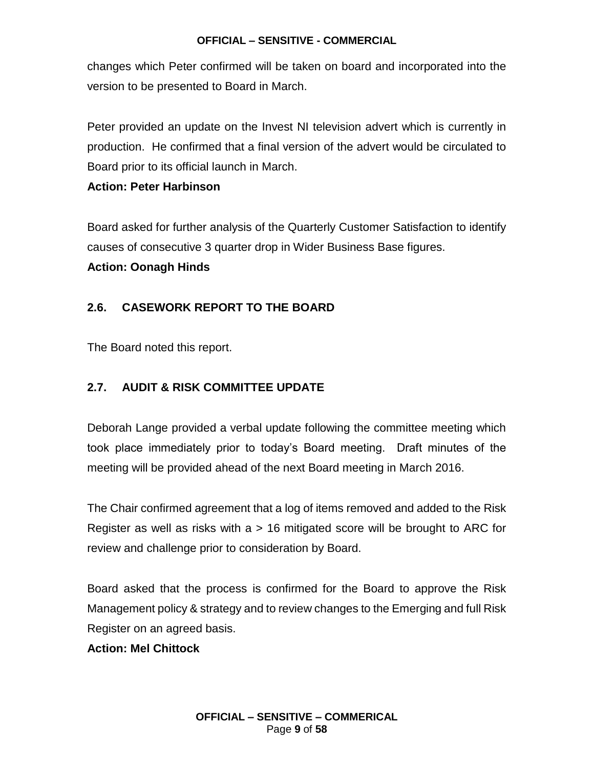changes which Peter confirmed will be taken on board and incorporated into the version to be presented to Board in March.

Peter provided an update on the Invest NI television advert which is currently in production. He confirmed that a final version of the advert would be circulated to Board prior to its official launch in March.

**Action: Peter Harbinson**

Board asked for further analysis of the Quarterly Customer Satisfaction to identify causes of consecutive 3 quarter drop in Wider Business Base figures.

**Action: Oonagh Hinds**

### 2.6. CASEWORK REPORT TO THE BOARD

The Board noted this report.

### 2.7. AUDIT & RISK COMMITTEE UPDATE

Deborah Lange provided a verbal update following the committee meeting which took place immediately prior to today's Board meeting. Draft minutes of the meeting will be provided ahead of the next Board meeting in March 2016.

The Chair confirmed agreement that a log of items removed and added to the Risk Register as well as risks with a > 16 mitigated score will be brought to ARC for review and challenge prior to consideration by Board.

Board asked that the process is confirmed for the Board to approve the Risk Management policy & strategy and to review changes to the Emerging and full Risk Register on an agreed basis.

**Action: Mel Chittock**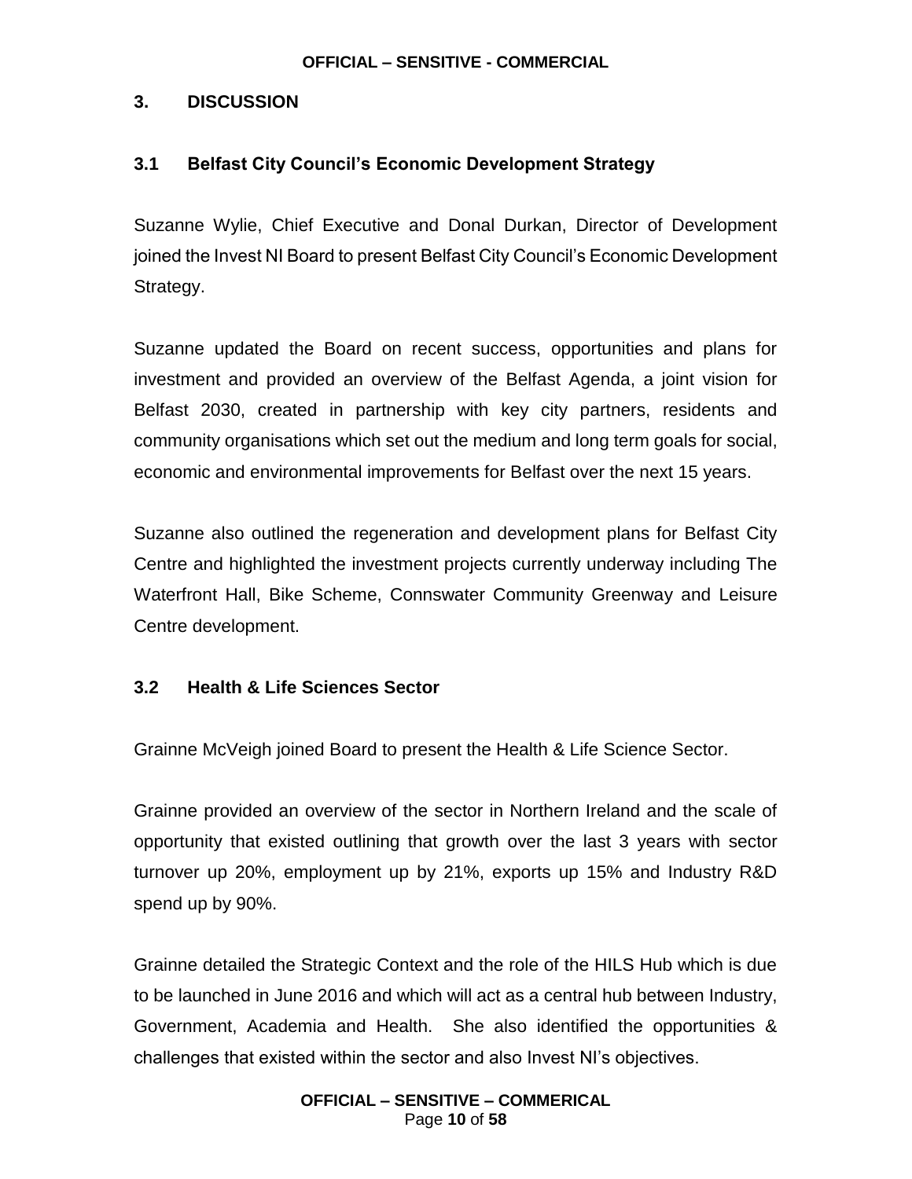## 3. DISCUSSION

### 3.1 Belfast City Council's Economic Development Strategy

Suzanne Wylie, Chief Executive and Donal Durkan, Director of Development joined the Invest NI Board to present Belfast City Council's Economic Development Strategy.

Suzanne updated the Board on recent success, opportunities and plans for investment and provided an overview of the Belfast Agenda, a joint vision for Belfast 2030, created in partnership with key city partners, residents and community organisations which set out the medium and long term goals for social, economic and environmental improvements for Belfast over the next 15 years.

Suzanne also outlined the regeneration and development plans for Belfast City Centre and highlighted the investment projects currently underway including The Waterfront Hall, Bike Scheme, Connswater Community Greenway and Leisure Centre development.

### 3.2 Health & Life Sciences Sector

Grainne McVeigh joined Board to present the Health & Life Science Sector.

Grainne provided an overview of the sector in Northern Ireland and the scale of opportunity that existed outlining that growth over the last 3 years with sector turnover up 20%, employment up by 21%, exports up 15% and Industry R&D spend up by 90%.

Grainne detailed the Strategic Context and the role of the HILS Hub which is due to be launched in June 2016 and which will act as a central hub between Industry, Government, Academia and Health. She also identified the opportunities & challenges that existed within the sector and also Invest NI's objectives.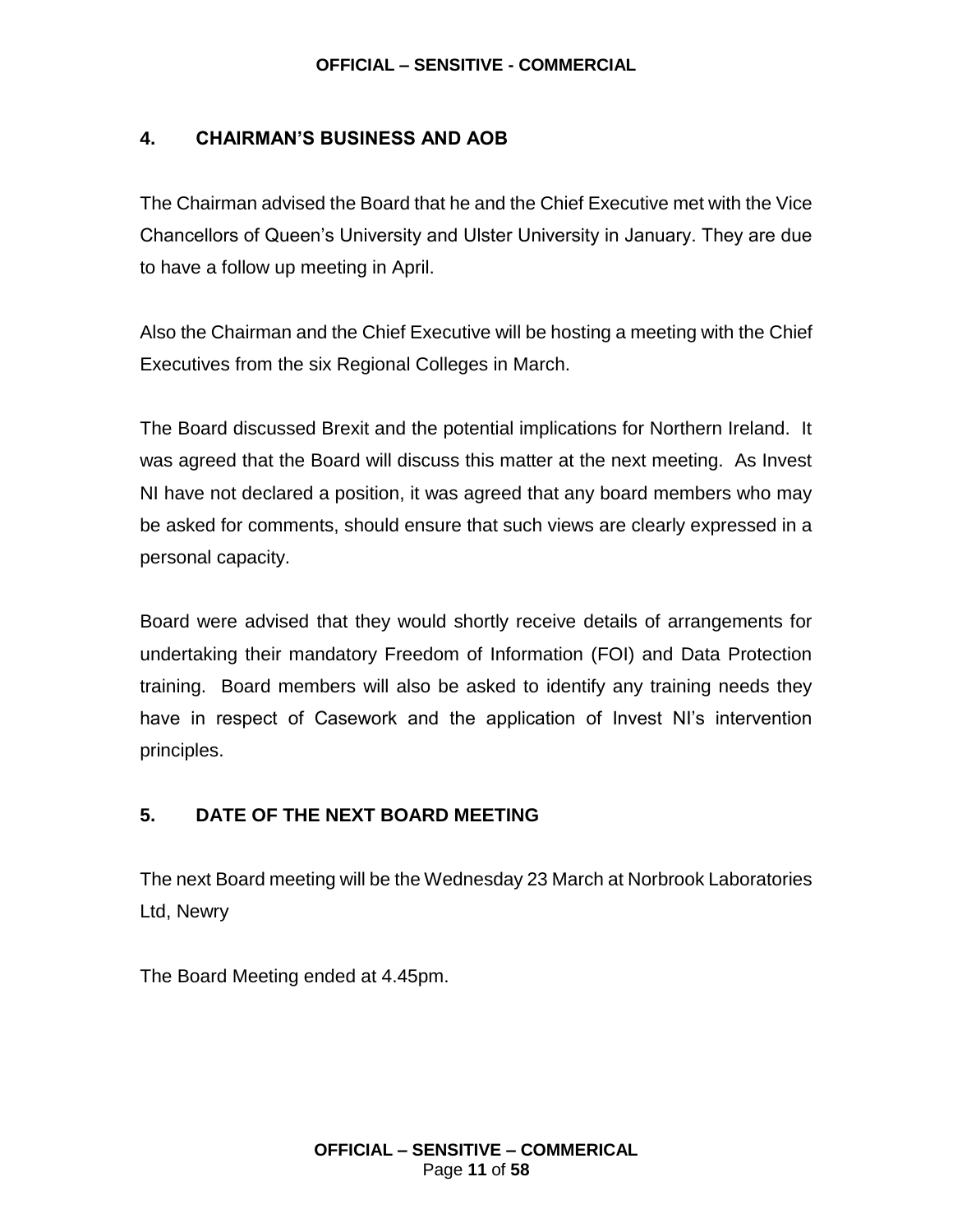## 4. CHAIRMAN'S BUSINESS AND AOB

The Chairman advised the Board that he and the Chief Executive met with the Vice Chancellors of Queen's University and Ulster University in January. They are due to have a follow up meeting in April.

Also the Chairman and the Chief Executive will be hosting a meeting with the Chief Executives from the six Regional Colleges in March.

The Board discussed Brexit and the potential implications for Northern Ireland. It was agreed that the Board will discuss this matter at the next meeting. As Invest NI have not declared a position, it was agreed that any board members who may be asked for comments, should ensure that such views are clearly expressed in a personal capacity.

Board were advised that they would shortly receive details of arrangements for undertaking their mandatory Freedom of Information (FOI) and Data Protection training. Board members will also be asked to identify any training needs they have in respect of Casework and the application of Invest NI's intervention principles.

## 5. DATE OF THE NEXT BOARD MEETING

The next Board meeting will be the Wednesday 23 March at Norbrook Laboratories Ltd, Newry

The Board Meeting ended at 4.45pm.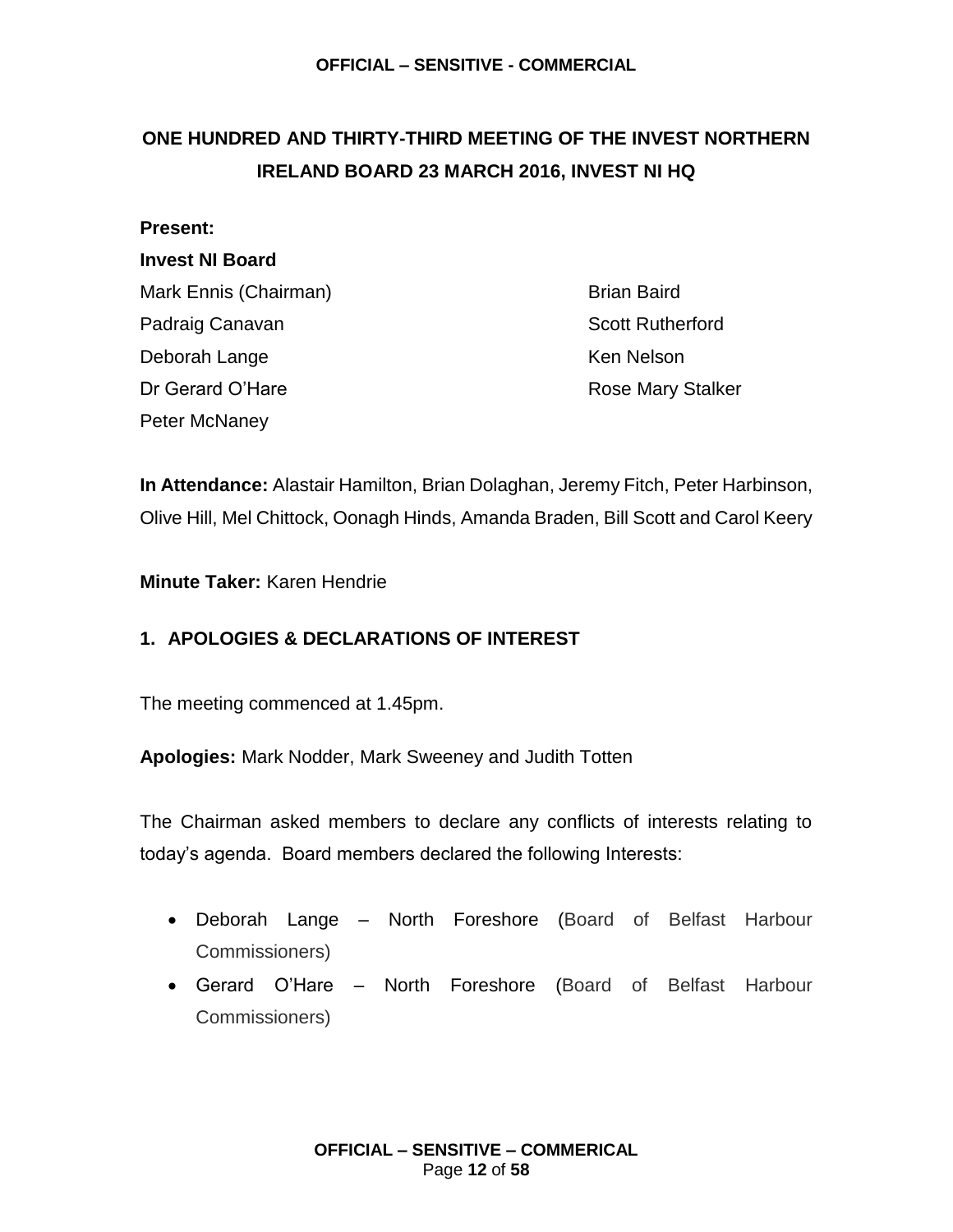# ONE HUNDRED AND THIRTY-THIRD MEETING OF THE INVEST NORTHERN IRELAND BOARD 23 MARCH 2016, INVEST NI HQ

**Present:**

**Invest NI Board**

Mark Ennis (Chairman)
Padraig Canavan
Deborah Lange
Dr Gerard O'Hare
Peter McNaney
Brian Baird
Scott Rutherford
Ken Nelson
Rose Mary Stalker

**In Attendance:** Alastair Hamilton, Brian Dolaghan, Jeremy Fitch, Peter Harbinson, Olive Hill, Mel Chittock, Oonagh Hinds, Amanda Braden, Bill Scott and Carol Keery

**Minute Taker:** Karen Hendrie

## 1. APOLOGIES & DECLARATIONS OF INTEREST

The meeting commenced at 1.45pm.

**Apologies:** Mark Nodder, Mark Sweeney and Judith Totten

The Chairman asked members to declare any conflicts of interests relating to today's agenda. Board members declared the following Interests:

- Deborah Lange – North Foreshore (Board of Belfast Harbour Commissioners)
- Gerard O'Hare – North Foreshore (Board of Belfast Harbour Commissioners)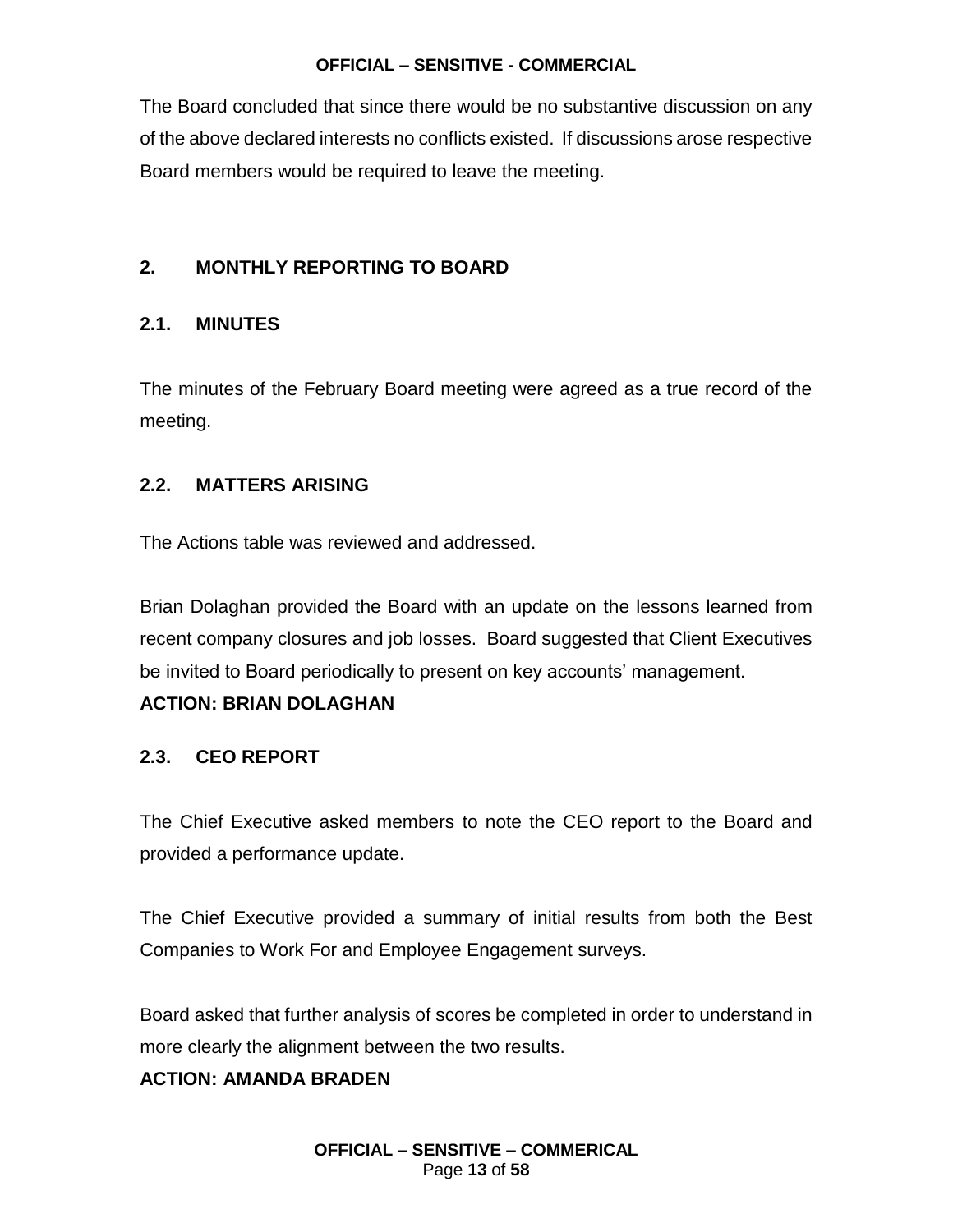The Board concluded that since there would be no substantive discussion on any of the above declared interests no conflicts existed. If discussions arose respective Board members would be required to leave the meeting.

## 2. MONTHLY REPORTING TO BOARD

### 2.1. MINUTES

The minutes of the February Board meeting were agreed as a true record of the meeting.

### 2.2. MATTERS ARISING

The Actions table was reviewed and addressed.

Brian Dolaghan provided the Board with an update on the lessons learned from recent company closures and job losses. Board suggested that Client Executives be invited to Board periodically to present on key accounts' management.

**ACTION: BRIAN DOLAGHAN**

### 2.3. CEO REPORT

The Chief Executive asked members to note the CEO report to the Board and provided a performance update.

The Chief Executive provided a summary of initial results from both the Best Companies to Work For and Employee Engagement surveys.

Board asked that further analysis of scores be completed in order to understand in more clearly the alignment between the two results.

**ACTION: AMANDA BRADEN**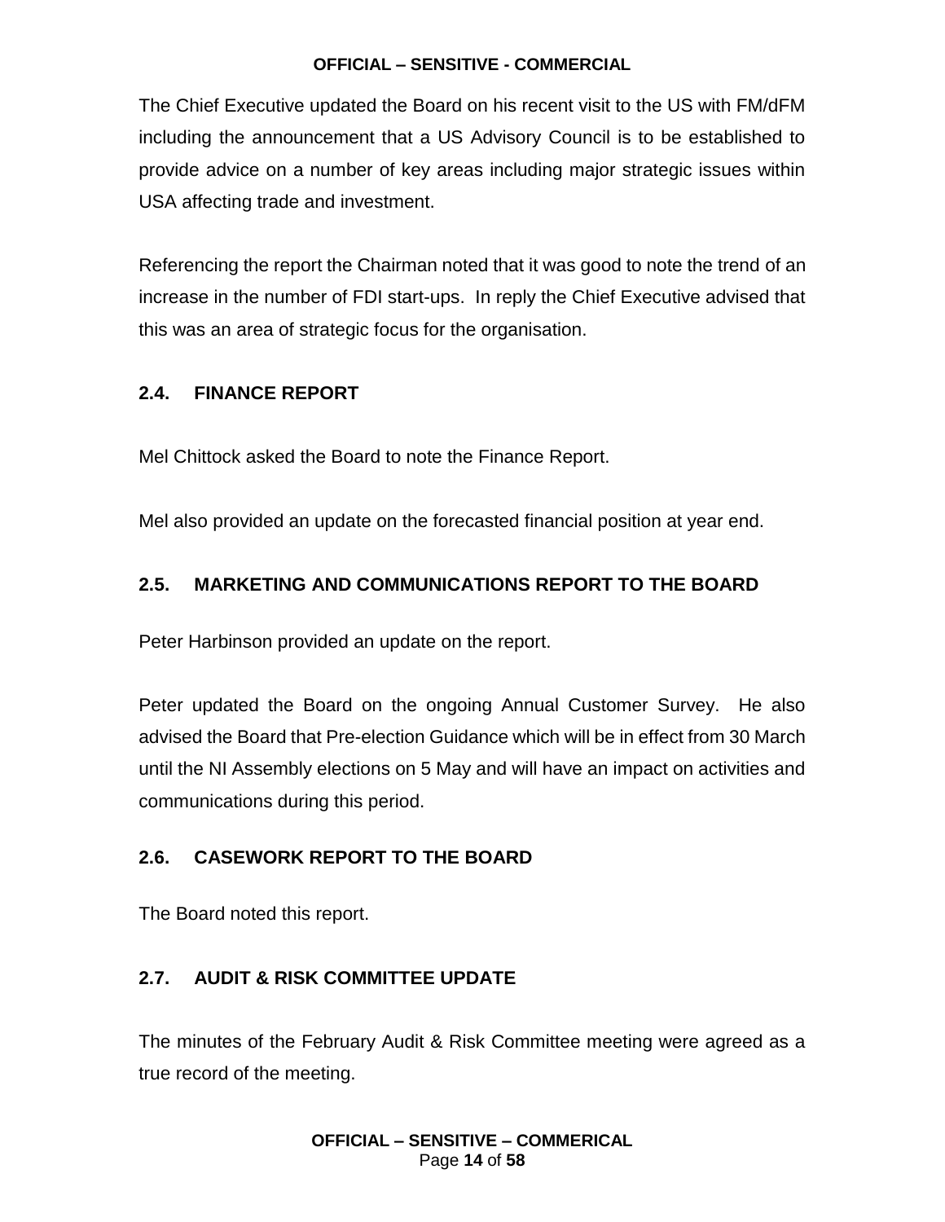The Chief Executive updated the Board on his recent visit to the US with FM/dFM including the announcement that a US Advisory Council is to be established to provide advice on a number of key areas including major strategic issues within USA affecting trade and investment.

Referencing the report the Chairman noted that it was good to note the trend of an increase in the number of FDI start-ups. In reply the Chief Executive advised that this was an area of strategic focus for the organisation.

### 2.4. FINANCE REPORT

Mel Chittock asked the Board to note the Finance Report.

Mel also provided an update on the forecasted financial position at year end.

### 2.5. MARKETING AND COMMUNICATIONS REPORT TO THE BOARD

Peter Harbinson provided an update on the report.

Peter updated the Board on the ongoing Annual Customer Survey. He also advised the Board that Pre-election Guidance which will be in effect from 30 March until the NI Assembly elections on 5 May and will have an impact on activities and communications during this period.

### 2.6. CASEWORK REPORT TO THE BOARD

The Board noted this report.

### 2.7. AUDIT & RISK COMMITTEE UPDATE

The minutes of the February Audit & Risk Committee meeting were agreed as a true record of the meeting.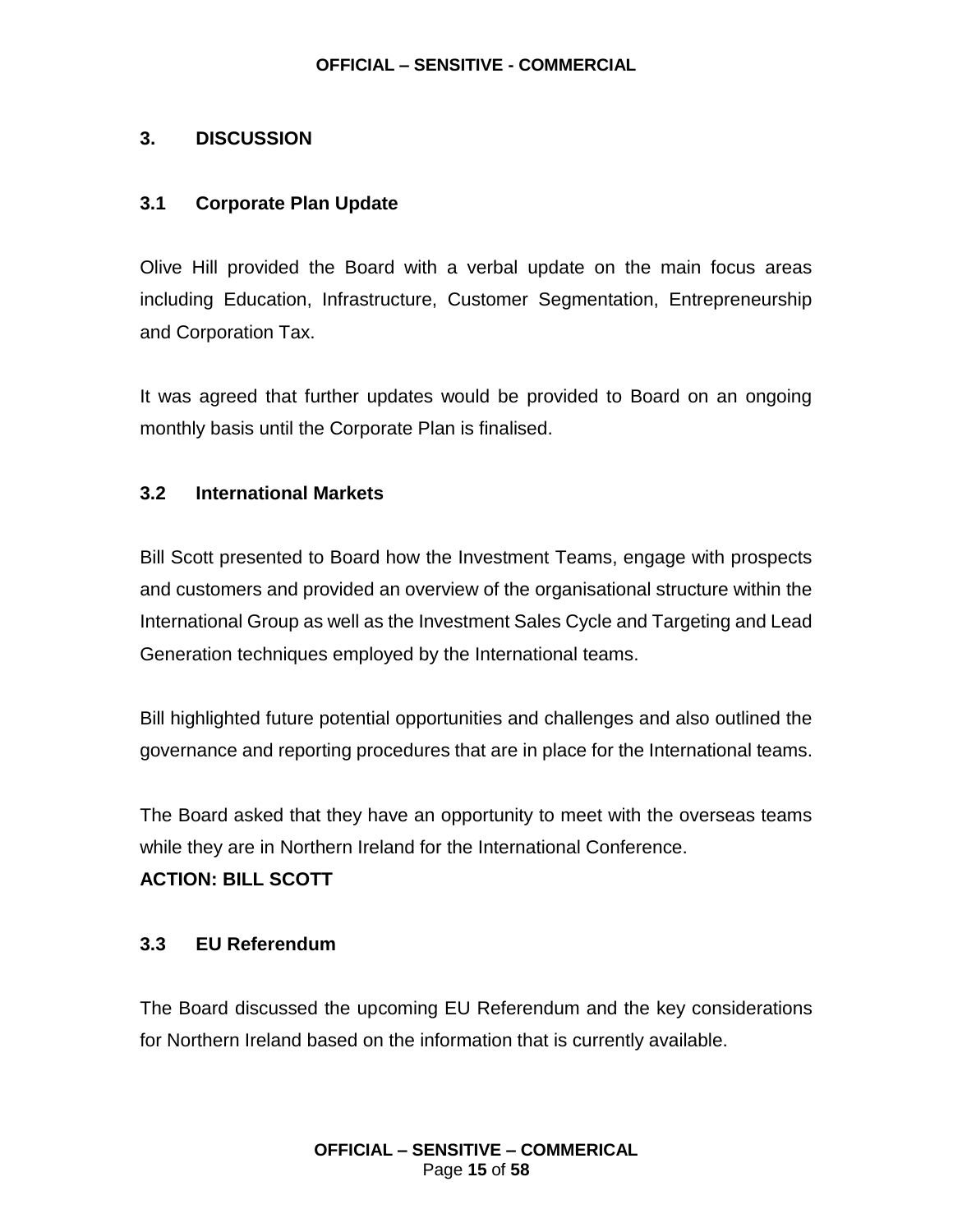## 3. DISCUSSION

### 3.1 Corporate Plan Update

Olive Hill provided the Board with a verbal update on the main focus areas including Education, Infrastructure, Customer Segmentation, Entrepreneurship and Corporation Tax.

It was agreed that further updates would be provided to Board on an ongoing monthly basis until the Corporate Plan is finalised.

### 3.2 International Markets

Bill Scott presented to Board how the Investment Teams, engage with prospects and customers and provided an overview of the organisational structure within the International Group as well as the Investment Sales Cycle and Targeting and Lead Generation techniques employed by the International teams.

Bill highlighted future potential opportunities and challenges and also outlined the governance and reporting procedures that are in place for the International teams.

The Board asked that they have an opportunity to meet with the overseas teams while they are in Northern Ireland for the International Conference.
**ACTION: BILL SCOTT**

### 3.3 EU Referendum

The Board discussed the upcoming EU Referendum and the key considerations for Northern Ireland based on the information that is currently available.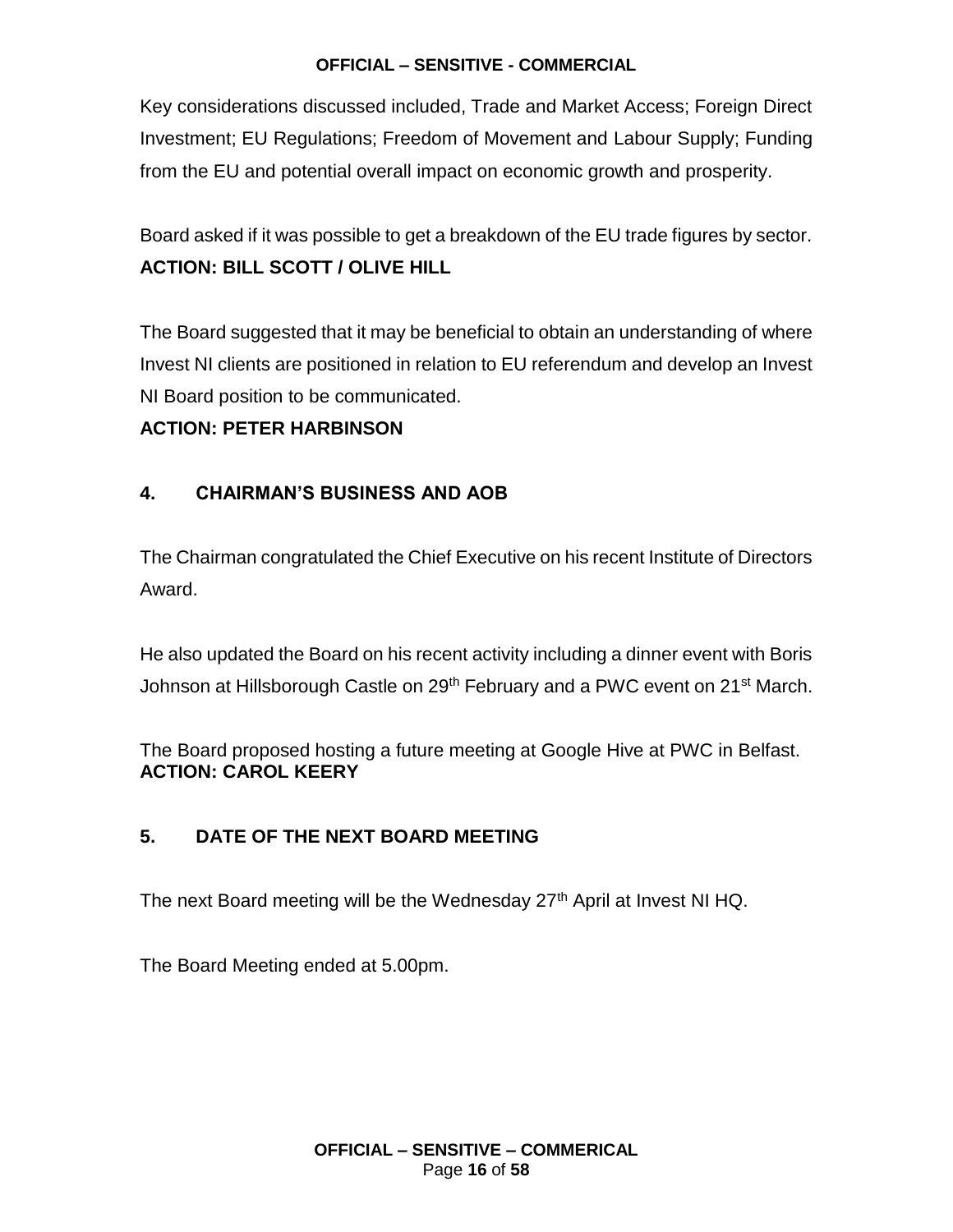Key considerations discussed included, Trade and Market Access; Foreign Direct Investment; EU Regulations; Freedom of Movement and Labour Supply; Funding from the EU and potential overall impact on economic growth and prosperity.

Board asked if it was possible to get a breakdown of the EU trade figures by sector.
**ACTION: BILL SCOTT / OLIVE HILL**

The Board suggested that it may be beneficial to obtain an understanding of where Invest NI clients are positioned in relation to EU referendum and develop an Invest NI Board position to be communicated.

**ACTION: PETER HARBINSON**

## 4. CHAIRMAN'S BUSINESS AND AOB

The Chairman congratulated the Chief Executive on his recent Institute of Directors Award.

He also updated the Board on his recent activity including a dinner event with Boris Johnson at Hillsborough Castle on 29th February and a PWC event on 21st March.

The Board proposed hosting a future meeting at Google Hive at PWC in Belfast.
**ACTION: CAROL KEERY**

## 5. DATE OF THE NEXT BOARD MEETING

The next Board meeting will be the Wednesday 27th April at Invest NI HQ.

The Board Meeting ended at 5.00pm.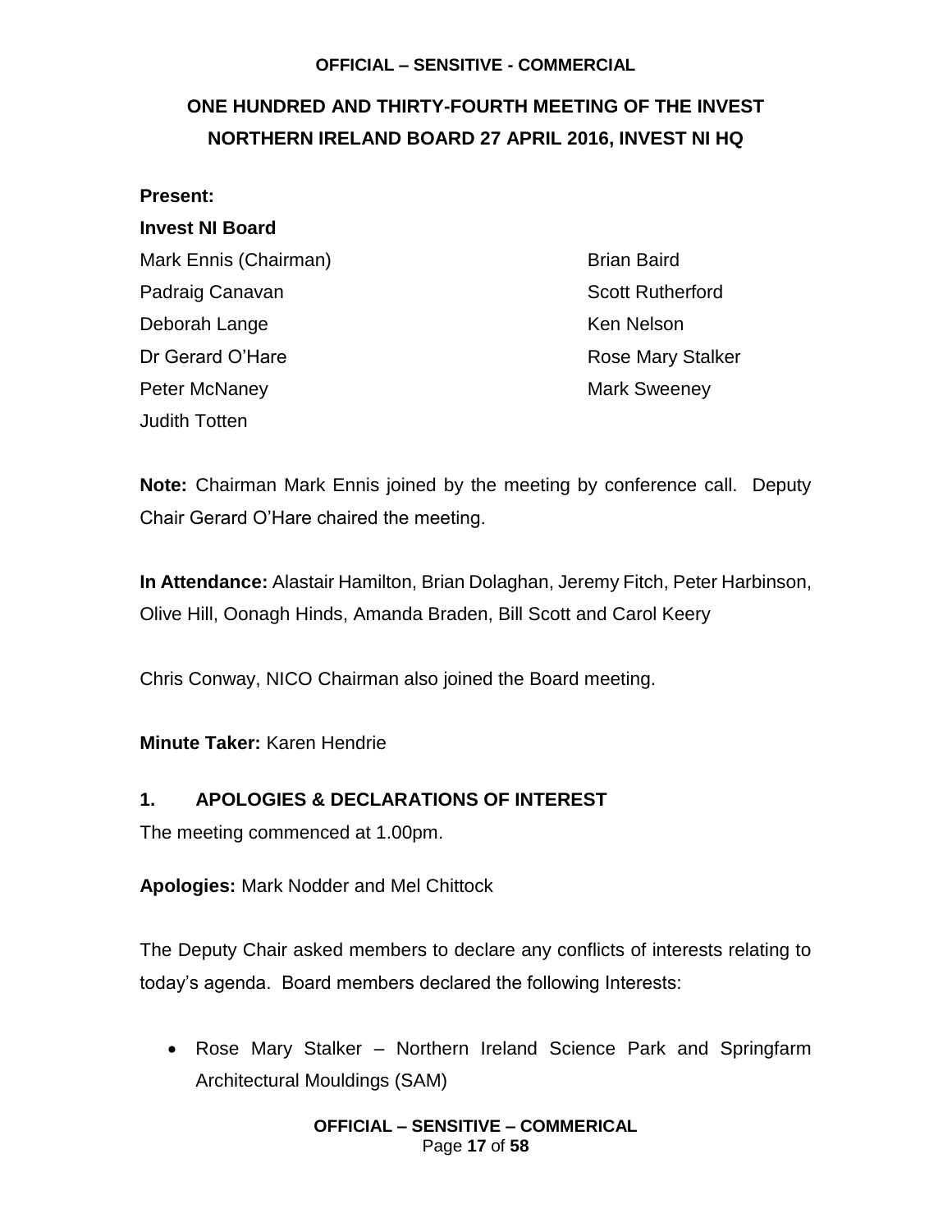**OFFICIAL – SENSITIVE - COMMERCIAL**

# ONE HUNDRED AND THIRTY-FOURTH MEETING OF THE INVEST NORTHERN IRELAND BOARD 27 APRIL 2016, INVEST NI HQ

**Present:**

**Invest NI Board**

Mark Ennis (Chairman)
Padraig Canavan
Deborah Lange
Dr Gerard O'Hare
Peter McNaney
Judith Totten
Brian Baird
Scott Rutherford
Ken Nelson
Rose Mary Stalker
Mark Sweeney

**Note:** Chairman Mark Ennis joined by the meeting by conference call. Deputy Chair Gerard O'Hare chaired the meeting.

**In Attendance:** Alastair Hamilton, Brian Dolaghan, Jeremy Fitch, Peter Harbinson, Olive Hill, Oonagh Hinds, Amanda Braden, Bill Scott and Carol Keery

Chris Conway, NICO Chairman also joined the Board meeting.

**Minute Taker:** Karen Hendrie

## 1. APOLOGIES & DECLARATIONS OF INTEREST

The meeting commenced at 1.00pm.

**Apologies:** Mark Nodder and Mel Chittock

The Deputy Chair asked members to declare any conflicts of interests relating to today's agenda. Board members declared the following Interests:

- Rose Mary Stalker – Northern Ireland Science Park and Springfarm Architectural Mouldings (SAM)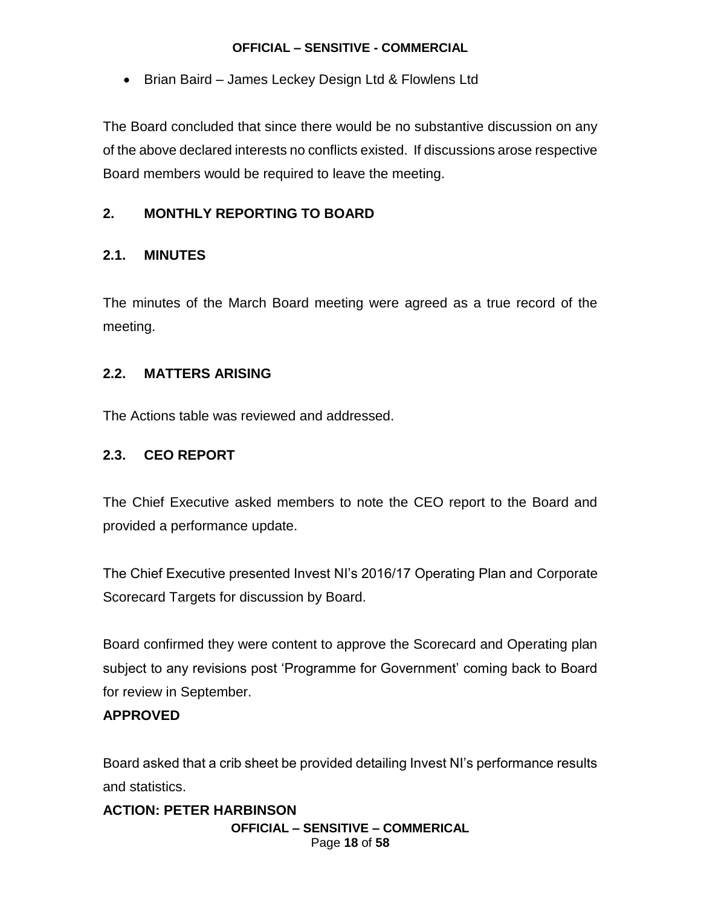- Brian Baird – James Leckey Design Ltd & Flowlens Ltd

The Board concluded that since there would be no substantive discussion on any of the above declared interests no conflicts existed. If discussions arose respective Board members would be required to leave the meeting.

## 2. MONTHLY REPORTING TO BOARD

### 2.1. MINUTES

The minutes of the March Board meeting were agreed as a true record of the meeting.

### 2.2. MATTERS ARISING

The Actions table was reviewed and addressed.

### 2.3. CEO REPORT

The Chief Executive asked members to note the CEO report to the Board and provided a performance update.

The Chief Executive presented Invest NI's 2016/17 Operating Plan and Corporate Scorecard Targets for discussion by Board.

Board confirmed they were content to approve the Scorecard and Operating plan subject to any revisions post 'Programme for Government' coming back to Board for review in September.

**APPROVED**

Board asked that a crib sheet be provided detailing Invest NI's performance results and statistics.

**ACTION: PETER HARBINSON**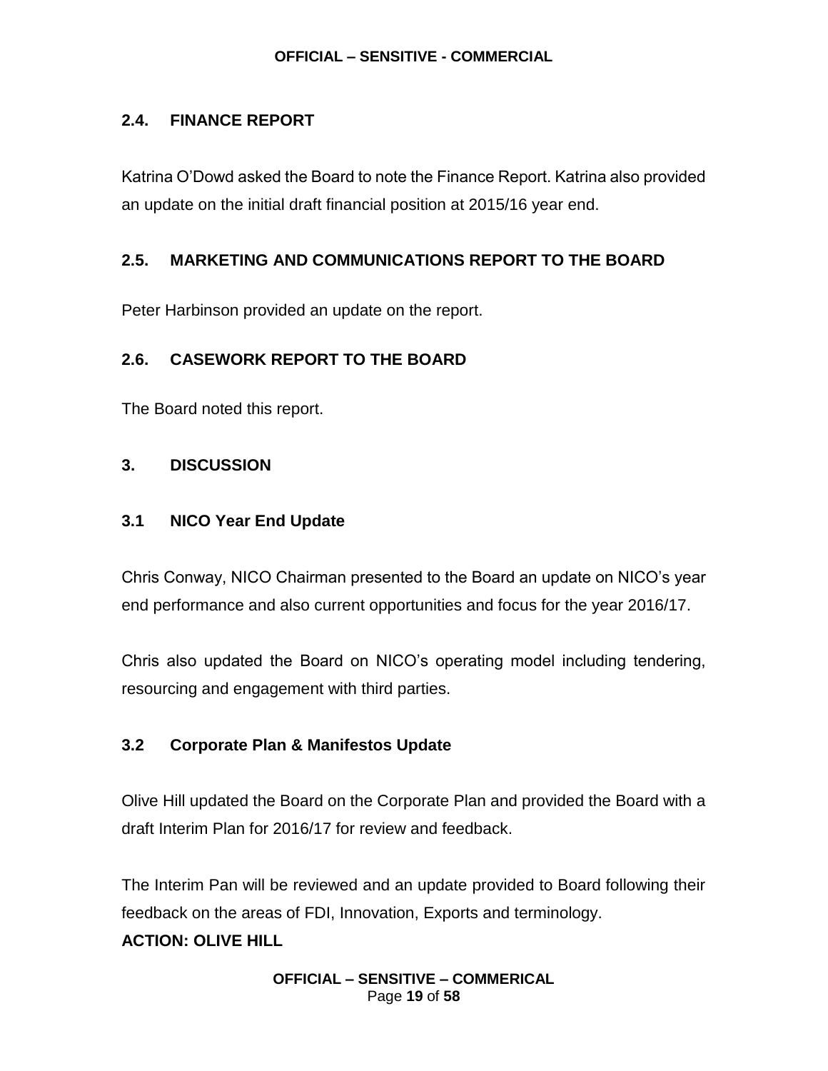## 2.4. FINANCE REPORT

Katrina O'Dowd asked the Board to note the Finance Report. Katrina also provided an update on the initial draft financial position at 2015/16 year end.

## 2.5. MARKETING AND COMMUNICATIONS REPORT TO THE BOARD

Peter Harbinson provided an update on the report.

## 2.6. CASEWORK REPORT TO THE BOARD

The Board noted this report.

## 3. DISCUSSION

### 3.1 NICO Year End Update

Chris Conway, NICO Chairman presented to the Board an update on NICO's year end performance and also current opportunities and focus for the year 2016/17.

Chris also updated the Board on NICO's operating model including tendering, resourcing and engagement with third parties.

### 3.2 Corporate Plan & Manifestos Update

Olive Hill updated the Board on the Corporate Plan and provided the Board with a draft Interim Plan for 2016/17 for review and feedback.

The Interim Pan will be reviewed and an update provided to Board following their feedback on the areas of FDI, Innovation, Exports and terminology.

**ACTION: OLIVE HILL**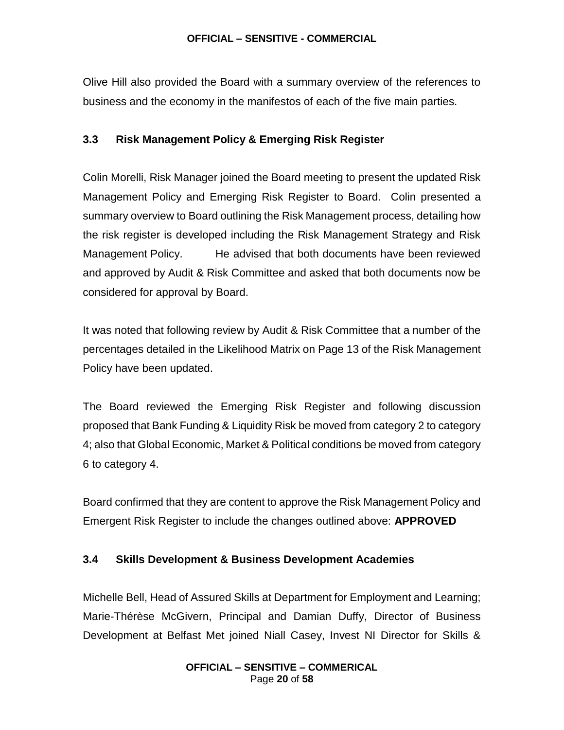Olive Hill also provided the Board with a summary overview of the references to business and the economy in the manifestos of each of the five main parties.

### 3.3 Risk Management Policy & Emerging Risk Register

Colin Morelli, Risk Manager joined the Board meeting to present the updated Risk Management Policy and Emerging Risk Register to Board. Colin presented a summary overview to Board outlining the Risk Management process, detailing how the risk register is developed including the Risk Management Strategy and Risk Management Policy. He advised that both documents have been reviewed and approved by Audit & Risk Committee and asked that both documents now be considered for approval by Board.

It was noted that following review by Audit & Risk Committee that a number of the percentages detailed in the Likelihood Matrix on Page 13 of the Risk Management Policy have been updated.

The Board reviewed the Emerging Risk Register and following discussion proposed that Bank Funding & Liquidity Risk be moved from category 2 to category 4; also that Global Economic, Market & Political conditions be moved from category 6 to category 4.

Board confirmed that they are content to approve the Risk Management Policy and Emergent Risk Register to include the changes outlined above: **APPROVED**

### 3.4 Skills Development & Business Development Academies

Michelle Bell, Head of Assured Skills at Department for Employment and Learning; Marie-Thérèse McGivern, Principal and Damian Duffy, Director of Business Development at Belfast Met joined Niall Casey, Invest NI Director for Skills &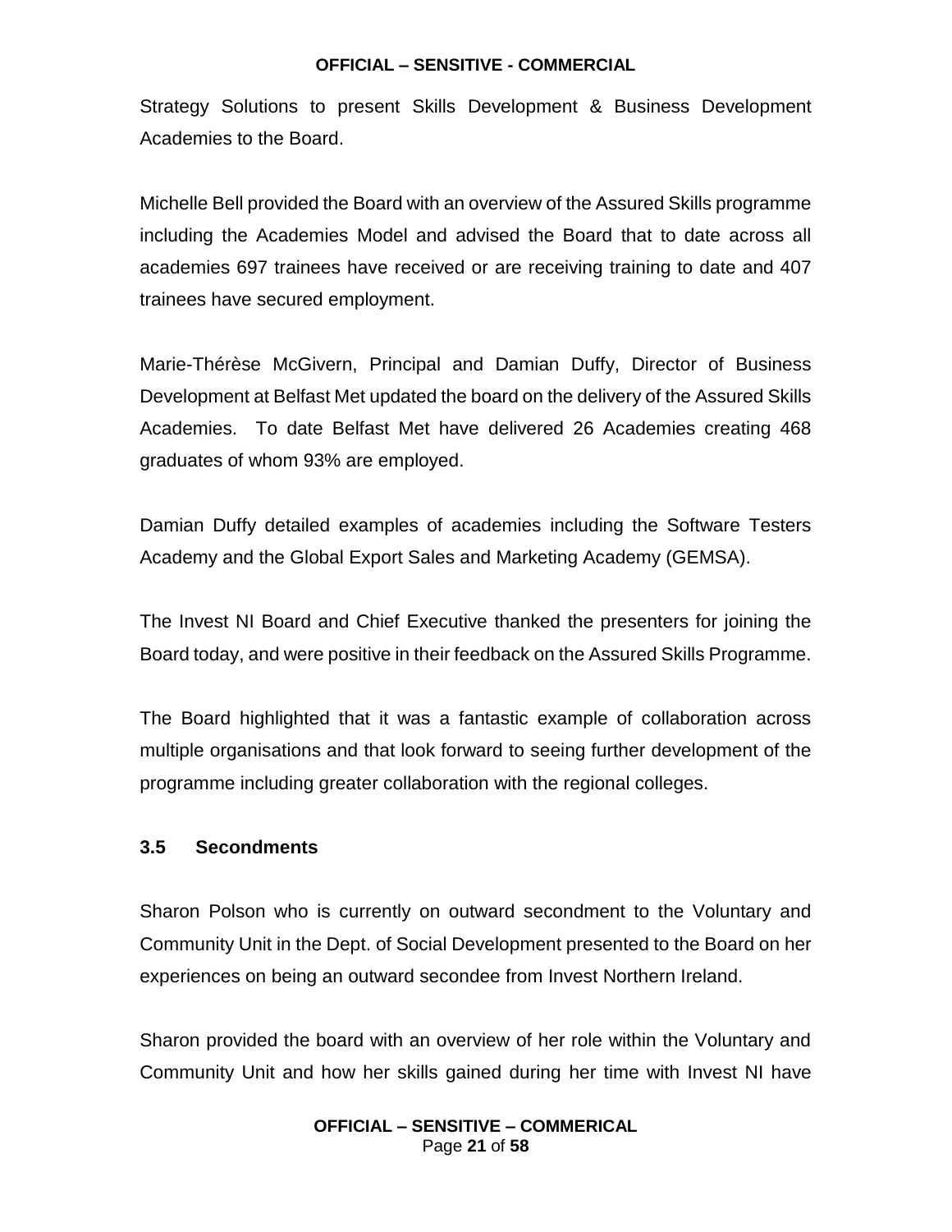Strategy Solutions to present Skills Development & Business Development Academies to the Board.

Michelle Bell provided the Board with an overview of the Assured Skills programme including the Academies Model and advised the Board that to date across all academies 697 trainees have received or are receiving training to date and 407 trainees have secured employment.

Marie-Thérèse McGivern, Principal and Damian Duffy, Director of Business Development at Belfast Met updated the board on the delivery of the Assured Skills Academies. To date Belfast Met have delivered 26 Academies creating 468 graduates of whom 93% are employed.

Damian Duffy detailed examples of academies including the Software Testers Academy and the Global Export Sales and Marketing Academy (GEMSA).

The Invest NI Board and Chief Executive thanked the presenters for joining the Board today, and were positive in their feedback on the Assured Skills Programme.

The Board highlighted that it was a fantastic example of collaboration across multiple organisations and that look forward to seeing further development of the programme including greater collaboration with the regional colleges.

### 3.5 Secondments

Sharon Polson who is currently on outward secondment to the Voluntary and Community Unit in the Dept. of Social Development presented to the Board on her experiences on being an outward secondee from Invest Northern Ireland.

Sharon provided the board with an overview of her role within the Voluntary and Community Unit and how her skills gained during her time with Invest NI have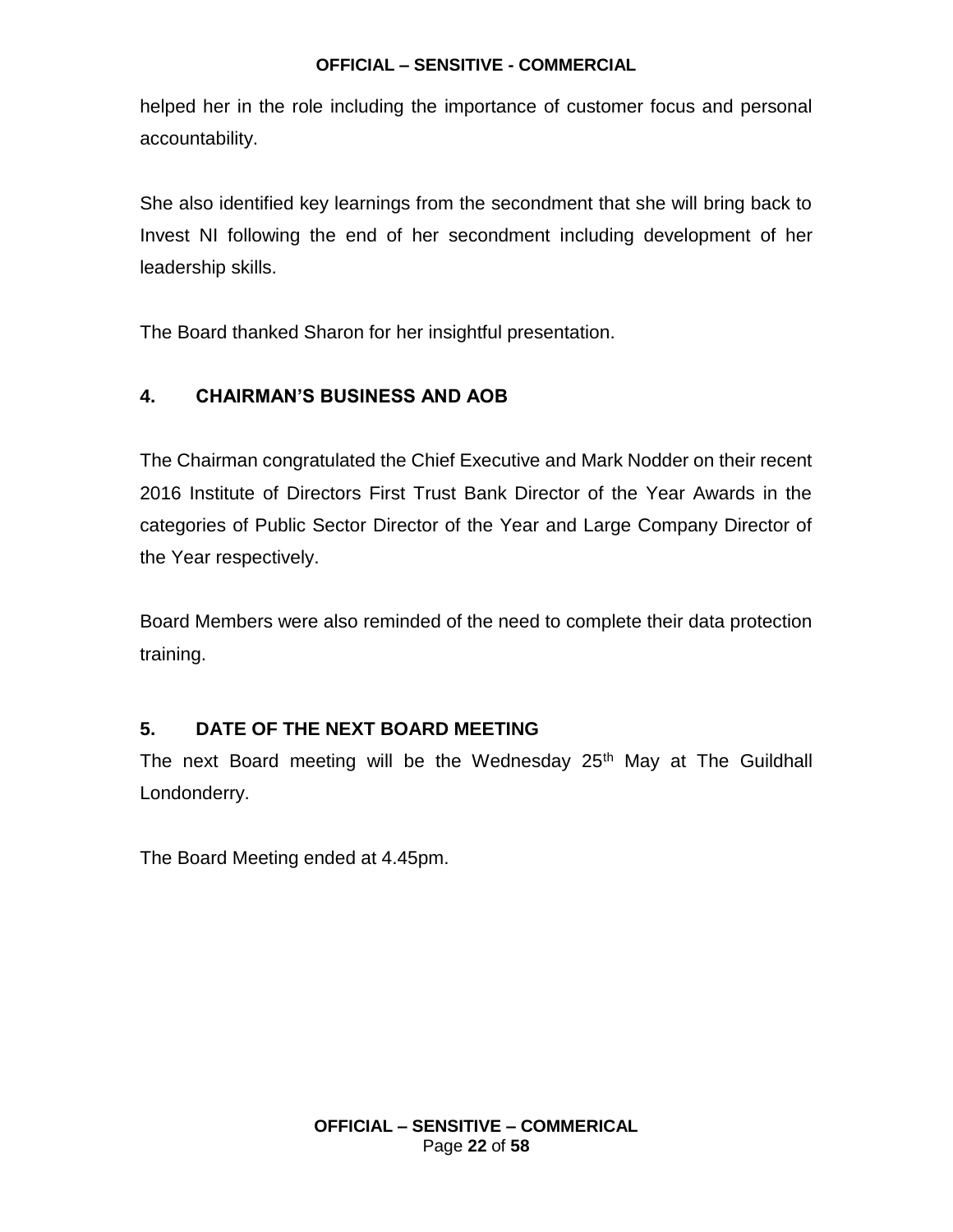helped her in the role including the importance of customer focus and personal accountability.

She also identified key learnings from the secondment that she will bring back to Invest NI following the end of her secondment including development of her leadership skills.

The Board thanked Sharon for her insightful presentation.

## 4. CHAIRMAN'S BUSINESS AND AOB

The Chairman congratulated the Chief Executive and Mark Nodder on their recent 2016 Institute of Directors First Trust Bank Director of the Year Awards in the categories of Public Sector Director of the Year and Large Company Director of the Year respectively.

Board Members were also reminded of the need to complete their data protection training.

## 5. DATE OF THE NEXT BOARD MEETING

The next Board meeting will be the Wednesday 25th May at The Guildhall Londonderry.

The Board Meeting ended at 4.45pm.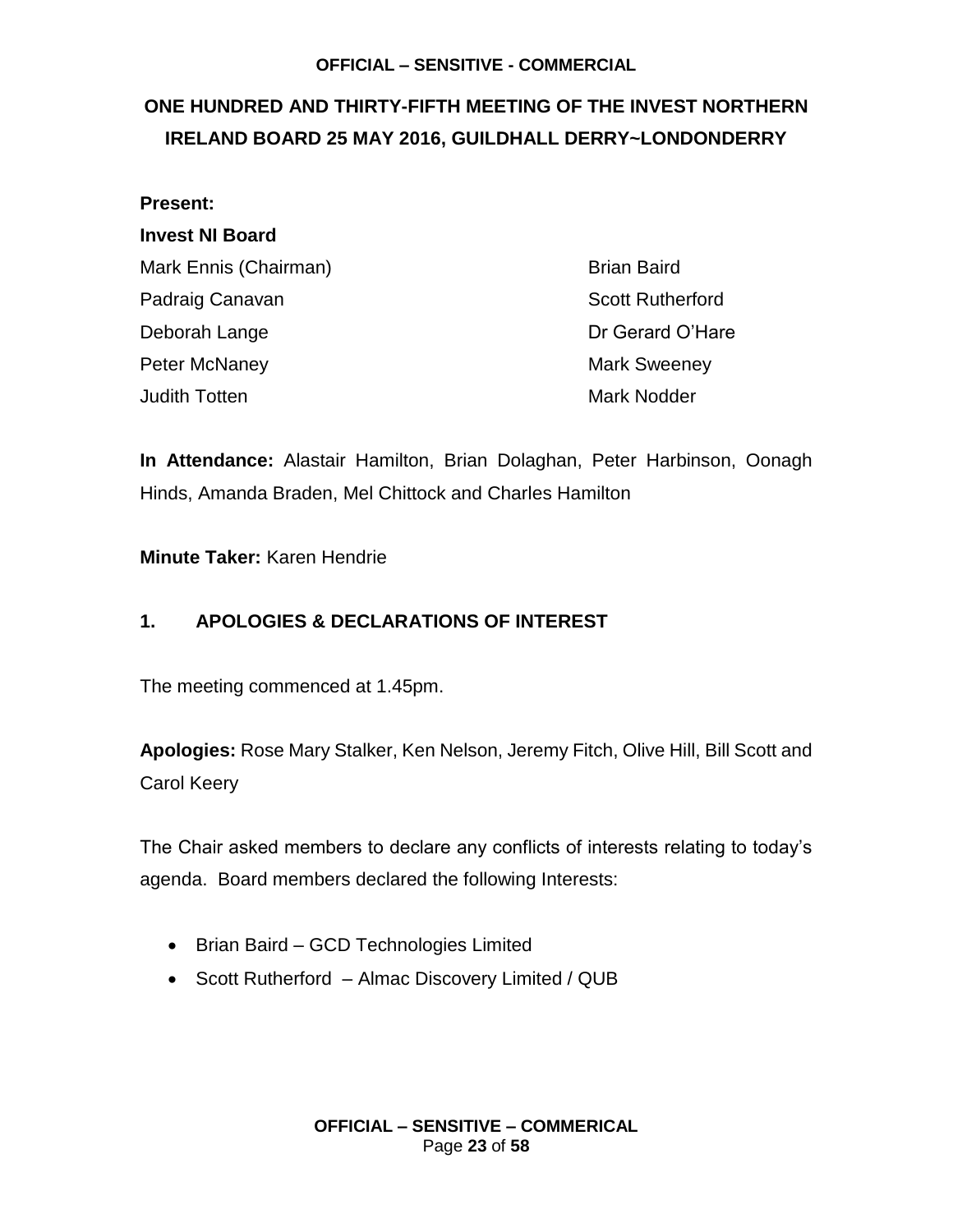# ONE HUNDRED AND THIRTY-FIFTH MEETING OF THE INVEST NORTHERN IRELAND BOARD 25 MAY 2016, GUILDHALL DERRY~LONDONDERRY

**Present:**

**Invest NI Board**

Mark Ennis (Chairman)
Padraig Canavan
Deborah Lange
Peter McNaney
Judith Totten
Brian Baird
Scott Rutherford
Dr Gerard O'Hare
Mark Sweeney
Mark Nodder

**In Attendance:** Alastair Hamilton, Brian Dolaghan, Peter Harbinson, Oonagh Hinds, Amanda Braden, Mel Chittock and Charles Hamilton

**Minute Taker:** Karen Hendrie

## 1. APOLOGIES & DECLARATIONS OF INTEREST

The meeting commenced at 1.45pm.

**Apologies:** Rose Mary Stalker, Ken Nelson, Jeremy Fitch, Olive Hill, Bill Scott and Carol Keery

The Chair asked members to declare any conflicts of interests relating to today's agenda. Board members declared the following Interests:

- Brian Baird – GCD Technologies Limited
- Scott Rutherford – Almac Discovery Limited / QUB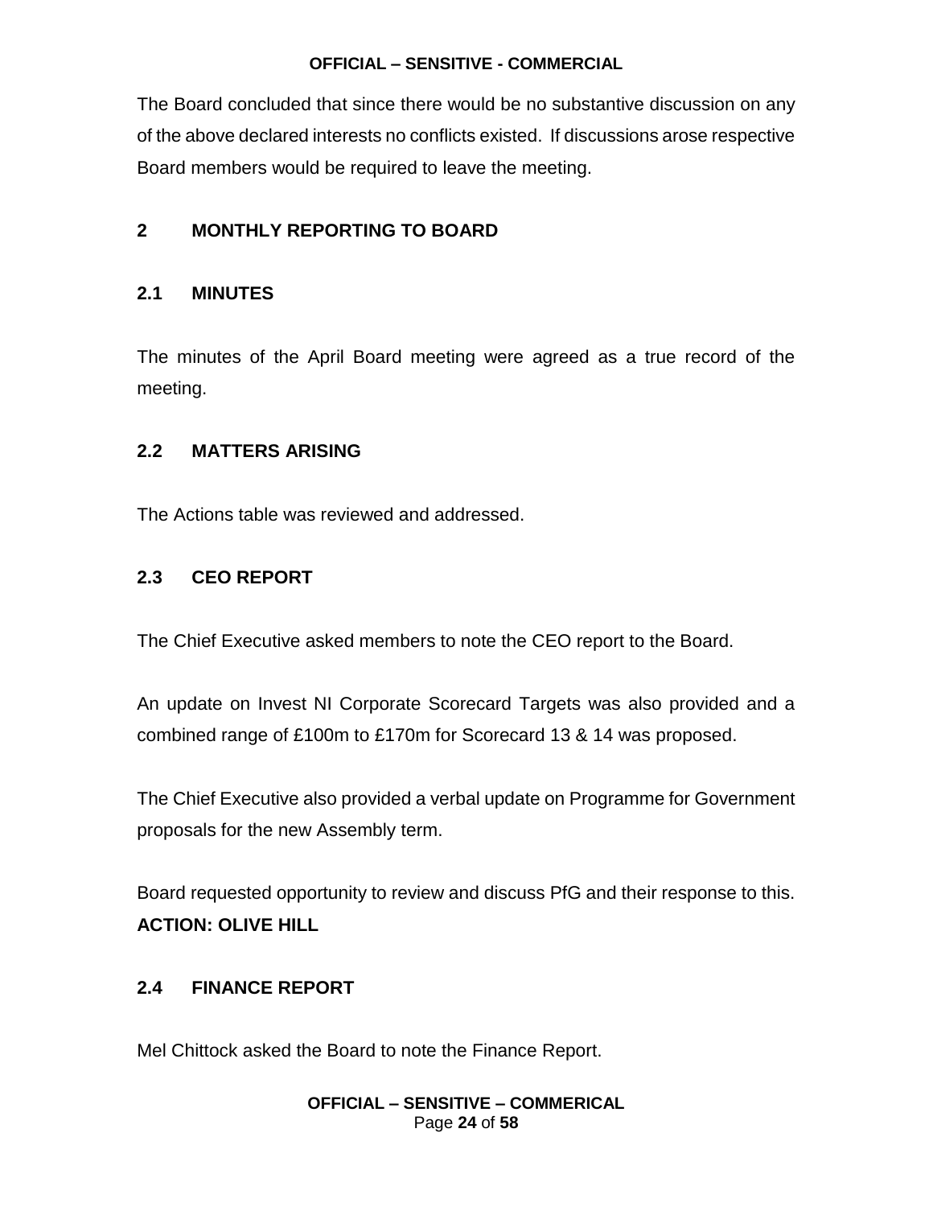The Board concluded that since there would be no substantive discussion on any of the above declared interests no conflicts existed. If discussions arose respective Board members would be required to leave the meeting.

## 2 MONTHLY REPORTING TO BOARD

### 2.1 MINUTES

The minutes of the April Board meeting were agreed as a true record of the meeting.

### 2.2 MATTERS ARISING

The Actions table was reviewed and addressed.

### 2.3 CEO REPORT

The Chief Executive asked members to note the CEO report to the Board.

An update on Invest NI Corporate Scorecard Targets was also provided and a combined range of £100m to £170m for Scorecard 13 & 14 was proposed.

The Chief Executive also provided a verbal update on Programme for Government proposals for the new Assembly term.

Board requested opportunity to review and discuss PfG and their response to this.
**ACTION: OLIVE HILL**

### 2.4 FINANCE REPORT

Mel Chittock asked the Board to note the Finance Report.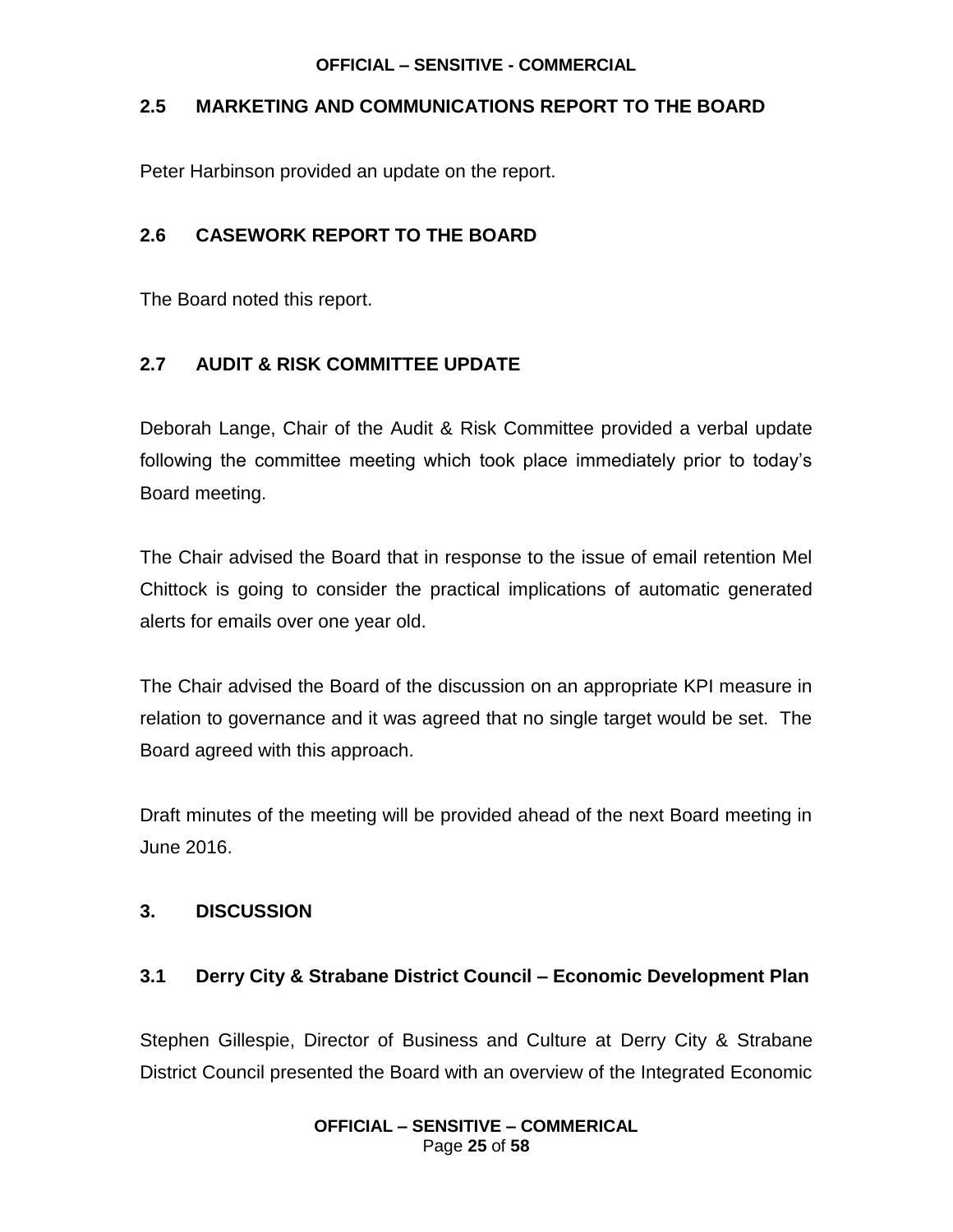## 2.5 MARKETING AND COMMUNICATIONS REPORT TO THE BOARD

Peter Harbinson provided an update on the report.

## 2.6 CASEWORK REPORT TO THE BOARD

The Board noted this report.

## 2.7 AUDIT & RISK COMMITTEE UPDATE

Deborah Lange, Chair of the Audit & Risk Committee provided a verbal update following the committee meeting which took place immediately prior to today's Board meeting.

The Chair advised the Board that in response to the issue of email retention Mel Chittock is going to consider the practical implications of automatic generated alerts for emails over one year old.

The Chair advised the Board of the discussion on an appropriate KPI measure in relation to governance and it was agreed that no single target would be set. The Board agreed with this approach.

Draft minutes of the meeting will be provided ahead of the next Board meeting in June 2016.

# 3. DISCUSSION

## 3.1 Derry City & Strabane District Council – Economic Development Plan

Stephen Gillespie, Director of Business and Culture at Derry City & Strabane District Council presented the Board with an overview of the Integrated Economic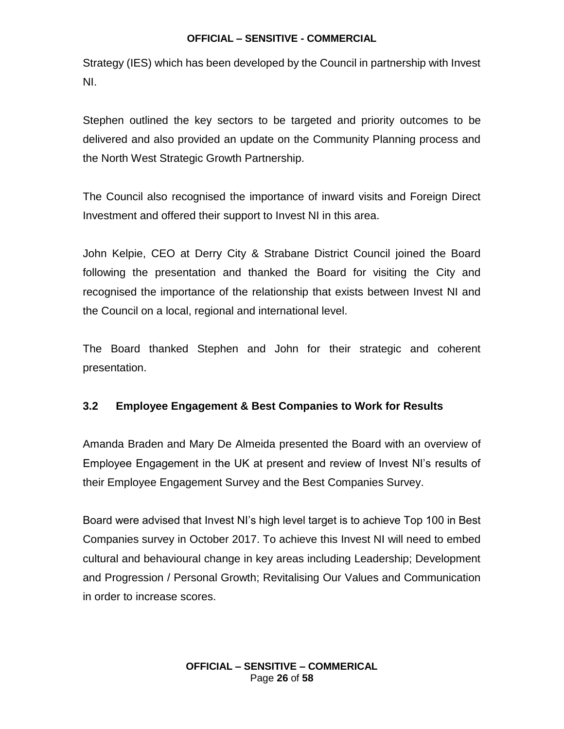Strategy (IES) which has been developed by the Council in partnership with Invest NI.

Stephen outlined the key sectors to be targeted and priority outcomes to be delivered and also provided an update on the Community Planning process and the North West Strategic Growth Partnership.

The Council also recognised the importance of inward visits and Foreign Direct Investment and offered their support to Invest NI in this area.

John Kelpie, CEO at Derry City & Strabane District Council joined the Board following the presentation and thanked the Board for visiting the City and recognised the importance of the relationship that exists between Invest NI and the Council on a local, regional and international level.

The Board thanked Stephen and John for their strategic and coherent presentation.

### 3.2 Employee Engagement & Best Companies to Work for Results

Amanda Braden and Mary De Almeida presented the Board with an overview of Employee Engagement in the UK at present and review of Invest NI's results of their Employee Engagement Survey and the Best Companies Survey.

Board were advised that Invest NI's high level target is to achieve Top 100 in Best Companies survey in October 2017. To achieve this Invest NI will need to embed cultural and behavioural change in key areas including Leadership; Development and Progression / Personal Growth; Revitalising Our Values and Communication in order to increase scores.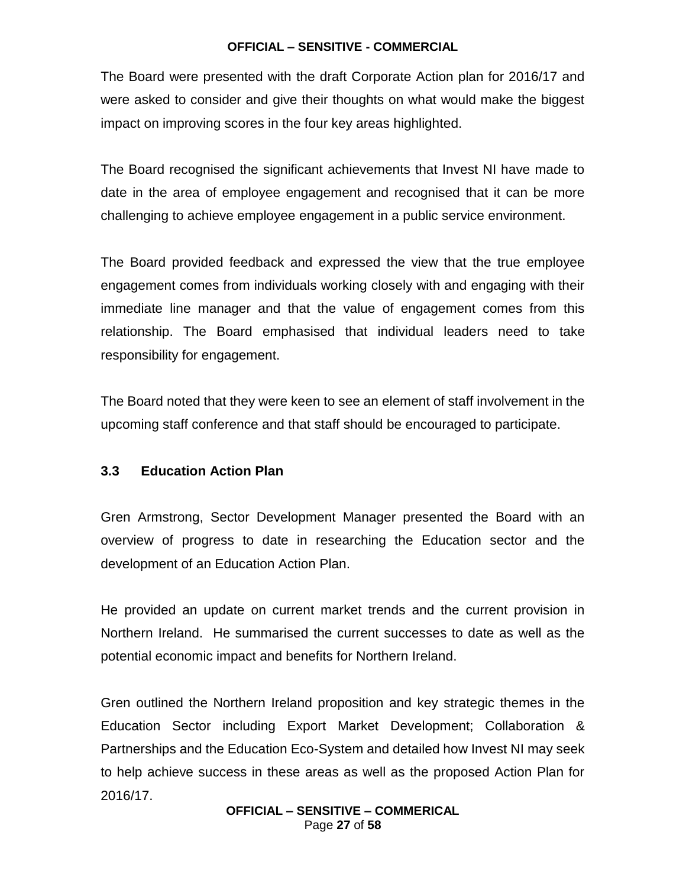The Board were presented with the draft Corporate Action plan for 2016/17 and were asked to consider and give their thoughts on what would make the biggest impact on improving scores in the four key areas highlighted.

The Board recognised the significant achievements that Invest NI have made to date in the area of employee engagement and recognised that it can be more challenging to achieve employee engagement in a public service environment.

The Board provided feedback and expressed the view that the true employee engagement comes from individuals working closely with and engaging with their immediate line manager and that the value of engagement comes from this relationship. The Board emphasised that individual leaders need to take responsibility for engagement.

The Board noted that they were keen to see an element of staff involvement in the upcoming staff conference and that staff should be encouraged to participate.

### 3.3 Education Action Plan

Gren Armstrong, Sector Development Manager presented the Board with an overview of progress to date in researching the Education sector and the development of an Education Action Plan.

He provided an update on current market trends and the current provision in Northern Ireland. He summarised the current successes to date as well as the potential economic impact and benefits for Northern Ireland.

Gren outlined the Northern Ireland proposition and key strategic themes in the Education Sector including Export Market Development; Collaboration & Partnerships and the Education Eco-System and detailed how Invest NI may seek to help achieve success in these areas as well as the proposed Action Plan for 2016/17.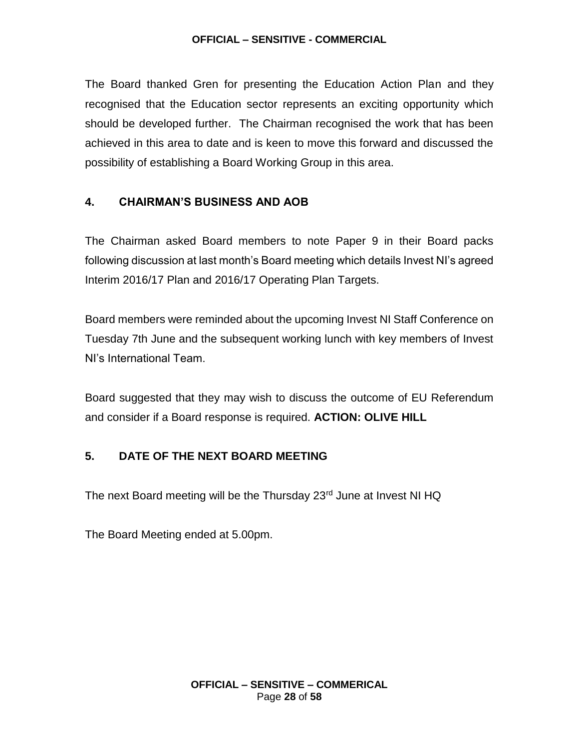The Board thanked Gren for presenting the Education Action Plan and they recognised that the Education sector represents an exciting opportunity which should be developed further. The Chairman recognised the work that has been achieved in this area to date and is keen to move this forward and discussed the possibility of establishing a Board Working Group in this area.

## 4. CHAIRMAN'S BUSINESS AND AOB

The Chairman asked Board members to note Paper 9 in their Board packs following discussion at last month's Board meeting which details Invest NI's agreed Interim 2016/17 Plan and 2016/17 Operating Plan Targets.

Board members were reminded about the upcoming Invest NI Staff Conference on Tuesday 7th June and the subsequent working lunch with key members of Invest NI's International Team.

Board suggested that they may wish to discuss the outcome of EU Referendum and consider if a Board response is required. **ACTION: OLIVE HILL**

## 5. DATE OF THE NEXT BOARD MEETING

The next Board meeting will be the Thursday 23rd June at Invest NI HQ

The Board Meeting ended at 5.00pm.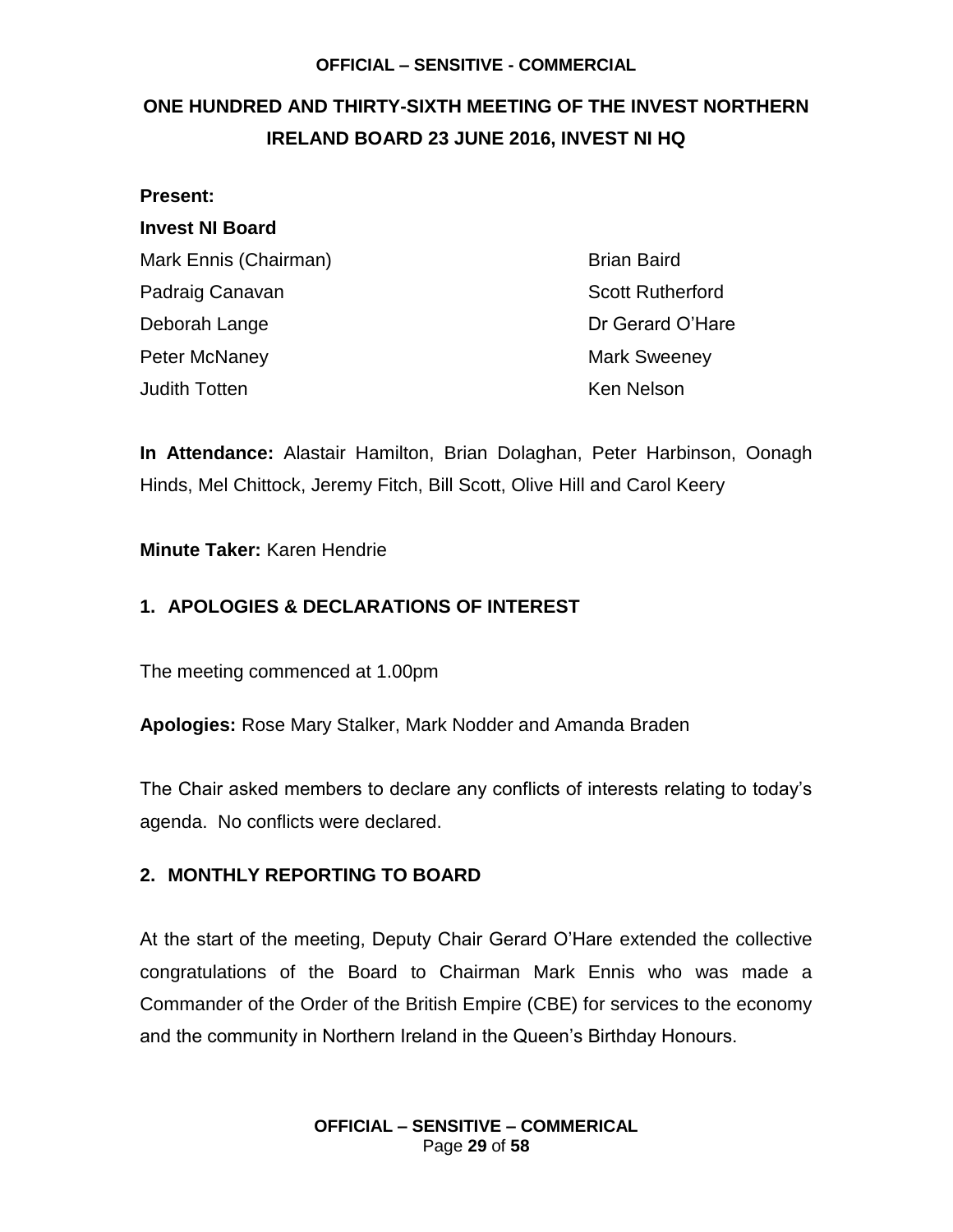# ONE HUNDRED AND THIRTY-SIXTH MEETING OF THE INVEST NORTHERN IRELAND BOARD 23 JUNE 2016, INVEST NI HQ

**Present:**

**Invest NI Board**

Mark Ennis (Chairman)
Padraig Canavan
Deborah Lange
Peter McNaney
Judith Totten
Brian Baird
Scott Rutherford
Dr Gerard O'Hare
Mark Sweeney
Ken Nelson

**In Attendance:** Alastair Hamilton, Brian Dolaghan, Peter Harbinson, Oonagh Hinds, Mel Chittock, Jeremy Fitch, Bill Scott, Olive Hill and Carol Keery

**Minute Taker:** Karen Hendrie

## 1. APOLOGIES & DECLARATIONS OF INTEREST

The meeting commenced at 1.00pm

**Apologies:** Rose Mary Stalker, Mark Nodder and Amanda Braden

The Chair asked members to declare any conflicts of interests relating to today's agenda. No conflicts were declared.

## 2. MONTHLY REPORTING TO BOARD

At the start of the meeting, Deputy Chair Gerard O'Hare extended the collective congratulations of the Board to Chairman Mark Ennis who was made a Commander of the Order of the British Empire (CBE) for services to the economy and the community in Northern Ireland in the Queen's Birthday Honours.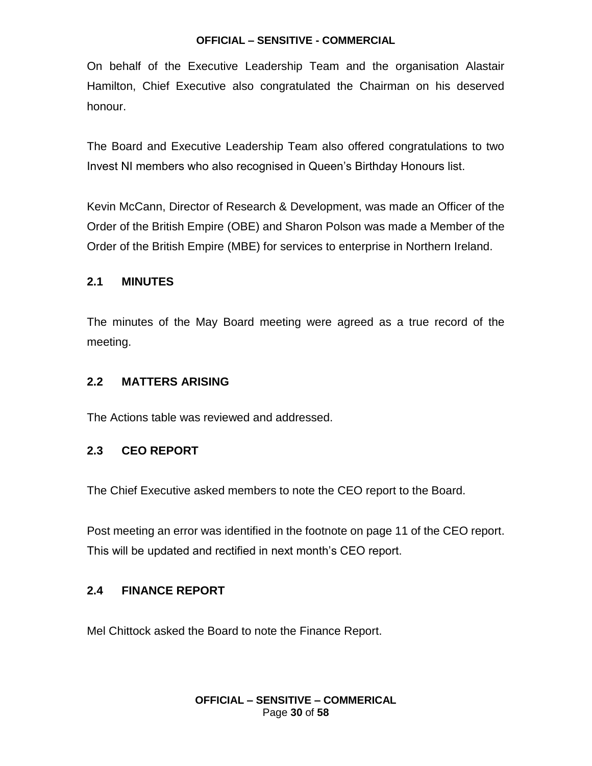On behalf of the Executive Leadership Team and the organisation Alastair Hamilton, Chief Executive also congratulated the Chairman on his deserved honour.

The Board and Executive Leadership Team also offered congratulations to two Invest NI members who also recognised in Queen's Birthday Honours list.

Kevin McCann, Director of Research & Development, was made an Officer of the Order of the British Empire (OBE) and Sharon Polson was made a Member of the Order of the British Empire (MBE) for services to enterprise in Northern Ireland.

### 2.1 MINUTES

The minutes of the May Board meeting were agreed as a true record of the meeting.

### 2.2 MATTERS ARISING

The Actions table was reviewed and addressed.

### 2.3 CEO REPORT

The Chief Executive asked members to note the CEO report to the Board.

Post meeting an error was identified in the footnote on page 11 of the CEO report. This will be updated and rectified in next month's CEO report.

### 2.4 FINANCE REPORT

Mel Chittock asked the Board to note the Finance Report.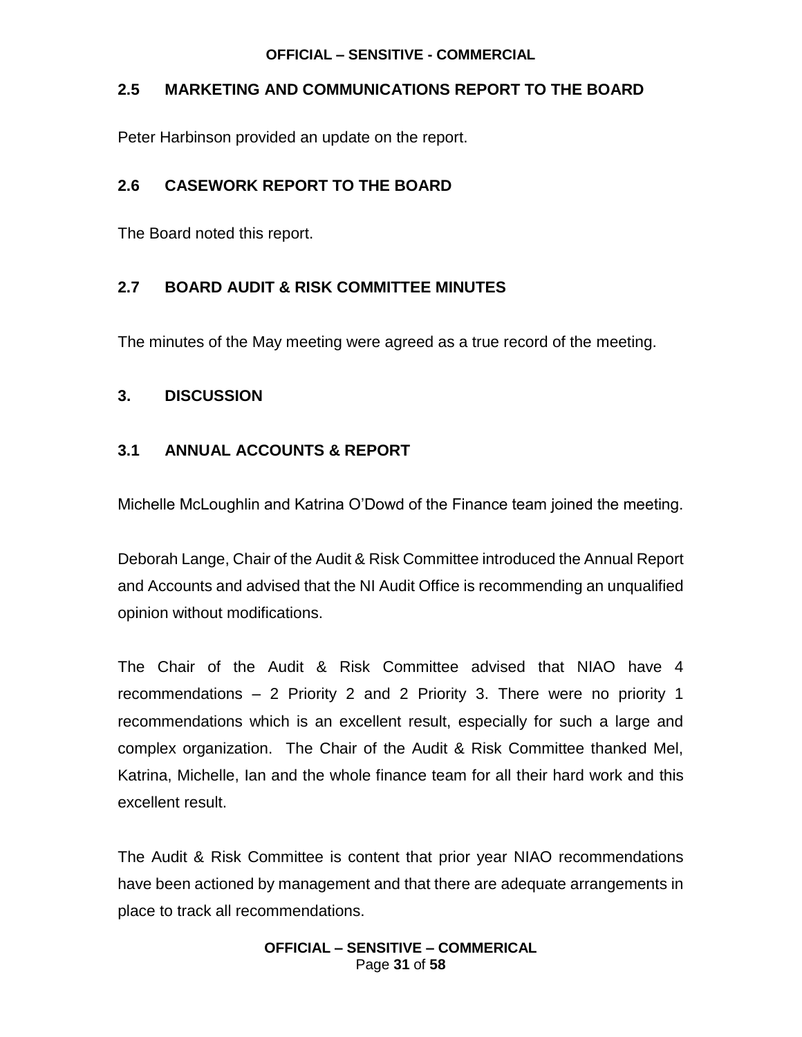## 2.5 MARKETING AND COMMUNICATIONS REPORT TO THE BOARD

Peter Harbinson provided an update on the report.

## 2.6 CASEWORK REPORT TO THE BOARD

The Board noted this report.

## 2.7 BOARD AUDIT & RISK COMMITTEE MINUTES

The minutes of the May meeting were agreed as a true record of the meeting.

# 3. DISCUSSION

## 3.1 ANNUAL ACCOUNTS & REPORT

Michelle McLoughlin and Katrina O'Dowd of the Finance team joined the meeting.

Deborah Lange, Chair of the Audit & Risk Committee introduced the Annual Report and Accounts and advised that the NI Audit Office is recommending an unqualified opinion without modifications.

The Chair of the Audit & Risk Committee advised that NIAO have 4 recommendations – 2 Priority 2 and 2 Priority 3. There were no priority 1 recommendations which is an excellent result, especially for such a large and complex organization. The Chair of the Audit & Risk Committee thanked Mel, Katrina, Michelle, Ian and the whole finance team for all their hard work and this excellent result.

The Audit & Risk Committee is content that prior year NIAO recommendations have been actioned by management and that there are adequate arrangements in place to track all recommendations.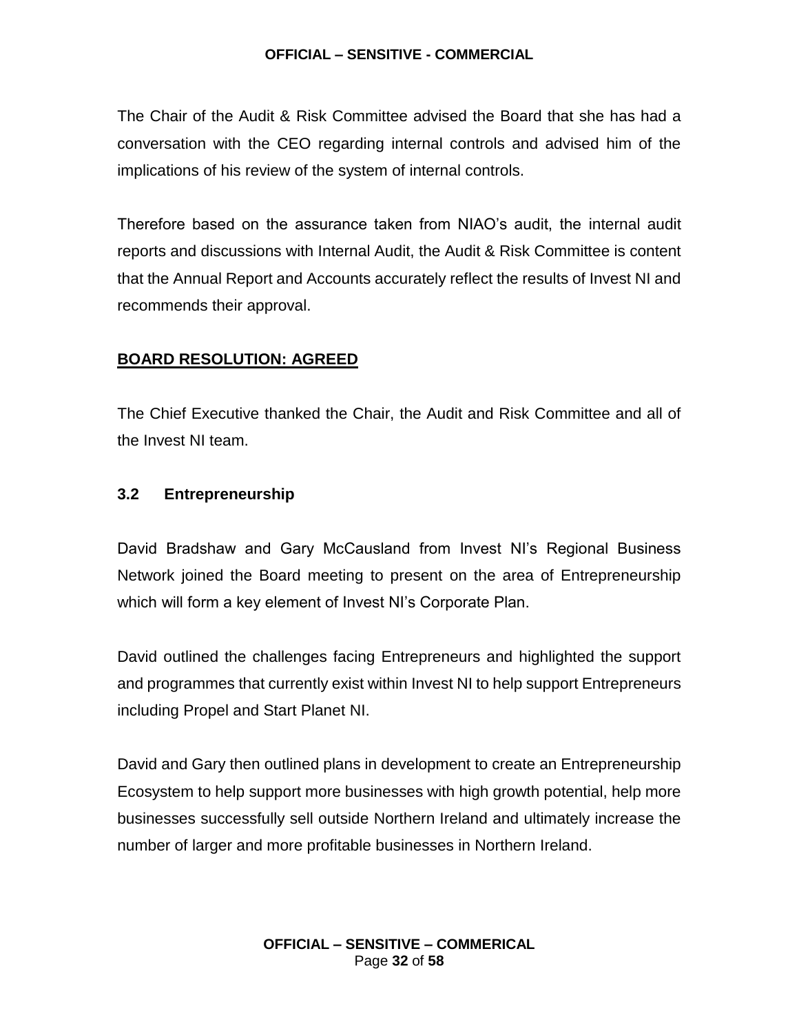The Chair of the Audit & Risk Committee advised the Board that she has had a conversation with the CEO regarding internal controls and advised him of the implications of his review of the system of internal controls.

Therefore based on the assurance taken from NIAO's audit, the internal audit reports and discussions with Internal Audit, the Audit & Risk Committee is content that the Annual Report and Accounts accurately reflect the results of Invest NI and recommends their approval.

**BOARD RESOLUTION: AGREED**

The Chief Executive thanked the Chair, the Audit and Risk Committee and all of the Invest NI team.

### 3.2 Entrepreneurship

David Bradshaw and Gary McCausland from Invest NI's Regional Business Network joined the Board meeting to present on the area of Entrepreneurship which will form a key element of Invest NI's Corporate Plan.

David outlined the challenges facing Entrepreneurs and highlighted the support and programmes that currently exist within Invest NI to help support Entrepreneurs including Propel and Start Planet NI.

David and Gary then outlined plans in development to create an Entrepreneurship Ecosystem to help support more businesses with high growth potential, help more businesses successfully sell outside Northern Ireland and ultimately increase the number of larger and more profitable businesses in Northern Ireland.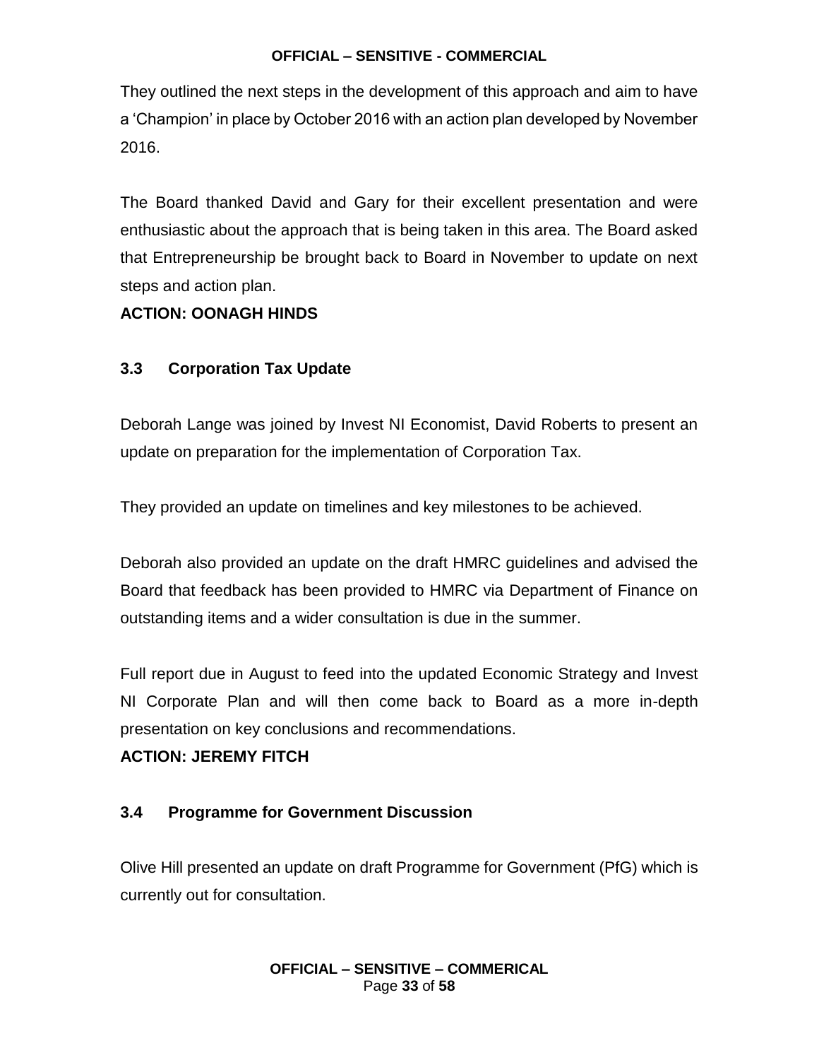They outlined the next steps in the development of this approach and aim to have a 'Champion' in place by October 2016 with an action plan developed by November 2016.

The Board thanked David and Gary for their excellent presentation and were enthusiastic about the approach that is being taken in this area. The Board asked that Entrepreneurship be brought back to Board in November to update on next steps and action plan.

**ACTION: OONAGH HINDS**

### 3.3 Corporation Tax Update

Deborah Lange was joined by Invest NI Economist, David Roberts to present an update on preparation for the implementation of Corporation Tax.

They provided an update on timelines and key milestones to be achieved.

Deborah also provided an update on the draft HMRC guidelines and advised the Board that feedback has been provided to HMRC via Department of Finance on outstanding items and a wider consultation is due in the summer.

Full report due in August to feed into the updated Economic Strategy and Invest NI Corporate Plan and will then come back to Board as a more in-depth presentation on key conclusions and recommendations.

**ACTION: JEREMY FITCH**

### 3.4 Programme for Government Discussion

Olive Hill presented an update on draft Programme for Government (PfG) which is currently out for consultation.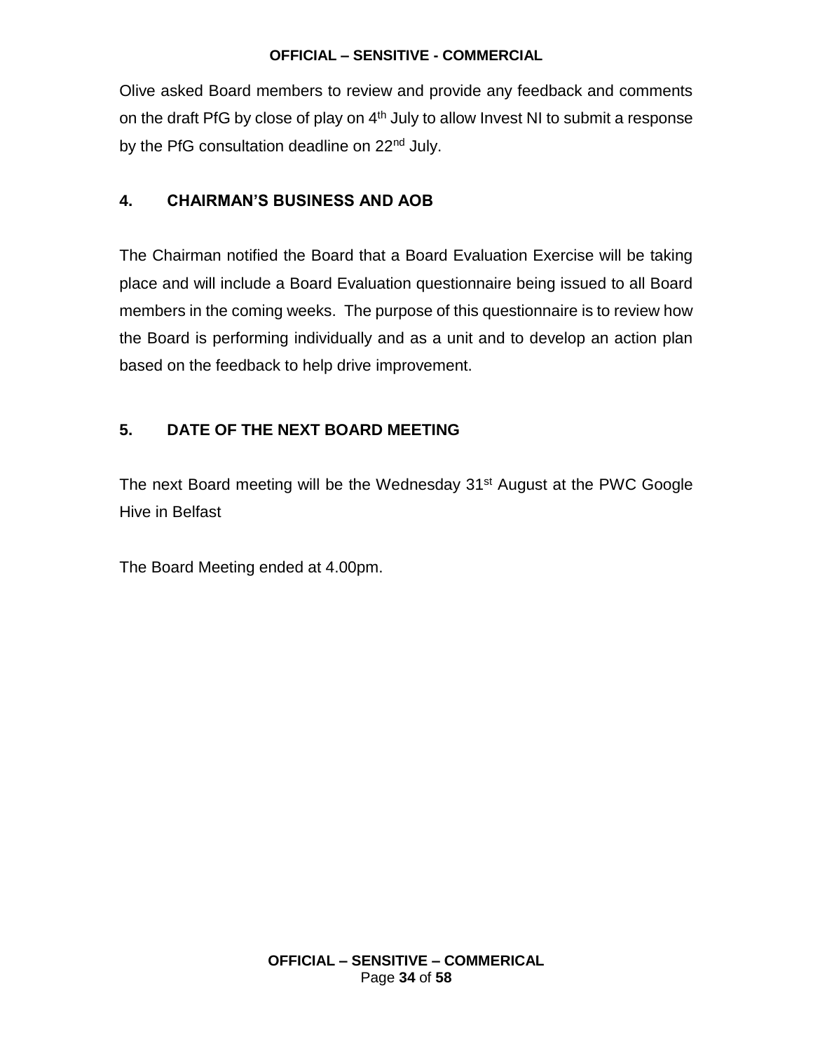Olive asked Board members to review and provide any feedback and comments on the draft PfG by close of play on 4th July to allow Invest NI to submit a response by the PfG consultation deadline on 22nd July.

## 4. CHAIRMAN'S BUSINESS AND AOB

The Chairman notified the Board that a Board Evaluation Exercise will be taking place and will include a Board Evaluation questionnaire being issued to all Board members in the coming weeks. The purpose of this questionnaire is to review how the Board is performing individually and as a unit and to develop an action plan based on the feedback to help drive improvement.

## 5. DATE OF THE NEXT BOARD MEETING

The next Board meeting will be the Wednesday 31st August at the PWC Google Hive in Belfast

The Board Meeting ended at 4.00pm.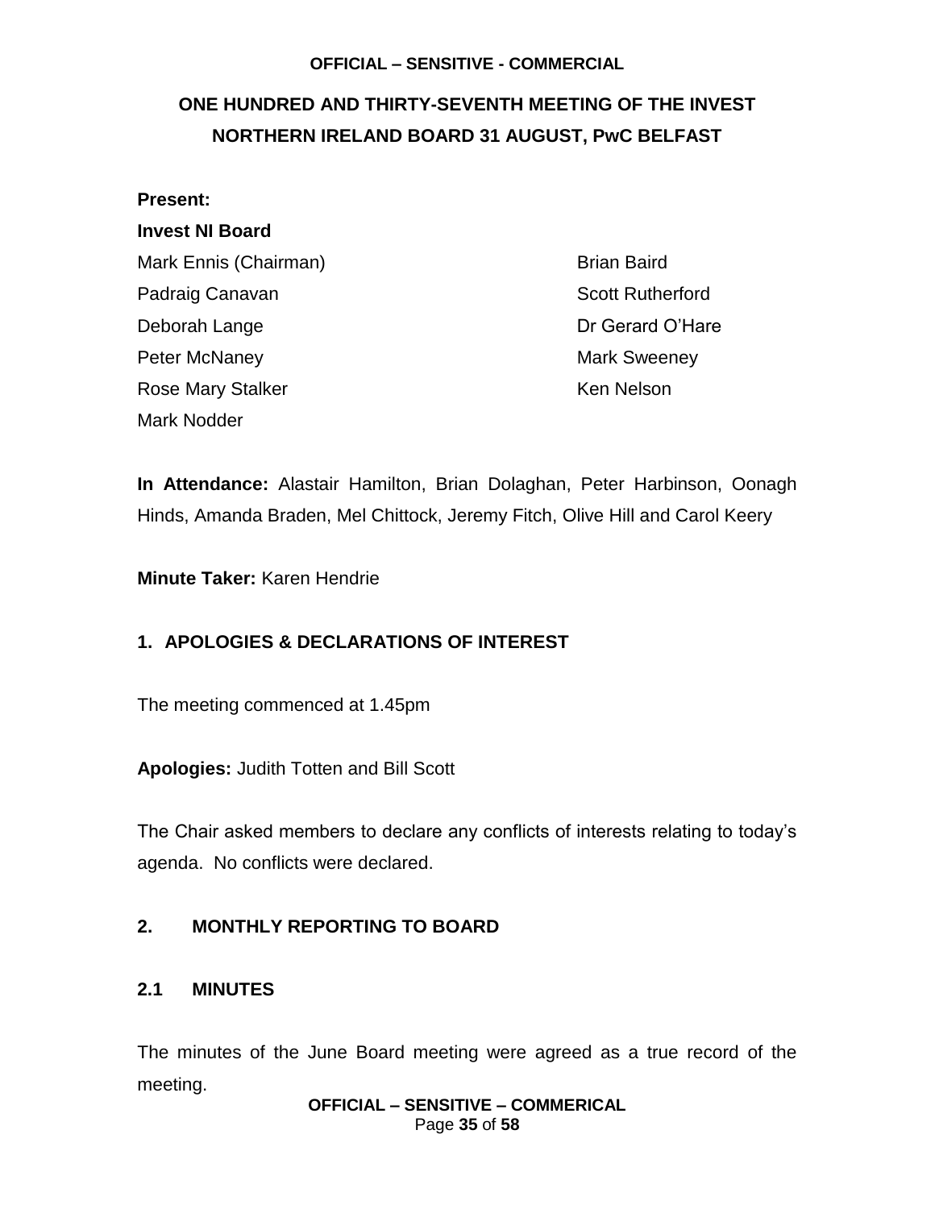# ONE HUNDRED AND THIRTY-SEVENTH MEETING OF THE INVEST NORTHERN IRELAND BOARD 31 AUGUST, PwC BELFAST

**Present:**

**Invest NI Board**

Mark Ennis (Chairman)
Padraig Canavan
Deborah Lange
Peter McNaney
Rose Mary Stalker
Mark Nodder
Brian Baird
Scott Rutherford
Dr Gerard O'Hare
Mark Sweeney
Ken Nelson

**In Attendance:** Alastair Hamilton, Brian Dolaghan, Peter Harbinson, Oonagh Hinds, Amanda Braden, Mel Chittock, Jeremy Fitch, Olive Hill and Carol Keery

**Minute Taker:** Karen Hendrie

## 1. APOLOGIES & DECLARATIONS OF INTEREST

The meeting commenced at 1.45pm

**Apologies:** Judith Totten and Bill Scott

The Chair asked members to declare any conflicts of interests relating to today's agenda. No conflicts were declared.

## 2. MONTHLY REPORTING TO BOARD

### 2.1 MINUTES

The minutes of the June Board meeting were agreed as a true record of the meeting.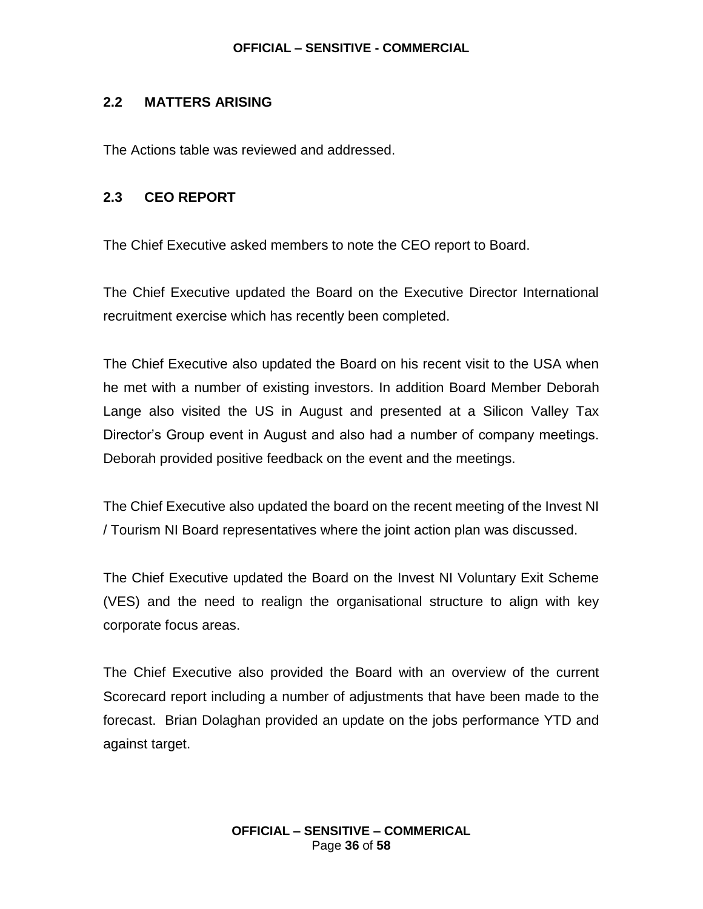## 2.2 MATTERS ARISING

The Actions table was reviewed and addressed.

## 2.3 CEO REPORT

The Chief Executive asked members to note the CEO report to Board.

The Chief Executive updated the Board on the Executive Director International recruitment exercise which has recently been completed.

The Chief Executive also updated the Board on his recent visit to the USA when he met with a number of existing investors. In addition Board Member Deborah Lange also visited the US in August and presented at a Silicon Valley Tax Director's Group event in August and also had a number of company meetings. Deborah provided positive feedback on the event and the meetings.

The Chief Executive also updated the board on the recent meeting of the Invest NI / Tourism NI Board representatives where the joint action plan was discussed.

The Chief Executive updated the Board on the Invest NI Voluntary Exit Scheme (VES) and the need to realign the organisational structure to align with key corporate focus areas.

The Chief Executive also provided the Board with an overview of the current Scorecard report including a number of adjustments that have been made to the forecast. Brian Dolaghan provided an update on the jobs performance YTD and against target.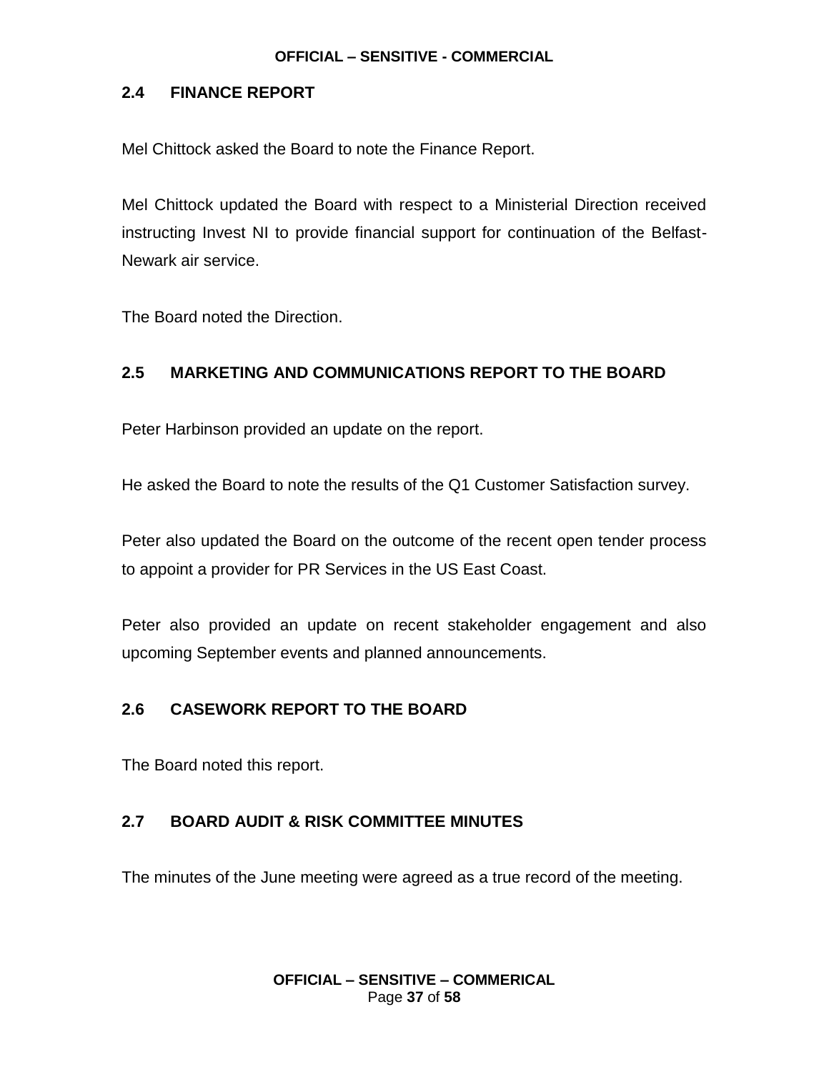## 2.4 FINANCE REPORT

Mel Chittock asked the Board to note the Finance Report.

Mel Chittock updated the Board with respect to a Ministerial Direction received instructing Invest NI to provide financial support for continuation of the Belfast-Newark air service.

The Board noted the Direction.

## 2.5 MARKETING AND COMMUNICATIONS REPORT TO THE BOARD

Peter Harbinson provided an update on the report.

He asked the Board to note the results of the Q1 Customer Satisfaction survey.

Peter also updated the Board on the outcome of the recent open tender process to appoint a provider for PR Services in the US East Coast.

Peter also provided an update on recent stakeholder engagement and also upcoming September events and planned announcements.

## 2.6 CASEWORK REPORT TO THE BOARD

The Board noted this report.

## 2.7 BOARD AUDIT & RISK COMMITTEE MINUTES

The minutes of the June meeting were agreed as a true record of the meeting.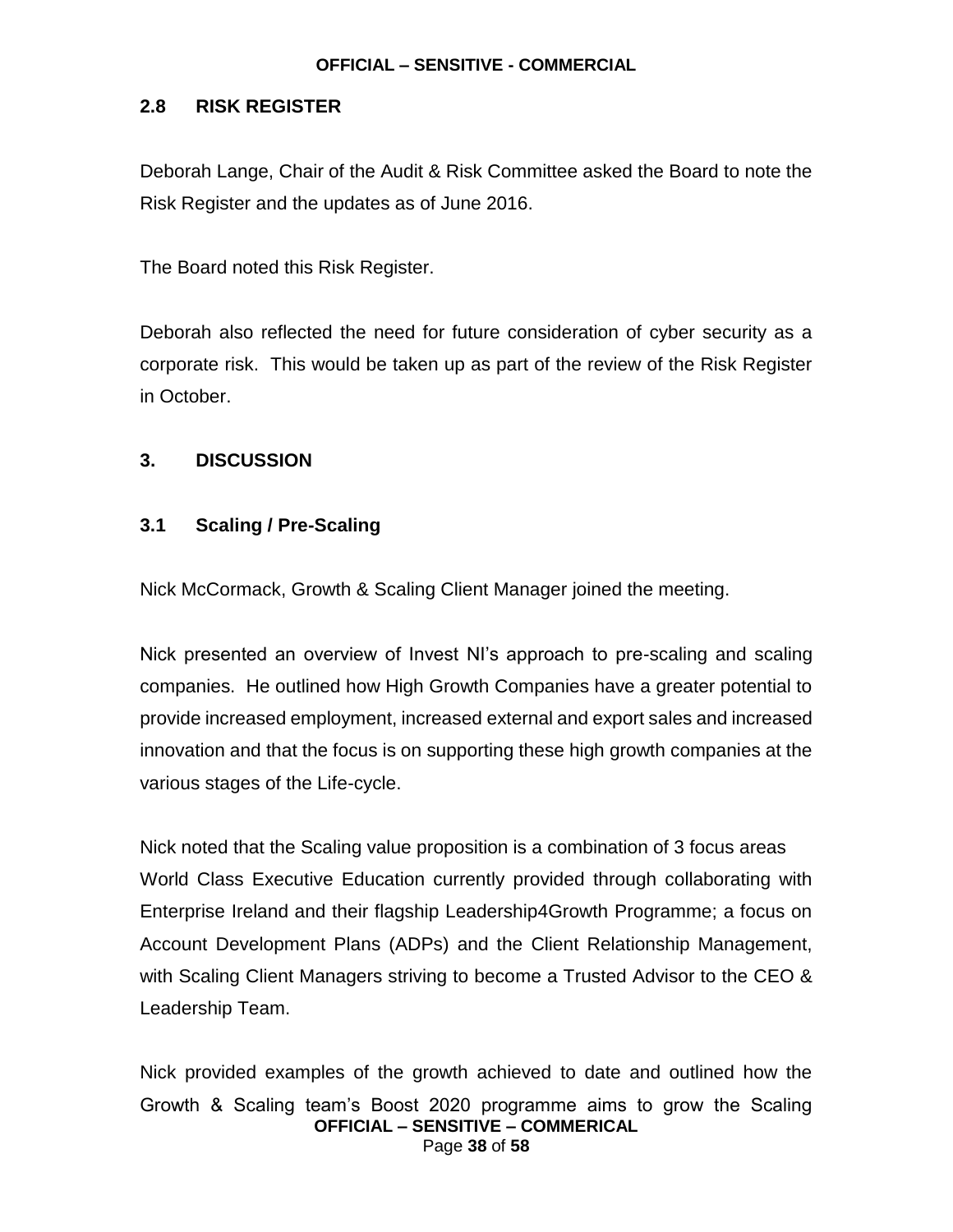## 2.8 RISK REGISTER

Deborah Lange, Chair of the Audit & Risk Committee asked the Board to note the Risk Register and the updates as of June 2016.

The Board noted this Risk Register.

Deborah also reflected the need for future consideration of cyber security as a corporate risk. This would be taken up as part of the review of the Risk Register in October.

## 3. DISCUSSION

### 3.1 Scaling / Pre-Scaling

Nick McCormack, Growth & Scaling Client Manager joined the meeting.

Nick presented an overview of Invest NI's approach to pre-scaling and scaling companies. He outlined how High Growth Companies have a greater potential to provide increased employment, increased external and export sales and increased innovation and that the focus is on supporting these high growth companies at the various stages of the Life-cycle.

Nick noted that the Scaling value proposition is a combination of 3 focus areas World Class Executive Education currently provided through collaborating with Enterprise Ireland and their flagship Leadership4Growth Programme; a focus on Account Development Plans (ADPs) and the Client Relationship Management, with Scaling Client Managers striving to become a Trusted Advisor to the CEO & Leadership Team.

Nick provided examples of the growth achieved to date and outlined how the Growth & Scaling team's Boost 2020 programme aims to grow the Scaling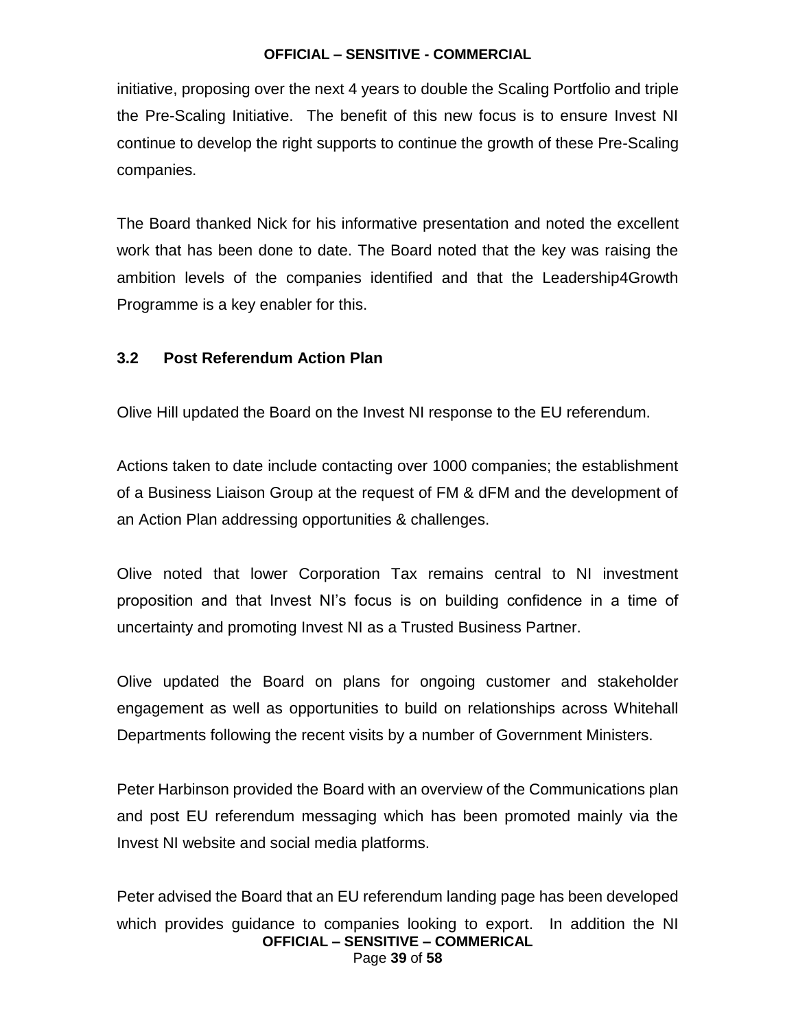initiative, proposing over the next 4 years to double the Scaling Portfolio and triple the Pre-Scaling Initiative. The benefit of this new focus is to ensure Invest NI continue to develop the right supports to continue the growth of these Pre-Scaling companies.

The Board thanked Nick for his informative presentation and noted the excellent work that has been done to date. The Board noted that the key was raising the ambition levels of the companies identified and that the Leadership4Growth Programme is a key enabler for this.

### 3.2 Post Referendum Action Plan

Olive Hill updated the Board on the Invest NI response to the EU referendum.

Actions taken to date include contacting over 1000 companies; the establishment of a Business Liaison Group at the request of FM & dFM and the development of an Action Plan addressing opportunities & challenges.

Olive noted that lower Corporation Tax remains central to NI investment proposition and that Invest NI's focus is on building confidence in a time of uncertainty and promoting Invest NI as a Trusted Business Partner.

Olive updated the Board on plans for ongoing customer and stakeholder engagement as well as opportunities to build on relationships across Whitehall Departments following the recent visits by a number of Government Ministers.

Peter Harbinson provided the Board with an overview of the Communications plan and post EU referendum messaging which has been promoted mainly via the Invest NI website and social media platforms.

Peter advised the Board that an EU referendum landing page has been developed which provides guidance to companies looking to export. In addition the NI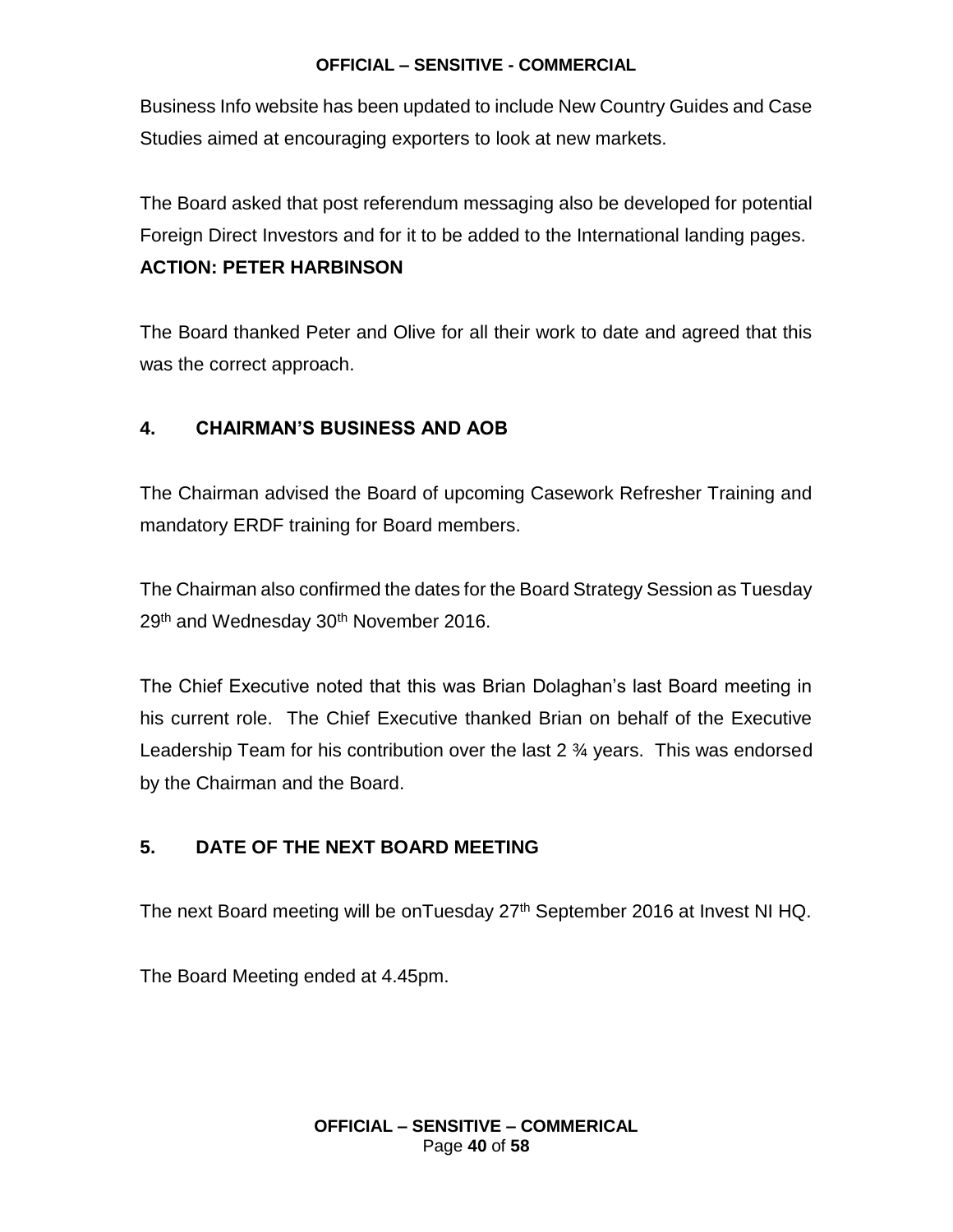Business Info website has been updated to include New Country Guides and Case Studies aimed at encouraging exporters to look at new markets.

The Board asked that post referendum messaging also be developed for potential Foreign Direct Investors and for it to be added to the International landing pages.
**ACTION: PETER HARBINSON**

The Board thanked Peter and Olive for all their work to date and agreed that this was the correct approach.

## 4. CHAIRMAN'S BUSINESS AND AOB

The Chairman advised the Board of upcoming Casework Refresher Training and mandatory ERDF training for Board members.

The Chairman also confirmed the dates for the Board Strategy Session as Tuesday 29th and Wednesday 30th November 2016.

The Chief Executive noted that this was Brian Dolaghan's last Board meeting in his current role. The Chief Executive thanked Brian on behalf of the Executive Leadership Team for his contribution over the last 2 ¾ years. This was endorsed by the Chairman and the Board.

## 5. DATE OF THE NEXT BOARD MEETING

The next Board meeting will be onTuesday 27th September 2016 at Invest NI HQ.

The Board Meeting ended at 4.45pm.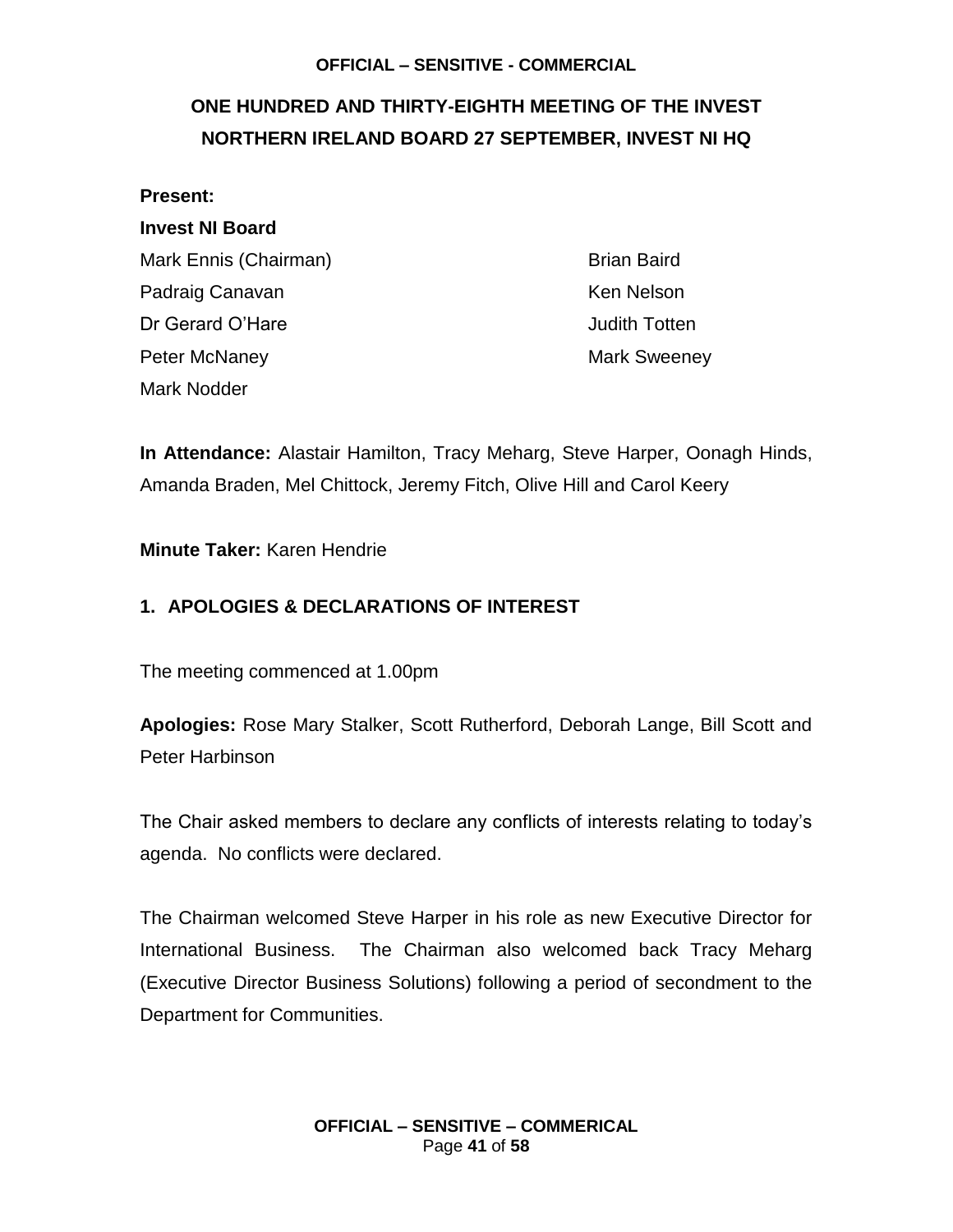**OFFICIAL – SENSITIVE - COMMERCIAL**

# ONE HUNDRED AND THIRTY-EIGHTH MEETING OF THE INVEST NORTHERN IRELAND BOARD 27 SEPTEMBER, INVEST NI HQ

**Present:**

**Invest NI Board**

Mark Ennis (Chairman)
Padraig Canavan
Dr Gerard O'Hare
Peter McNaney
Mark Nodder
Brian Baird
Ken Nelson
Judith Totten
Mark Sweeney

**In Attendance:** Alastair Hamilton, Tracy Meharg, Steve Harper, Oonagh Hinds, Amanda Braden, Mel Chittock, Jeremy Fitch, Olive Hill and Carol Keery

**Minute Taker:** Karen Hendrie

## 1. APOLOGIES & DECLARATIONS OF INTEREST

The meeting commenced at 1.00pm

**Apologies:** Rose Mary Stalker, Scott Rutherford, Deborah Lange, Bill Scott and Peter Harbinson

The Chair asked members to declare any conflicts of interests relating to today's agenda. No conflicts were declared.

The Chairman welcomed Steve Harper in his role as new Executive Director for International Business. The Chairman also welcomed back Tracy Meharg (Executive Director Business Solutions) following a period of secondment to the Department for Communities.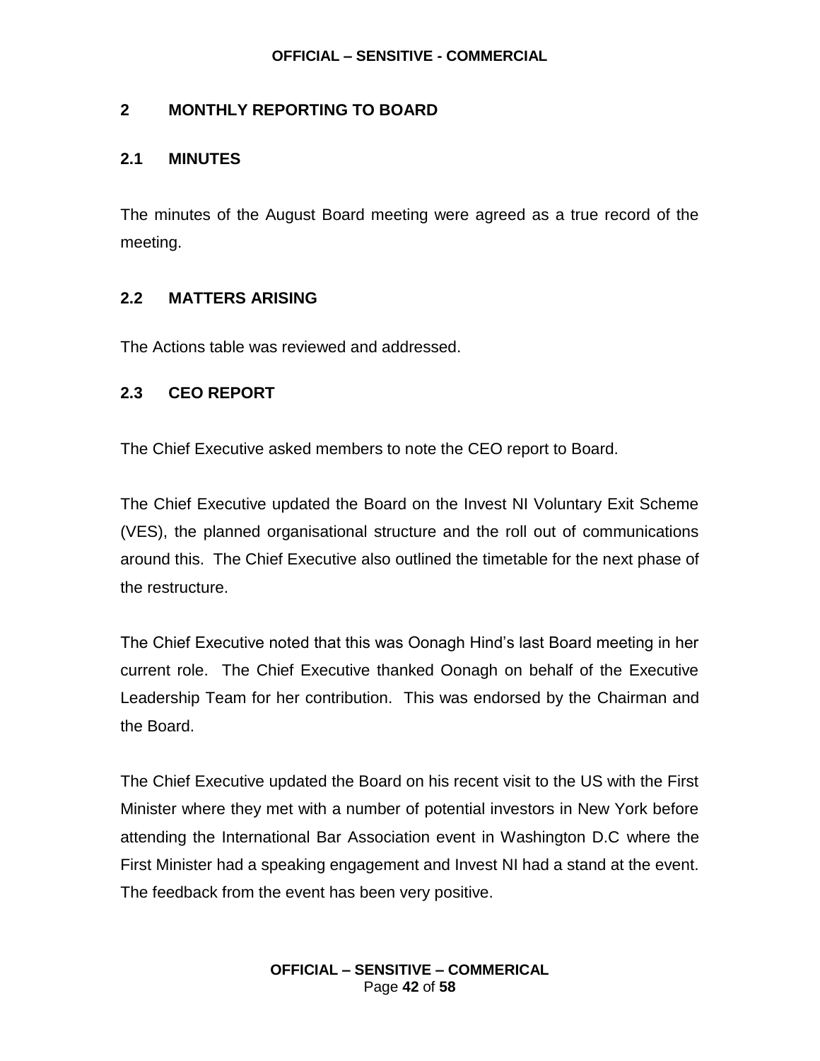## 2 MONTHLY REPORTING TO BOARD

### 2.1 MINUTES

The minutes of the August Board meeting were agreed as a true record of the meeting.

### 2.2 MATTERS ARISING

The Actions table was reviewed and addressed.

### 2.3 CEO REPORT

The Chief Executive asked members to note the CEO report to Board.

The Chief Executive updated the Board on the Invest NI Voluntary Exit Scheme (VES), the planned organisational structure and the roll out of communications around this. The Chief Executive also outlined the timetable for the next phase of the restructure.

The Chief Executive noted that this was Oonagh Hind's last Board meeting in her current role. The Chief Executive thanked Oonagh on behalf of the Executive Leadership Team for her contribution. This was endorsed by the Chairman and the Board.

The Chief Executive updated the Board on his recent visit to the US with the First Minister where they met with a number of potential investors in New York before attending the International Bar Association event in Washington D.C where the First Minister had a speaking engagement and Invest NI had a stand at the event. The feedback from the event has been very positive.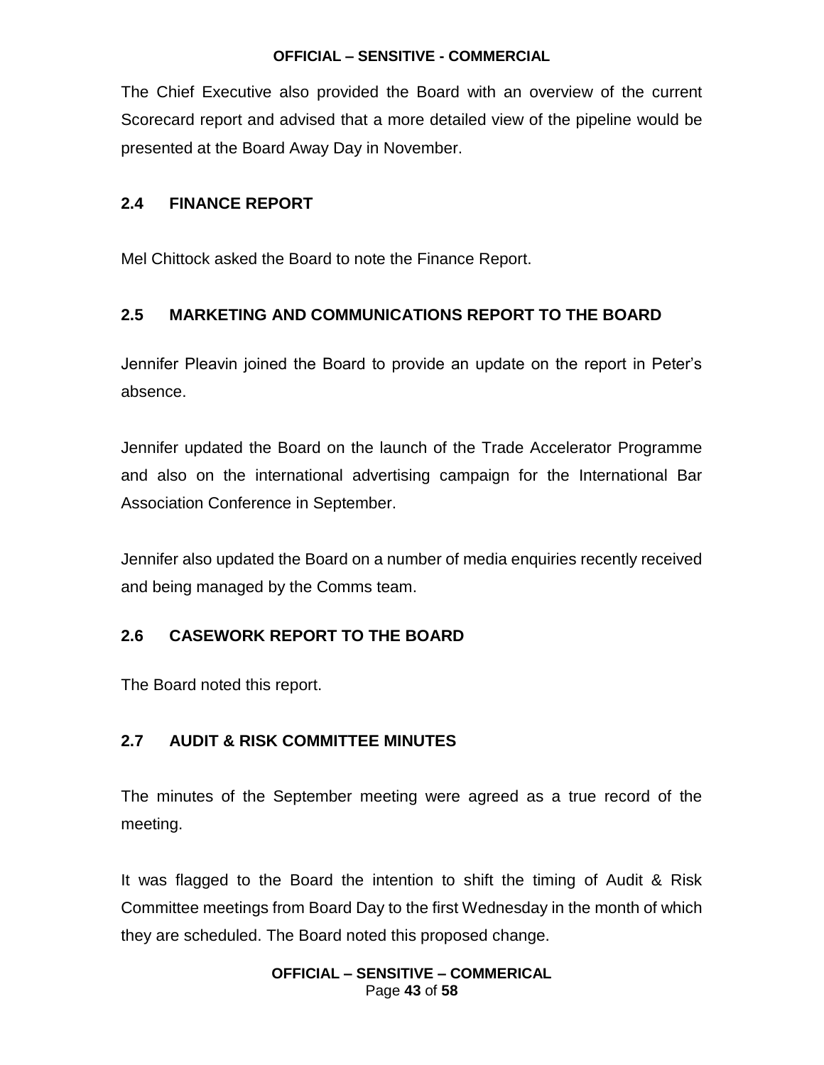The Chief Executive also provided the Board with an overview of the current Scorecard report and advised that a more detailed view of the pipeline would be presented at the Board Away Day in November.

## 2.4 FINANCE REPORT

Mel Chittock asked the Board to note the Finance Report.

## 2.5 MARKETING AND COMMUNICATIONS REPORT TO THE BOARD

Jennifer Pleavin joined the Board to provide an update on the report in Peter's absence.

Jennifer updated the Board on the launch of the Trade Accelerator Programme and also on the international advertising campaign for the International Bar Association Conference in September.

Jennifer also updated the Board on a number of media enquiries recently received and being managed by the Comms team.

## 2.6 CASEWORK REPORT TO THE BOARD

The Board noted this report.

## 2.7 AUDIT & RISK COMMITTEE MINUTES

The minutes of the September meeting were agreed as a true record of the meeting.

It was flagged to the Board the intention to shift the timing of Audit & Risk Committee meetings from Board Day to the first Wednesday in the month of which they are scheduled. The Board noted this proposed change.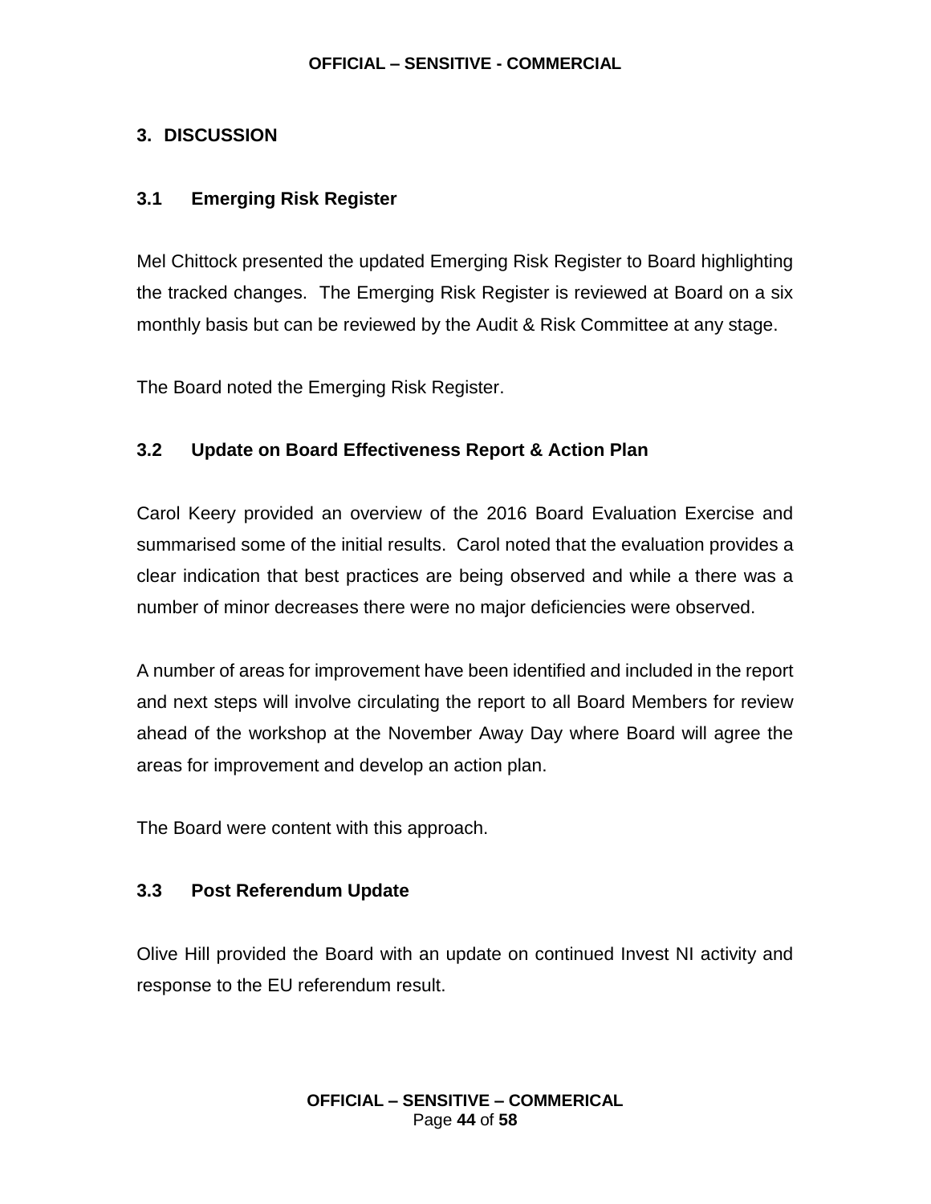## 3. DISCUSSION

### 3.1 Emerging Risk Register

Mel Chittock presented the updated Emerging Risk Register to Board highlighting the tracked changes. The Emerging Risk Register is reviewed at Board on a six monthly basis but can be reviewed by the Audit & Risk Committee at any stage.

The Board noted the Emerging Risk Register.

### 3.2 Update on Board Effectiveness Report & Action Plan

Carol Keery provided an overview of the 2016 Board Evaluation Exercise and summarised some of the initial results. Carol noted that the evaluation provides a clear indication that best practices are being observed and while a there was a number of minor decreases there were no major deficiencies were observed.

A number of areas for improvement have been identified and included in the report and next steps will involve circulating the report to all Board Members for review ahead of the workshop at the November Away Day where Board will agree the areas for improvement and develop an action plan.

The Board were content with this approach.

### 3.3 Post Referendum Update

Olive Hill provided the Board with an update on continued Invest NI activity and response to the EU referendum result.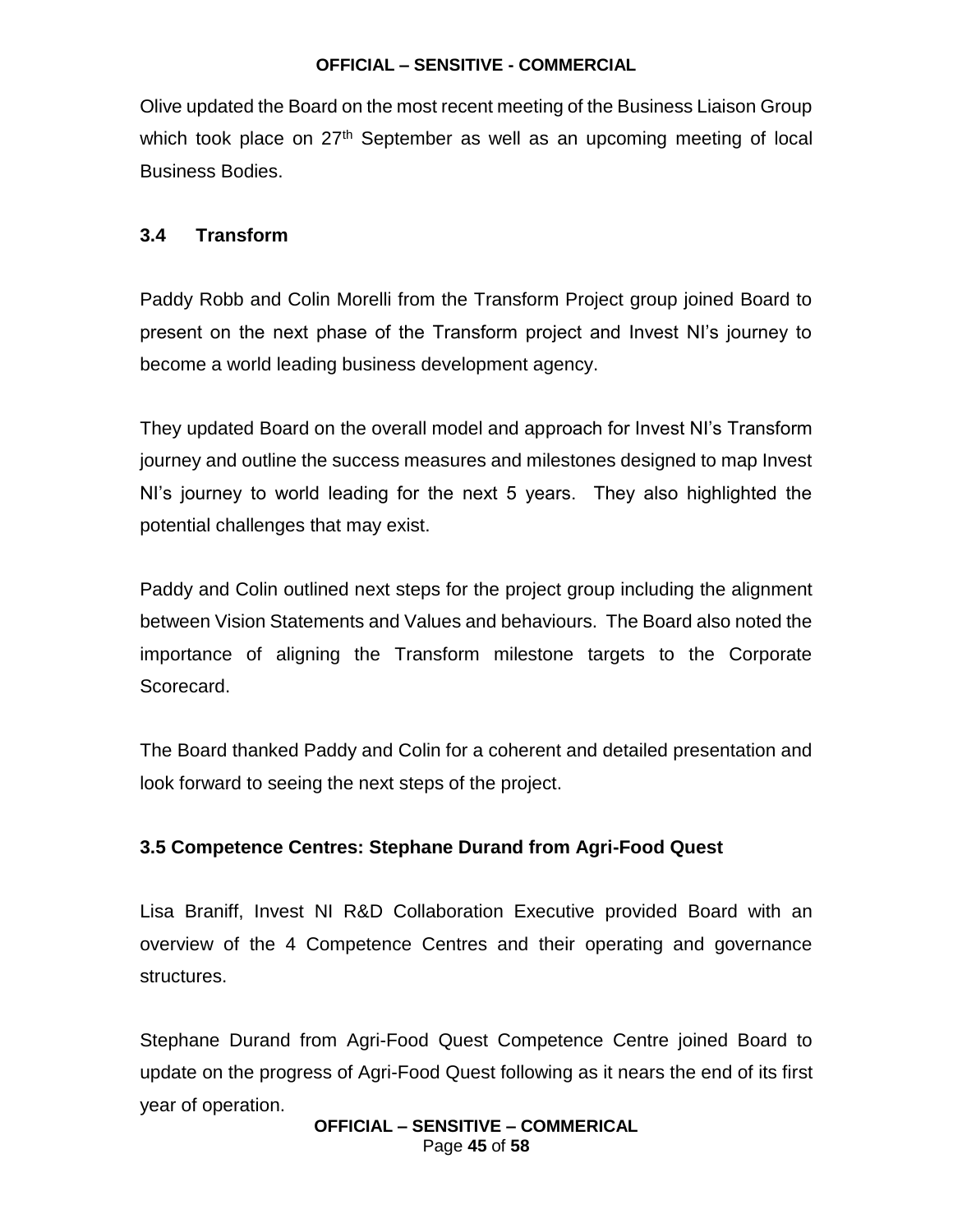Olive updated the Board on the most recent meeting of the Business Liaison Group which took place on 27th September as well as an upcoming meeting of local Business Bodies.

### 3.4 Transform

Paddy Robb and Colin Morelli from the Transform Project group joined Board to present on the next phase of the Transform project and Invest NI's journey to become a world leading business development agency.

They updated Board on the overall model and approach for Invest NI's Transform journey and outline the success measures and milestones designed to map Invest NI's journey to world leading for the next 5 years. They also highlighted the potential challenges that may exist.

Paddy and Colin outlined next steps for the project group including the alignment between Vision Statements and Values and behaviours. The Board also noted the importance of aligning the Transform milestone targets to the Corporate Scorecard.

The Board thanked Paddy and Colin for a coherent and detailed presentation and look forward to seeing the next steps of the project.

### 3.5 Competence Centres: Stephane Durand from Agri-Food Quest

Lisa Braniff, Invest NI R&D Collaboration Executive provided Board with an overview of the 4 Competence Centres and their operating and governance structures.

Stephane Durand from Agri-Food Quest Competence Centre joined Board to update on the progress of Agri-Food Quest following as it nears the end of its first year of operation.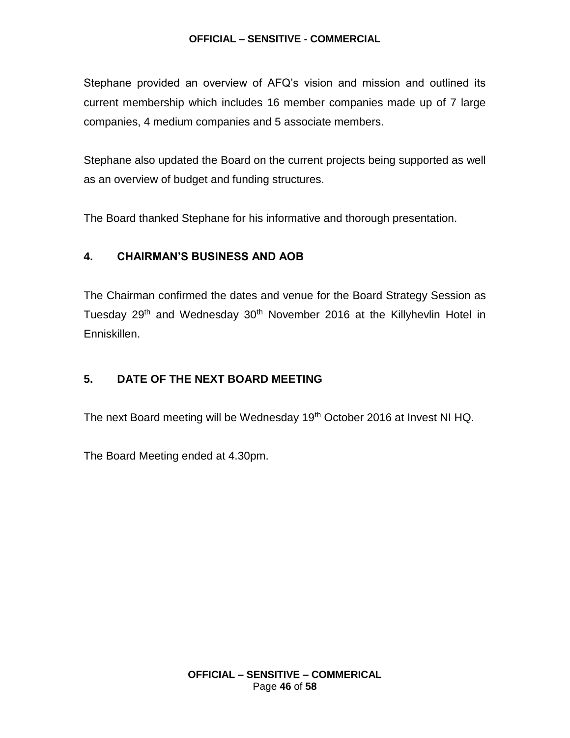Stephane provided an overview of AFQ's vision and mission and outlined its current membership which includes 16 member companies made up of 7 large companies, 4 medium companies and 5 associate members.

Stephane also updated the Board on the current projects being supported as well as an overview of budget and funding structures.

The Board thanked Stephane for his informative and thorough presentation.

## 4. CHAIRMAN'S BUSINESS AND AOB

The Chairman confirmed the dates and venue for the Board Strategy Session as Tuesday 29th and Wednesday 30th November 2016 at the Killyhevlin Hotel in Enniskillen.

## 5. DATE OF THE NEXT BOARD MEETING

The next Board meeting will be Wednesday 19th October 2016 at Invest NI HQ.

The Board Meeting ended at 4.30pm.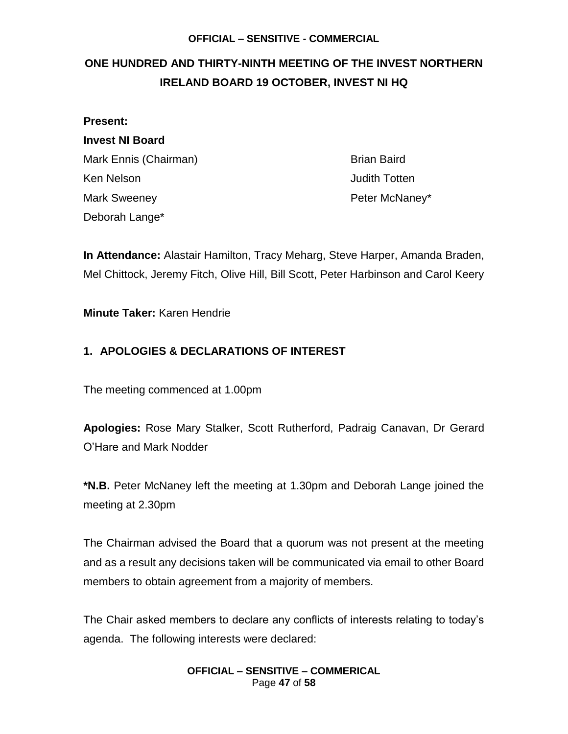**OFFICIAL – SENSITIVE - COMMERCIAL**

# ONE HUNDRED AND THIRTY-NINTH MEETING OF THE INVEST NORTHERN IRELAND BOARD 19 OCTOBER, INVEST NI HQ

**Present:**

**Invest NI Board**

Mark Ennis (Chairman)
Ken Nelson
Mark Sweeney
Deborah Lange*
Brian Baird
Judith Totten
Peter McNaney*

**In Attendance:** Alastair Hamilton, Tracy Meharg, Steve Harper, Amanda Braden, Mel Chittock, Jeremy Fitch, Olive Hill, Bill Scott, Peter Harbinson and Carol Keery

**Minute Taker:** Karen Hendrie

## 1. APOLOGIES & DECLARATIONS OF INTEREST

The meeting commenced at 1.00pm

**Apologies:** Rose Mary Stalker, Scott Rutherford, Padraig Canavan, Dr Gerard O'Hare and Mark Nodder

***N.B.** Peter McNaney left the meeting at 1.30pm and Deborah Lange joined the meeting at 2.30pm

The Chairman advised the Board that a quorum was not present at the meeting and as a result any decisions taken will be communicated via email to other Board members to obtain agreement from a majority of members.

The Chair asked members to declare any conflicts of interests relating to today's agenda. The following interests were declared: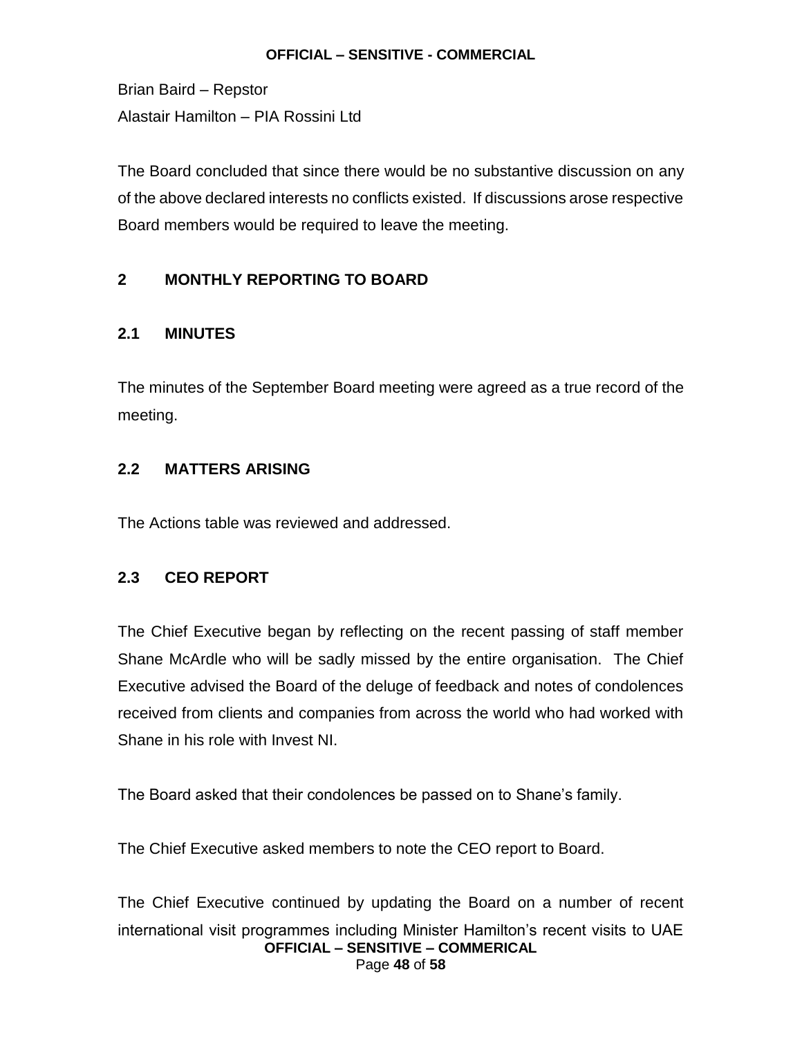Brian Baird – Repstor

Alastair Hamilton – PIA Rossini Ltd

The Board concluded that since there would be no substantive discussion on any of the above declared interests no conflicts existed. If discussions arose respective Board members would be required to leave the meeting.

## 2 MONTHLY REPORTING TO BOARD

### 2.1 MINUTES

The minutes of the September Board meeting were agreed as a true record of the meeting.

### 2.2 MATTERS ARISING

The Actions table was reviewed and addressed.

### 2.3 CEO REPORT

The Chief Executive began by reflecting on the recent passing of staff member Shane McArdle who will be sadly missed by the entire organisation. The Chief Executive advised the Board of the deluge of feedback and notes of condolences received from clients and companies from across the world who had worked with Shane in his role with Invest NI.

The Board asked that their condolences be passed on to Shane's family.

The Chief Executive asked members to note the CEO report to Board.

The Chief Executive continued by updating the Board on a number of recent international visit programmes including Minister Hamilton's recent visits to UAE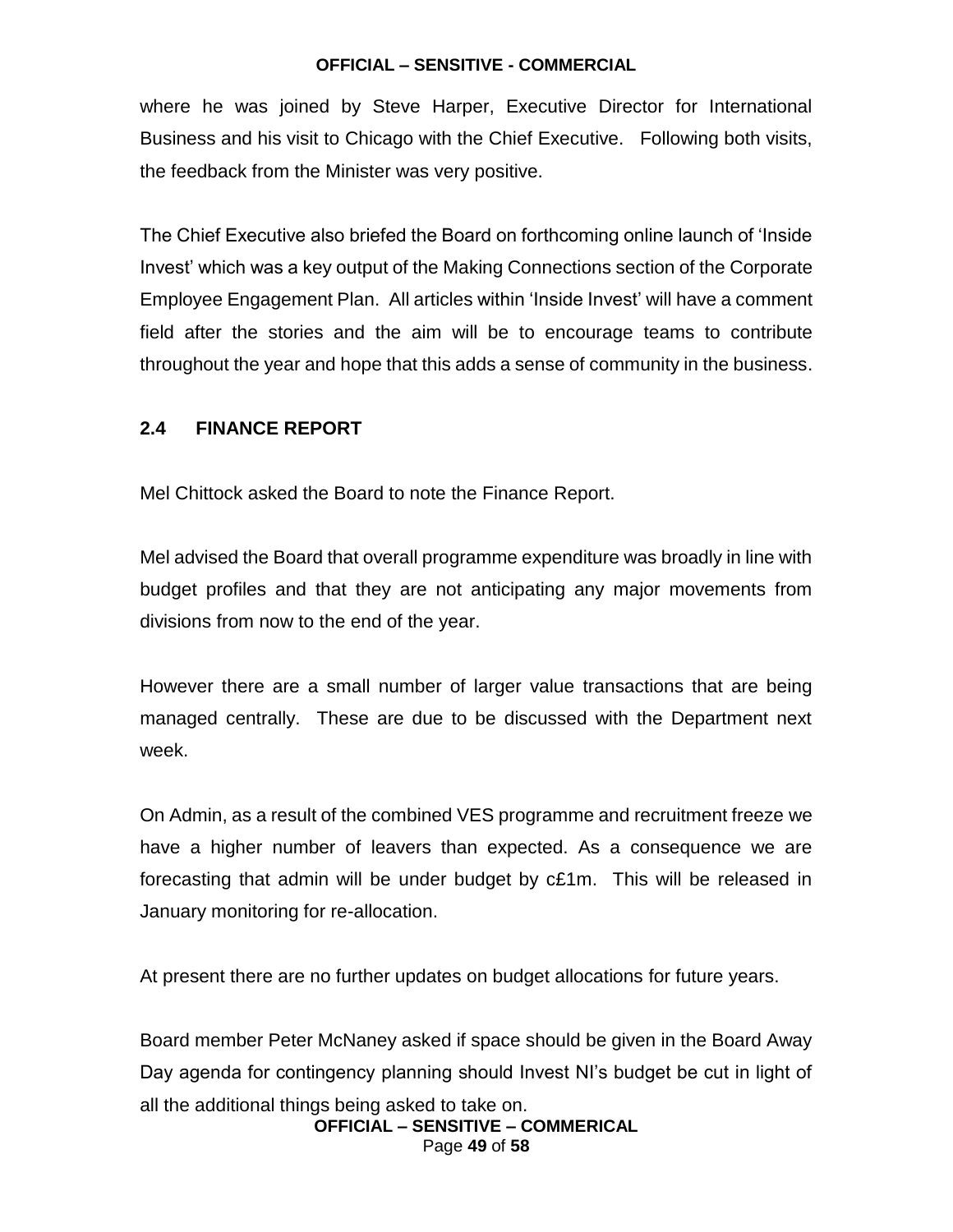where he was joined by Steve Harper, Executive Director for International Business and his visit to Chicago with the Chief Executive. Following both visits, the feedback from the Minister was very positive.

The Chief Executive also briefed the Board on forthcoming online launch of 'Inside Invest' which was a key output of the Making Connections section of the Corporate Employee Engagement Plan. All articles within 'Inside Invest' will have a comment field after the stories and the aim will be to encourage teams to contribute throughout the year and hope that this adds a sense of community in the business.

## 2.4 FINANCE REPORT

Mel Chittock asked the Board to note the Finance Report.

Mel advised the Board that overall programme expenditure was broadly in line with budget profiles and that they are not anticipating any major movements from divisions from now to the end of the year.

However there are a small number of larger value transactions that are being managed centrally. These are due to be discussed with the Department next week.

On Admin, as a result of the combined VES programme and recruitment freeze we have a higher number of leavers than expected. As a consequence we are forecasting that admin will be under budget by c£1m. This will be released in January monitoring for re-allocation.

At present there are no further updates on budget allocations for future years.

Board member Peter McNaney asked if space should be given in the Board Away Day agenda for contingency planning should Invest NI's budget be cut in light of all the additional things being asked to take on.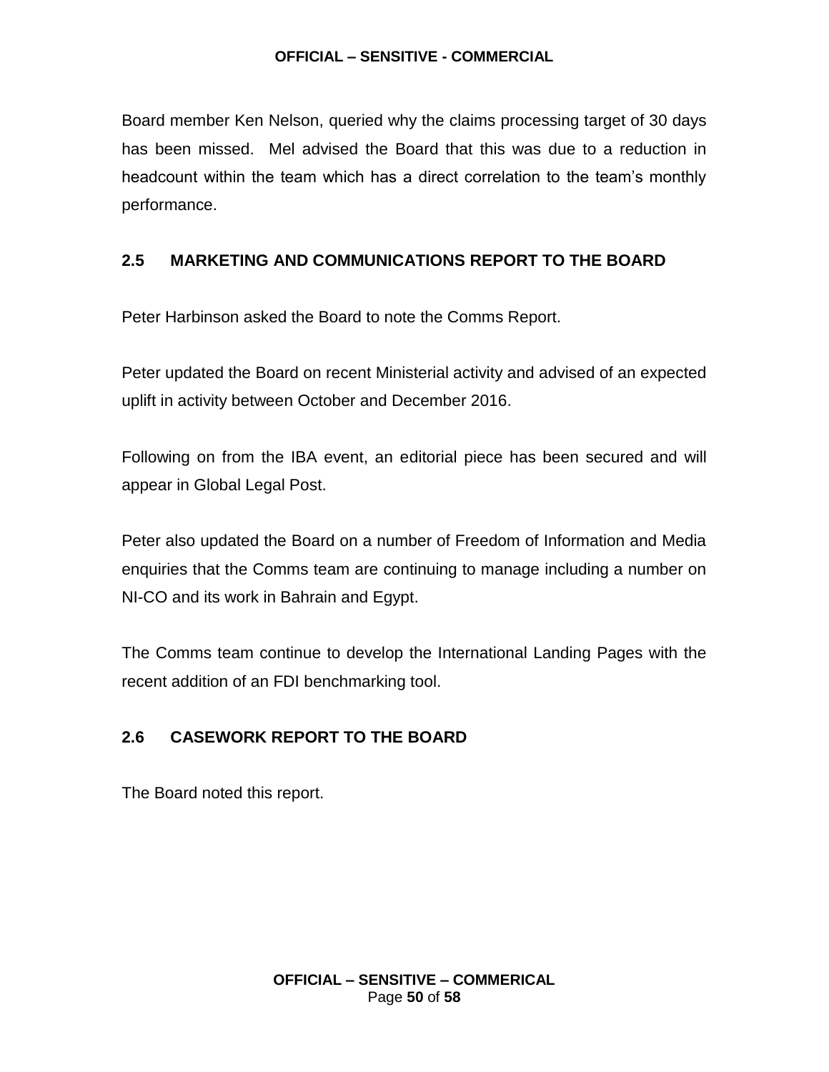Board member Ken Nelson, queried why the claims processing target of 30 days has been missed. Mel advised the Board that this was due to a reduction in headcount within the team which has a direct correlation to the team's monthly performance.

## 2.5 MARKETING AND COMMUNICATIONS REPORT TO THE BOARD

Peter Harbinson asked the Board to note the Comms Report.

Peter updated the Board on recent Ministerial activity and advised of an expected uplift in activity between October and December 2016.

Following on from the IBA event, an editorial piece has been secured and will appear in Global Legal Post.

Peter also updated the Board on a number of Freedom of Information and Media enquiries that the Comms team are continuing to manage including a number on NI-CO and its work in Bahrain and Egypt.

The Comms team continue to develop the International Landing Pages with the recent addition of an FDI benchmarking tool.

## 2.6 CASEWORK REPORT TO THE BOARD

The Board noted this report.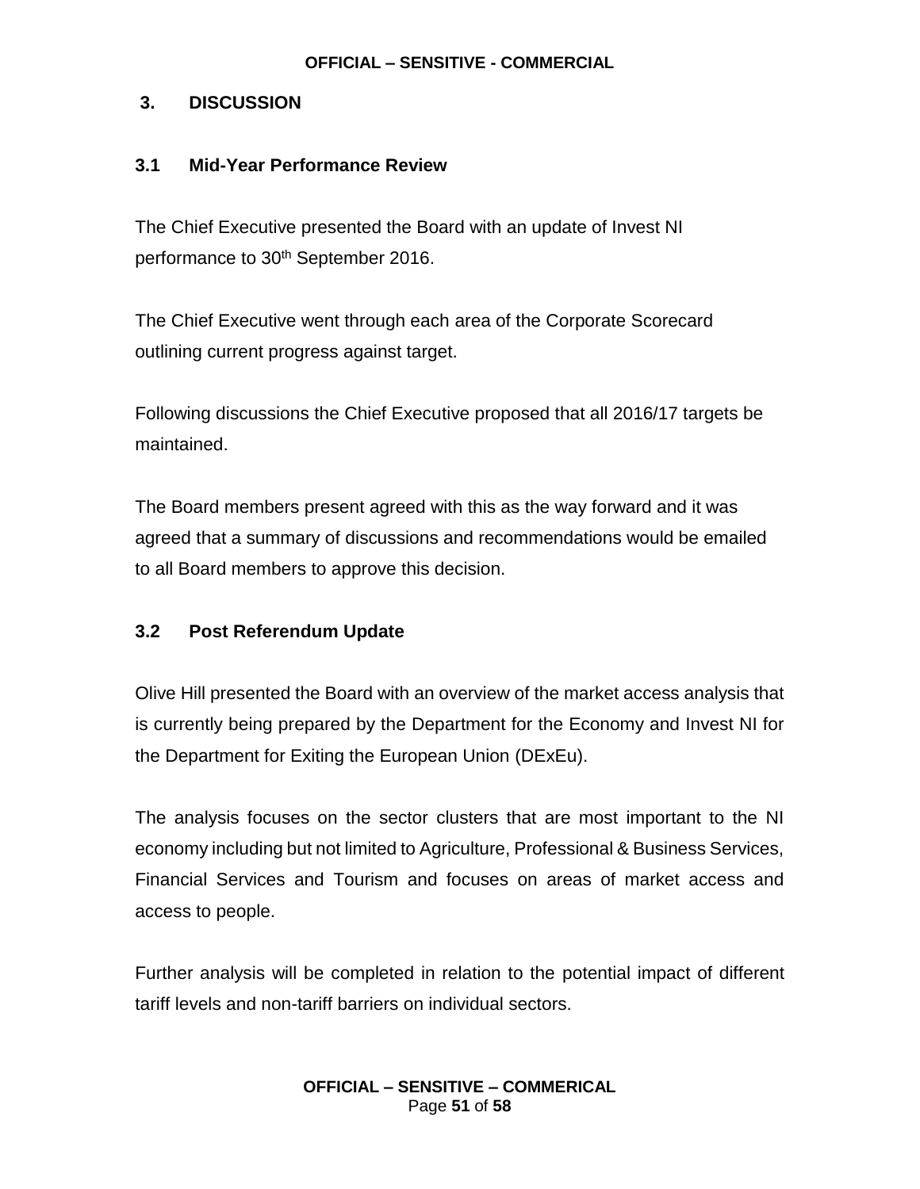## 3. DISCUSSION

### 3.1 Mid-Year Performance Review

The Chief Executive presented the Board with an update of Invest NI performance to 30th September 2016.

The Chief Executive went through each area of the Corporate Scorecard outlining current progress against target.

Following discussions the Chief Executive proposed that all 2016/17 targets be maintained.

The Board members present agreed with this as the way forward and it was agreed that a summary of discussions and recommendations would be emailed to all Board members to approve this decision.

### 3.2 Post Referendum Update

Olive Hill presented the Board with an overview of the market access analysis that is currently being prepared by the Department for the Economy and Invest NI for the Department for Exiting the European Union (DExEu).

The analysis focuses on the sector clusters that are most important to the NI economy including but not limited to Agriculture, Professional & Business Services, Financial Services and Tourism and focuses on areas of market access and access to people.

Further analysis will be completed in relation to the potential impact of different tariff levels and non-tariff barriers on individual sectors.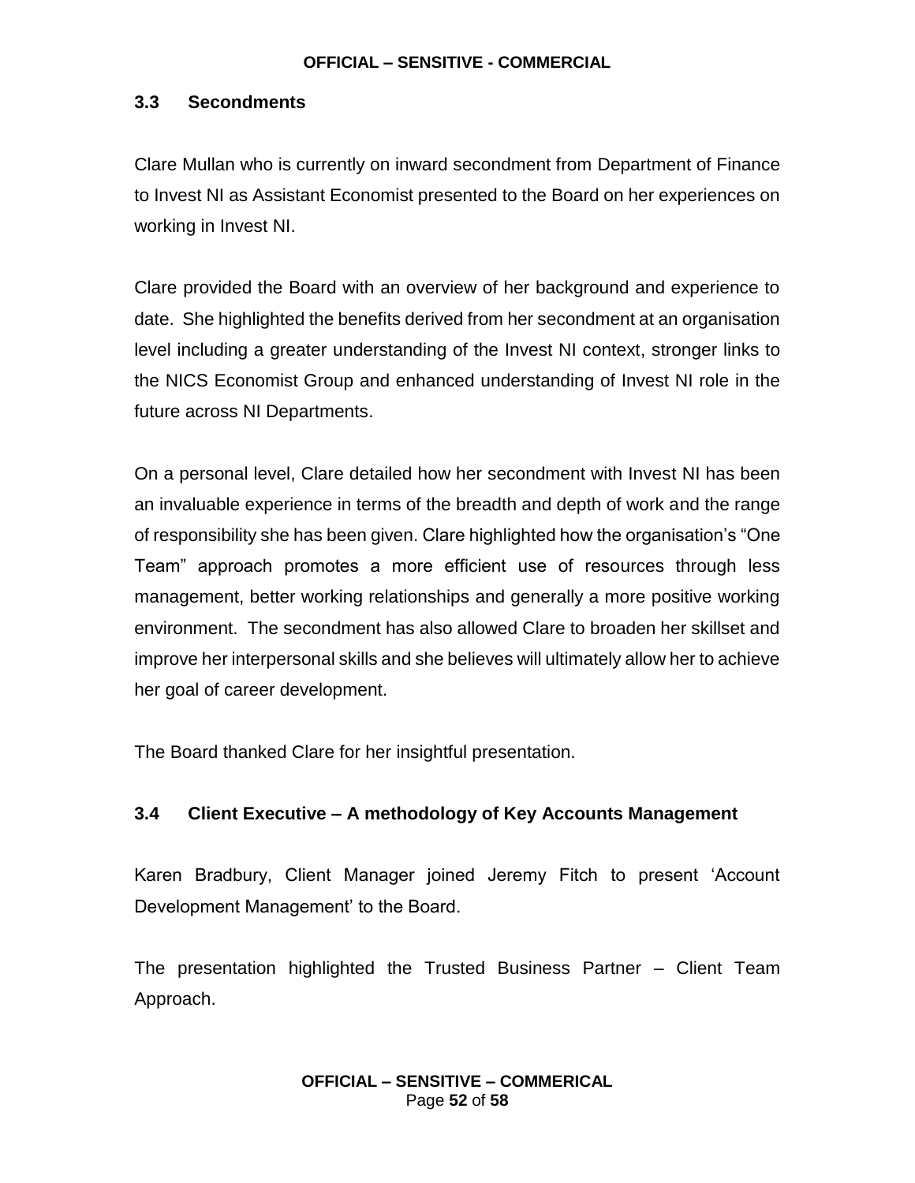### 3.3 Secondments

Clare Mullan who is currently on inward secondment from Department of Finance to Invest NI as Assistant Economist presented to the Board on her experiences on working in Invest NI.

Clare provided the Board with an overview of her background and experience to date. She highlighted the benefits derived from her secondment at an organisation level including a greater understanding of the Invest NI context, stronger links to the NICS Economist Group and enhanced understanding of Invest NI role in the future across NI Departments.

On a personal level, Clare detailed how her secondment with Invest NI has been an invaluable experience in terms of the breadth and depth of work and the range of responsibility she has been given. Clare highlighted how the organisation's "One Team" approach promotes a more efficient use of resources through less management, better working relationships and generally a more positive working environment. The secondment has also allowed Clare to broaden her skillset and improve her interpersonal skills and she believes will ultimately allow her to achieve her goal of career development.

The Board thanked Clare for her insightful presentation.

### 3.4 Client Executive – A methodology of Key Accounts Management

Karen Bradbury, Client Manager joined Jeremy Fitch to present 'Account Development Management' to the Board.

The presentation highlighted the Trusted Business Partner – Client Team Approach.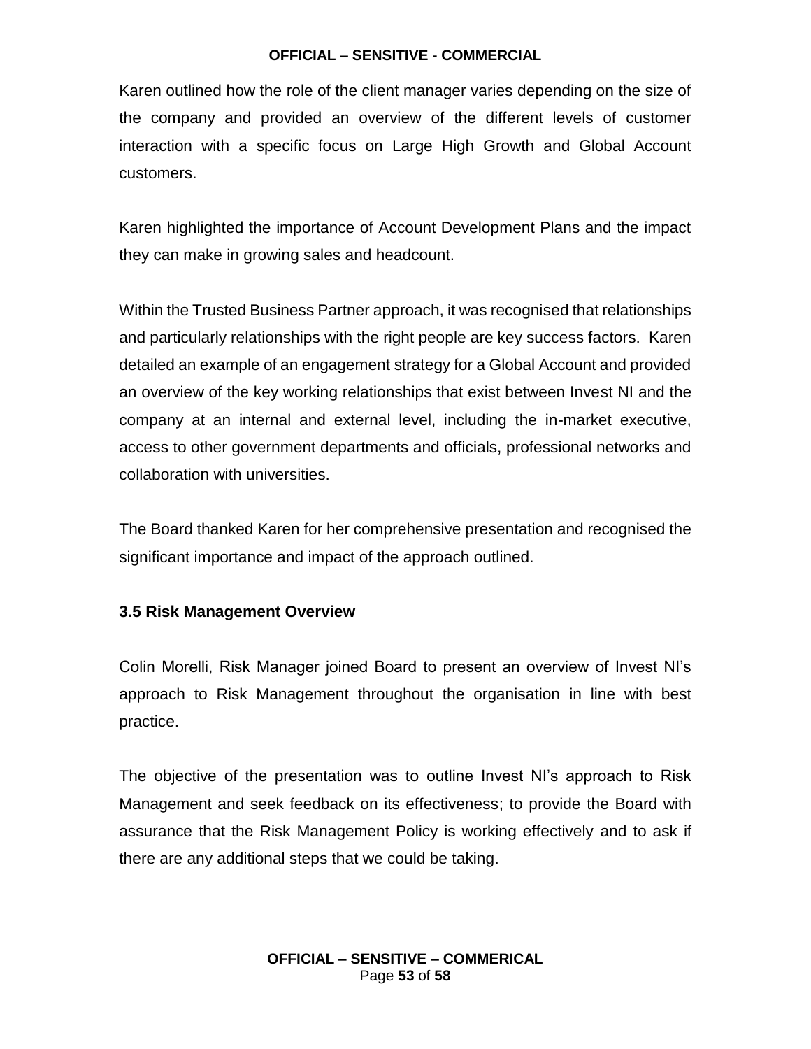Karen outlined how the role of the client manager varies depending on the size of the company and provided an overview of the different levels of customer interaction with a specific focus on Large High Growth and Global Account customers.

Karen highlighted the importance of Account Development Plans and the impact they can make in growing sales and headcount.

Within the Trusted Business Partner approach, it was recognised that relationships and particularly relationships with the right people are key success factors. Karen detailed an example of an engagement strategy for a Global Account and provided an overview of the key working relationships that exist between Invest NI and the company at an internal and external level, including the in-market executive, access to other government departments and officials, professional networks and collaboration with universities.

The Board thanked Karen for her comprehensive presentation and recognised the significant importance and impact of the approach outlined.

**3.5 Risk Management Overview**

Colin Morelli, Risk Manager joined Board to present an overview of Invest NI's approach to Risk Management throughout the organisation in line with best practice.

The objective of the presentation was to outline Invest NI's approach to Risk Management and seek feedback on its effectiveness; to provide the Board with assurance that the Risk Management Policy is working effectively and to ask if there are any additional steps that we could be taking.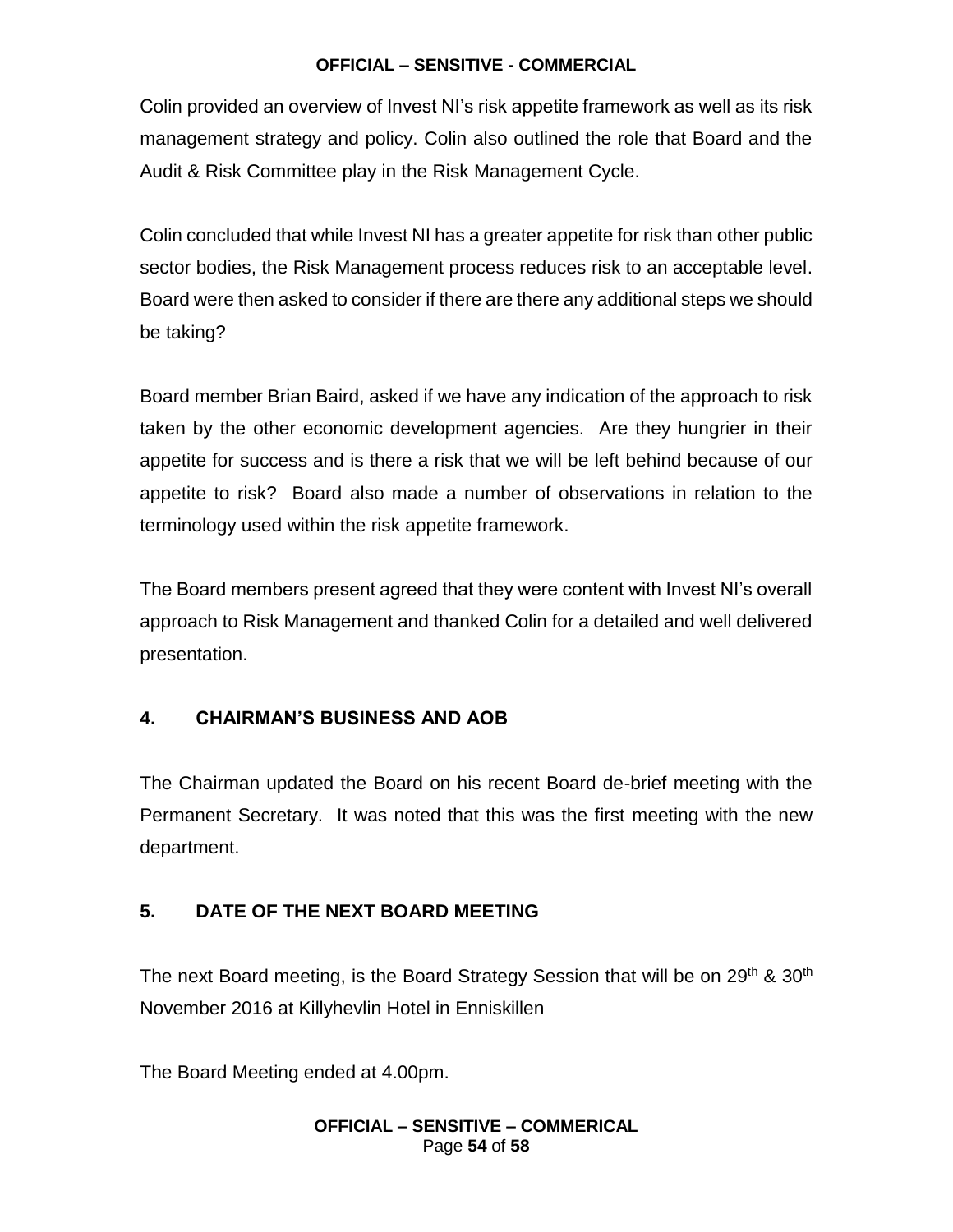Colin provided an overview of Invest NI's risk appetite framework as well as its risk management strategy and policy. Colin also outlined the role that Board and the Audit & Risk Committee play in the Risk Management Cycle.

Colin concluded that while Invest NI has a greater appetite for risk than other public sector bodies, the Risk Management process reduces risk to an acceptable level. Board were then asked to consider if there are there any additional steps we should be taking?

Board member Brian Baird, asked if we have any indication of the approach to risk taken by the other economic development agencies. Are they hungrier in their appetite for success and is there a risk that we will be left behind because of our appetite to risk? Board also made a number of observations in relation to the terminology used within the risk appetite framework.

The Board members present agreed that they were content with Invest NI's overall approach to Risk Management and thanked Colin for a detailed and well delivered presentation.

## 4. CHAIRMAN'S BUSINESS AND AOB

The Chairman updated the Board on his recent Board de-brief meeting with the Permanent Secretary. It was noted that this was the first meeting with the new department.

## 5. DATE OF THE NEXT BOARD MEETING

The next Board meeting, is the Board Strategy Session that will be on 29th & 30th November 2016 at Killyhevlin Hotel in Enniskillen

The Board Meeting ended at 4.00pm.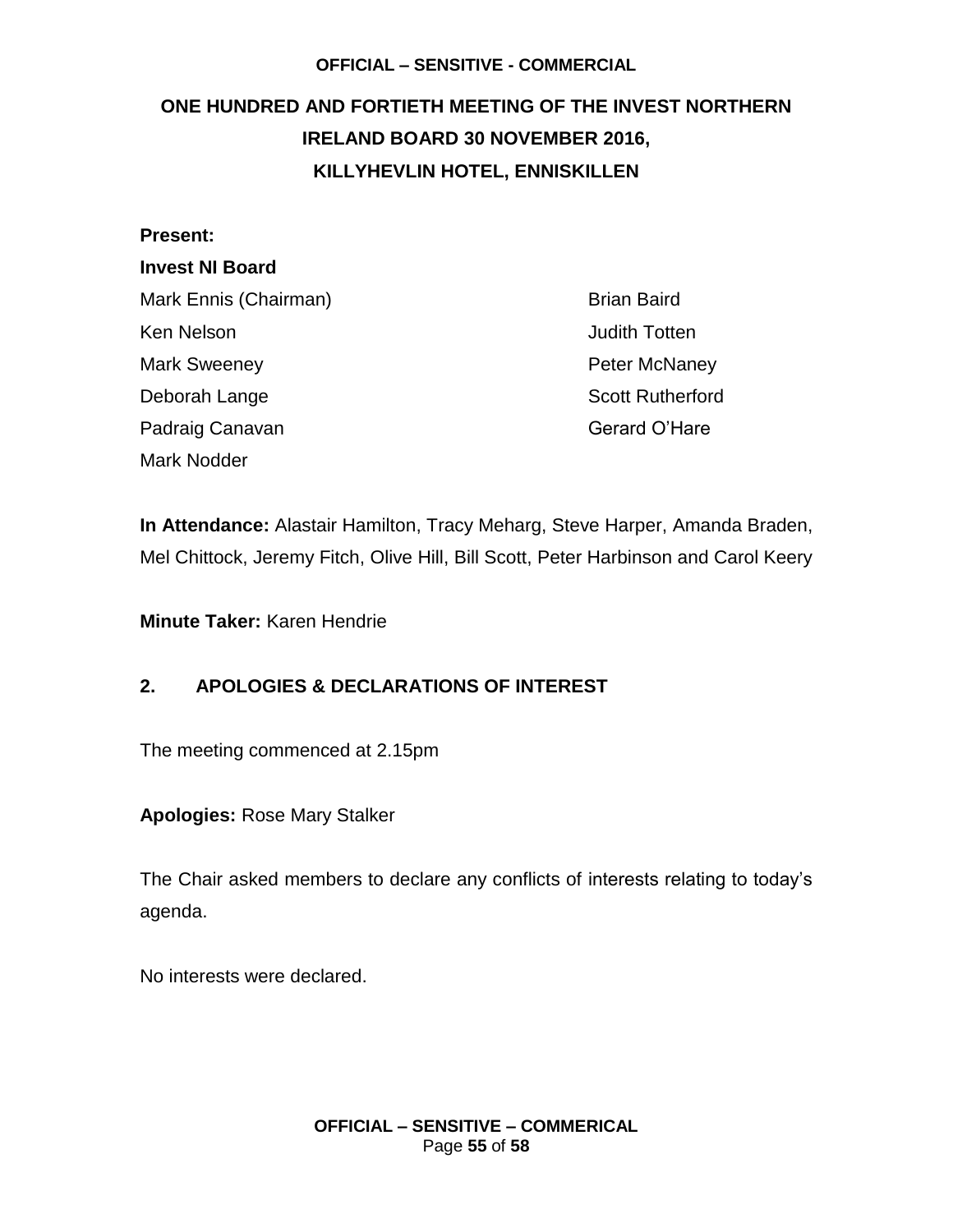# ONE HUNDRED AND FORTIETH MEETING OF THE INVEST NORTHERN IRELAND BOARD 30 NOVEMBER 2016, KILLYHEVLIN HOTEL, ENNISKILLEN

**Present:**

**Invest NI Board**

Mark Ennis (Chairman)
Ken Nelson
Mark Sweeney
Deborah Lange
Padraig Canavan
Mark Nodder
Brian Baird
Judith Totten
Peter McNaney
Scott Rutherford
Gerard O'Hare

**In Attendance:** Alastair Hamilton, Tracy Meharg, Steve Harper, Amanda Braden, Mel Chittock, Jeremy Fitch, Olive Hill, Bill Scott, Peter Harbinson and Carol Keery

**Minute Taker:** Karen Hendrie

## 2. APOLOGIES & DECLARATIONS OF INTEREST

The meeting commenced at 2.15pm

**Apologies:** Rose Mary Stalker

The Chair asked members to declare any conflicts of interests relating to today's agenda.

No interests were declared.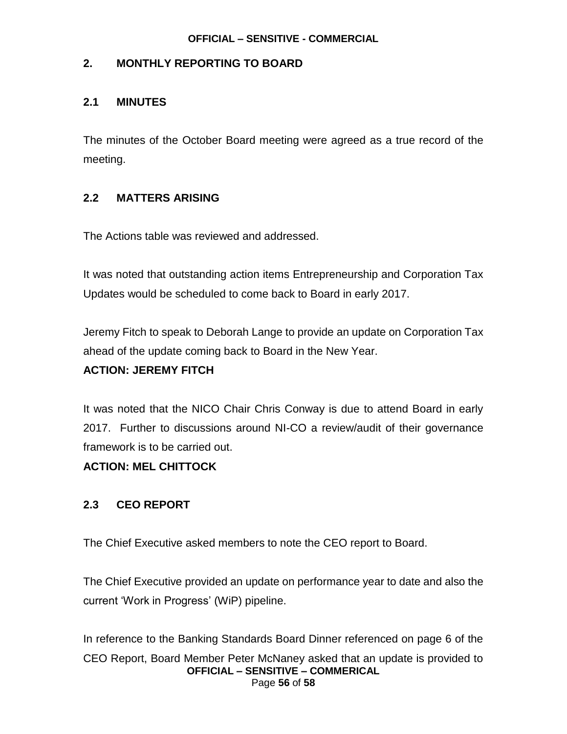## 2. MONTHLY REPORTING TO BOARD

### 2.1 MINUTES

The minutes of the October Board meeting were agreed as a true record of the meeting.

### 2.2 MATTERS ARISING

The Actions table was reviewed and addressed.

It was noted that outstanding action items Entrepreneurship and Corporation Tax Updates would be scheduled to come back to Board in early 2017.

Jeremy Fitch to speak to Deborah Lange to provide an update on Corporation Tax ahead of the update coming back to Board in the New Year.

**ACTION: JEREMY FITCH**

It was noted that the NICO Chair Chris Conway is due to attend Board in early 2017. Further to discussions around NI-CO a review/audit of their governance framework is to be carried out.

**ACTION: MEL CHITTOCK**

### 2.3 CEO REPORT

The Chief Executive asked members to note the CEO report to Board.

The Chief Executive provided an update on performance year to date and also the current 'Work in Progress' (WiP) pipeline.

In reference to the Banking Standards Board Dinner referenced on page 6 of the CEO Report, Board Member Peter McNaney asked that an update is provided to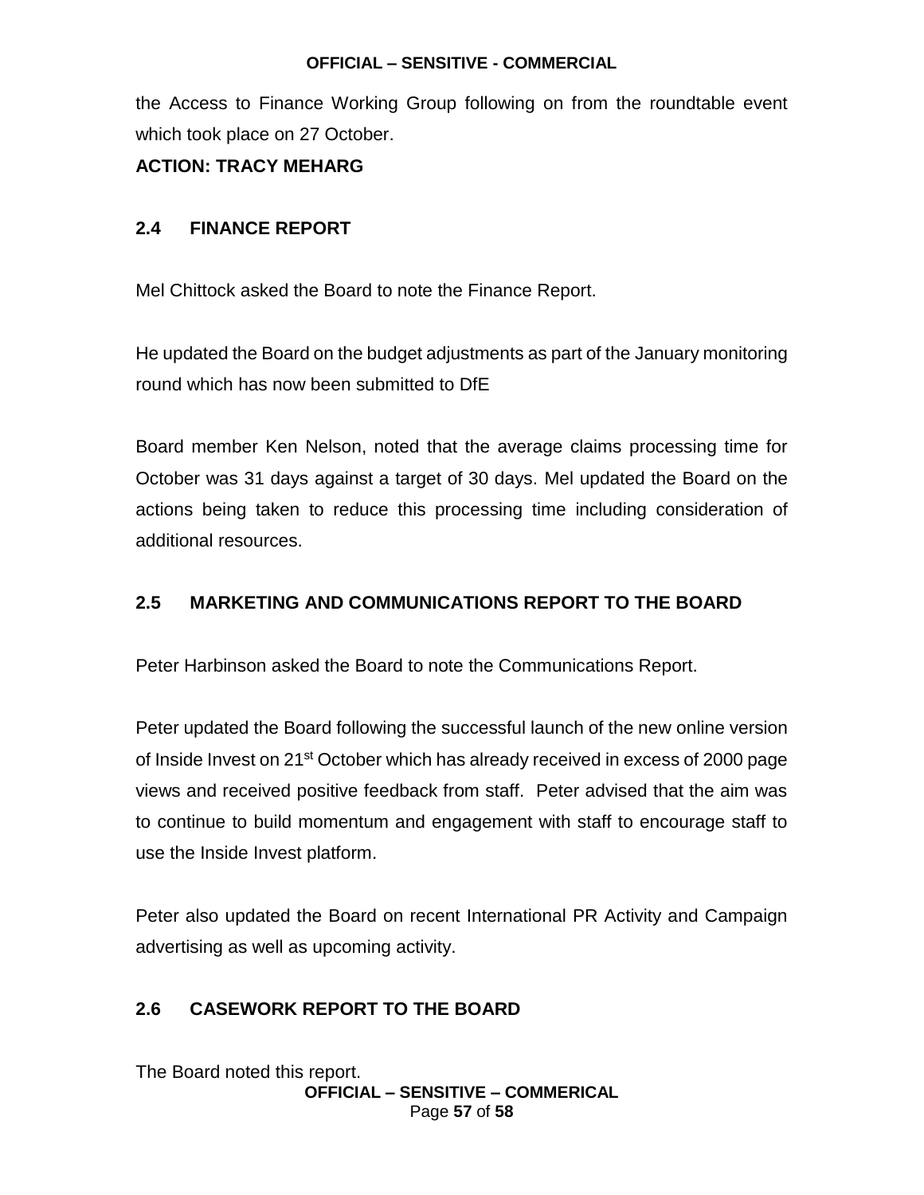the Access to Finance Working Group following on from the roundtable event which took place on 27 October.

**ACTION: TRACY MEHARG**

## 2.4 FINANCE REPORT

Mel Chittock asked the Board to note the Finance Report.

He updated the Board on the budget adjustments as part of the January monitoring round which has now been submitted to DfE

Board member Ken Nelson, noted that the average claims processing time for October was 31 days against a target of 30 days. Mel updated the Board on the actions being taken to reduce this processing time including consideration of additional resources.

## 2.5 MARKETING AND COMMUNICATIONS REPORT TO THE BOARD

Peter Harbinson asked the Board to note the Communications Report.

Peter updated the Board following the successful launch of the new online version of Inside Invest on 21st October which has already received in excess of 2000 page views and received positive feedback from staff. Peter advised that the aim was to continue to build momentum and engagement with staff to encourage staff to use the Inside Invest platform.

Peter also updated the Board on recent International PR Activity and Campaign advertising as well as upcoming activity.

## 2.6 CASEWORK REPORT TO THE BOARD

The Board noted this report.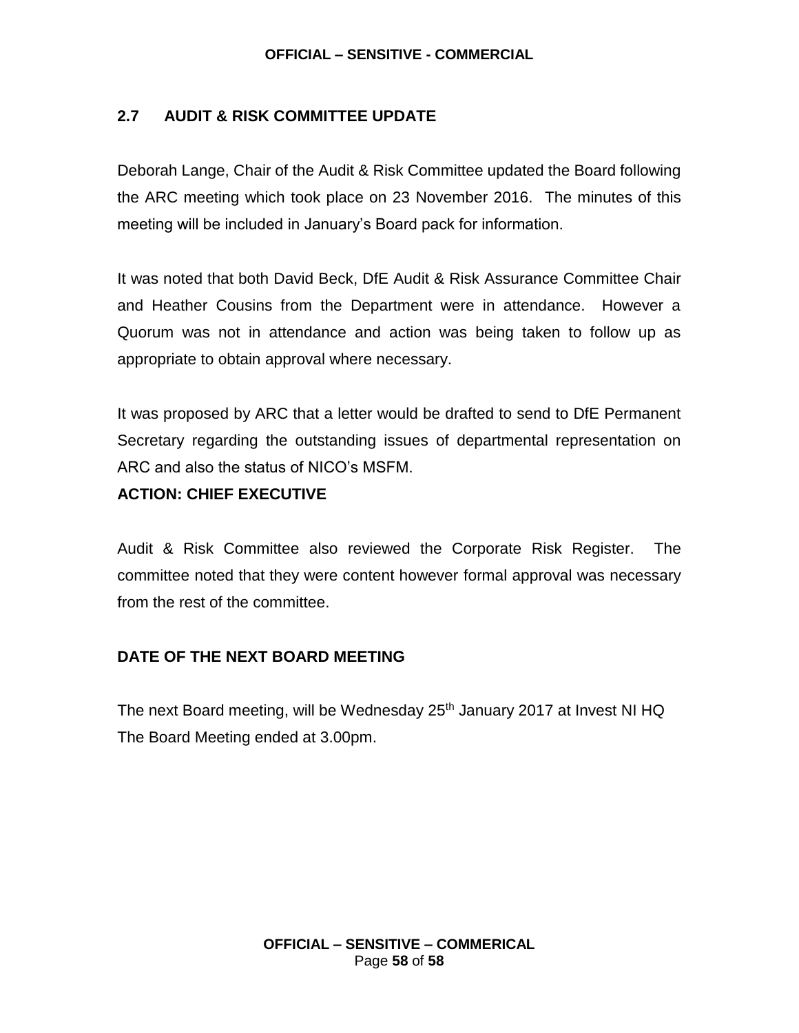## 2.7 AUDIT & RISK COMMITTEE UPDATE

Deborah Lange, Chair of the Audit & Risk Committee updated the Board following the ARC meeting which took place on 23 November 2016. The minutes of this meeting will be included in January's Board pack for information.

It was noted that both David Beck, DfE Audit & Risk Assurance Committee Chair and Heather Cousins from the Department were in attendance. However a Quorum was not in attendance and action was being taken to follow up as appropriate to obtain approval where necessary.

It was proposed by ARC that a letter would be drafted to send to DfE Permanent Secretary regarding the outstanding issues of departmental representation on ARC and also the status of NICO's MSFM.

**ACTION: CHIEF EXECUTIVE**

Audit & Risk Committee also reviewed the Corporate Risk Register. The committee noted that they were content however formal approval was necessary from the rest of the committee.

## DATE OF THE NEXT BOARD MEETING

The next Board meeting, will be Wednesday 25th January 2017 at Invest NI HQ
The Board Meeting ended at 3.00pm.